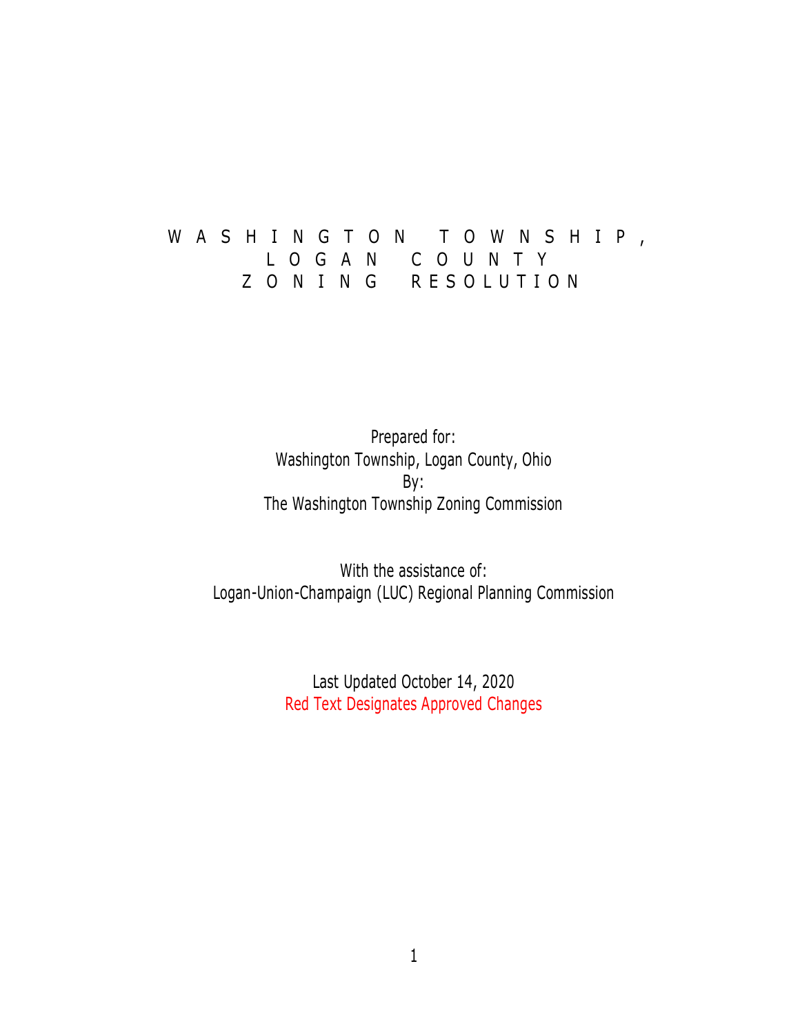# WASHINGTON TOWNSHIP, LOGAN COUNTY ZONING RESOLUTION

Prepared for:
Washington Township, Logan County, Ohio
By:
The Washington Township Zoning Commission

With the assistance of:
Logan-Union-Champaign (LUC) Regional Planning Commission

Last Updated October 14, 2020
Red Text Designates Approved Changes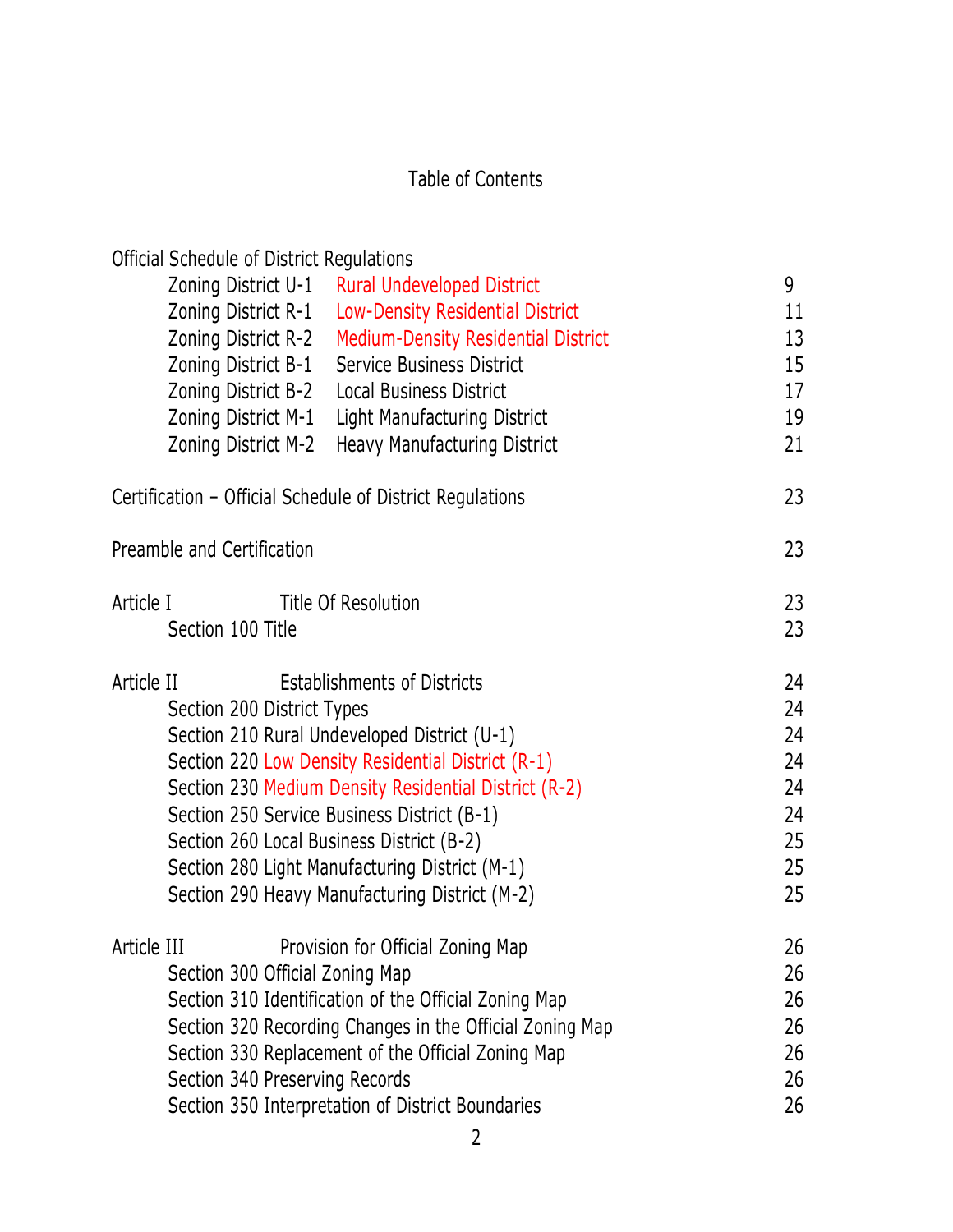# Table of Contents

| | | |
|---|---|---|
| **Official Schedule of District Regulations** | | |
| Zoning District U-1 | Rural Undeveloped District | 9 |
| Zoning District R-1 | Low-Density Residential District | 11 |
| Zoning District R-2 | Medium-Density Residential District | 13 |
| Zoning District B-1 | Service Business District | 15 |
| Zoning District B-2 | Local Business District | 17 |
| Zoning District M-1 | Light Manufacturing District | 19 |
| Zoning District M-2 | Heavy Manufacturing District | 21 |
| **Certification – Official Schedule of District Regulations** | | 23 |
| **Preamble and Certification** | | 23 |
| **Article I** | **Title Of Resolution** | 23 |
| Section 100 Title | | 23 |
| **Article II** | **Establishments of Districts** | 24 |
| Section 200 District Types | | 24 |
| Section 210 Rural Undeveloped District (U-1) | | 24 |
| Section 220 Low Density Residential District (R-1) | | 24 |
| Section 230 Medium Density Residential District (R-2) | | 24 |
| Section 250 Service Business District (B-1) | | 24 |
| Section 260 Local Business District (B-2) | | 25 |
| Section 280 Light Manufacturing District (M-1) | | 25 |
| Section 290 Heavy Manufacturing District (M-2) | | 25 |
| **Article III** | **Provision for Official Zoning Map** | 26 |
| Section 300 Official Zoning Map | | 26 |
| Section 310 Identification of the Official Zoning Map | | 26 |
| Section 320 Recording Changes in the Official Zoning Map | | 26 |
| Section 330 Replacement of the Official Zoning Map | | 26 |
| Section 340 Preserving Records | | 26 |
| Section 350 Interpretation of District Boundaries | | 26 |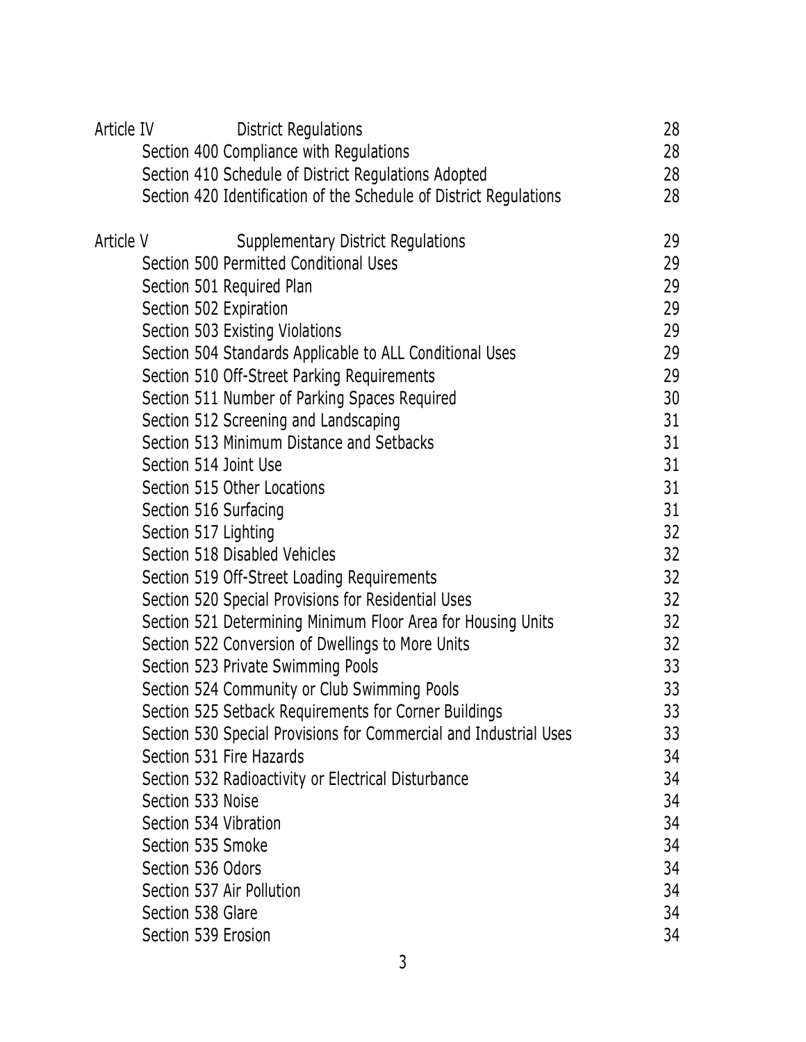| | | |
|---|---|---|
| Article IV | District Regulations | 28 |
| | Section 400 Compliance with Regulations | 28 |
| | Section 410 Schedule of District Regulations Adopted | 28 |
| | Section 420 Identification of the Schedule of District Regulations | 28 |
| Article V | Supplementary District Regulations | 29 |
| | Section 500 Permitted Conditional Uses | 29 |
| | Section 501 Required Plan | 29 |
| | Section 502 Expiration | 29 |
| | Section 503 Existing Violations | 29 |
| | Section 504 Standards Applicable to ALL Conditional Uses | 29 |
| | Section 510 Off-Street Parking Requirements | 29 |
| | Section 511 Number of Parking Spaces Required | 30 |
| | Section 512 Screening and Landscaping | 31 |
| | Section 513 Minimum Distance and Setbacks | 31 |
| | Section 514 Joint Use | 31 |
| | Section 515 Other Locations | 31 |
| | Section 516 Surfacing | 31 |
| | Section 517 Lighting | 32 |
| | Section 518 Disabled Vehicles | 32 |
| | Section 519 Off-Street Loading Requirements | 32 |
| | Section 520 Special Provisions for Residential Uses | 32 |
| | Section 521 Determining Minimum Floor Area for Housing Units | 32 |
| | Section 522 Conversion of Dwellings to More Units | 32 |
| | Section 523 Private Swimming Pools | 33 |
| | Section 524 Community or Club Swimming Pools | 33 |
| | Section 525 Setback Requirements for Corner Buildings | 33 |
| | Section 530 Special Provisions for Commercial and Industrial Uses | 33 |
| | Section 531 Fire Hazards | 34 |
| | Section 532 Radioactivity or Electrical Disturbance | 34 |
| | Section 533 Noise | 34 |
| | Section 534 Vibration | 34 |
| | Section 535 Smoke | 34 |
| | Section 536 Odors | 34 |
| | Section 537 Air Pollution | 34 |
| | Section 538 Glare | 34 |
| | Section 539 Erosion | 34 |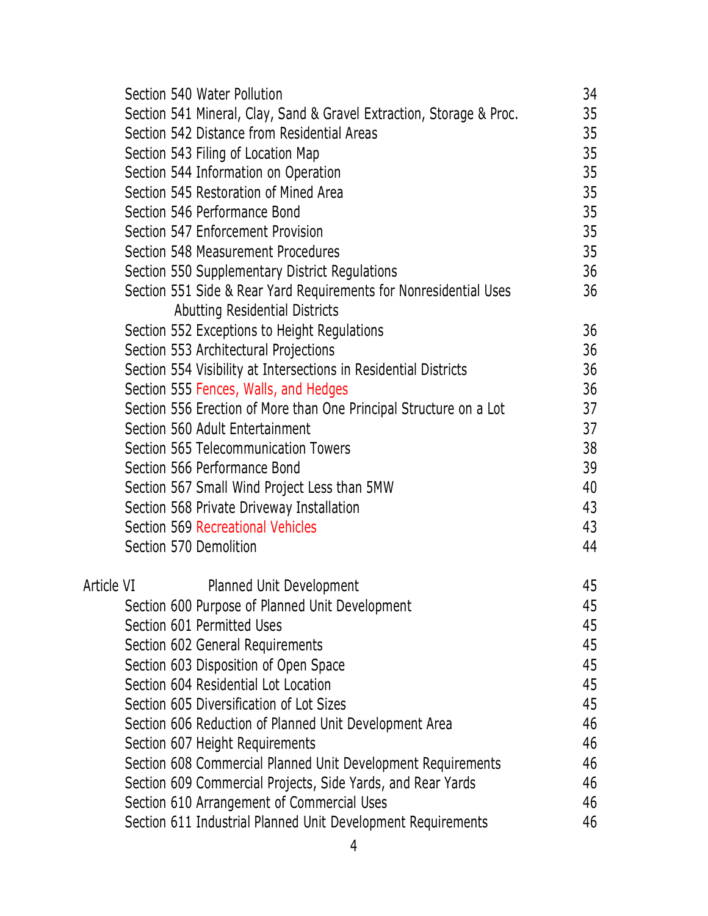| | |
|---|---|
| Section 540 Water Pollution | 34 |
| Section 541 Mineral, Clay, Sand & Gravel Extraction, Storage & Proc. | 35 |
| Section 542 Distance from Residential Areas | 35 |
| Section 543 Filing of Location Map | 35 |
| Section 544 Information on Operation | 35 |
| Section 545 Restoration of Mined Area | 35 |
| Section 546 Performance Bond | 35 |
| Section 547 Enforcement Provision | 35 |
| Section 548 Measurement Procedures | 35 |
| Section 550 Supplementary District Regulations | 36 |
| Section 551 Side & Rear Yard Requirements for Nonresidential Uses Abutting Residential Districts | 36 |
| Section 552 Exceptions to Height Regulations | 36 |
| Section 553 Architectural Projections | 36 |
| Section 554 Visibility at Intersections in Residential Districts | 36 |
| Section 555 Fences, Walls, and Hedges | 36 |
| Section 556 Erection of More than One Principal Structure on a Lot | 37 |
| Section 560 Adult Entertainment | 37 |
| Section 565 Telecommunication Towers | 38 |
| Section 566 Performance Bond | 39 |
| Section 567 Small Wind Project Less than 5MW | 40 |
| Section 568 Private Driveway Installation | 43 |
| Section 569 Recreational Vehicles | 43 |
| Section 570 Demolition | 44 |
| **Article VI Planned Unit Development** | **45** |
| Section 600 Purpose of Planned Unit Development | 45 |
| Section 601 Permitted Uses | 45 |
| Section 602 General Requirements | 45 |
| Section 603 Disposition of Open Space | 45 |
| Section 604 Residential Lot Location | 45 |
| Section 605 Diversification of Lot Sizes | 45 |
| Section 606 Reduction of Planned Unit Development Area | 46 |
| Section 607 Height Requirements | 46 |
| Section 608 Commercial Planned Unit Development Requirements | 46 |
| Section 609 Commercial Projects, Side Yards, and Rear Yards | 46 |
| Section 610 Arrangement of Commercial Uses | 46 |
| Section 611 Industrial Planned Unit Development Requirements | 46 |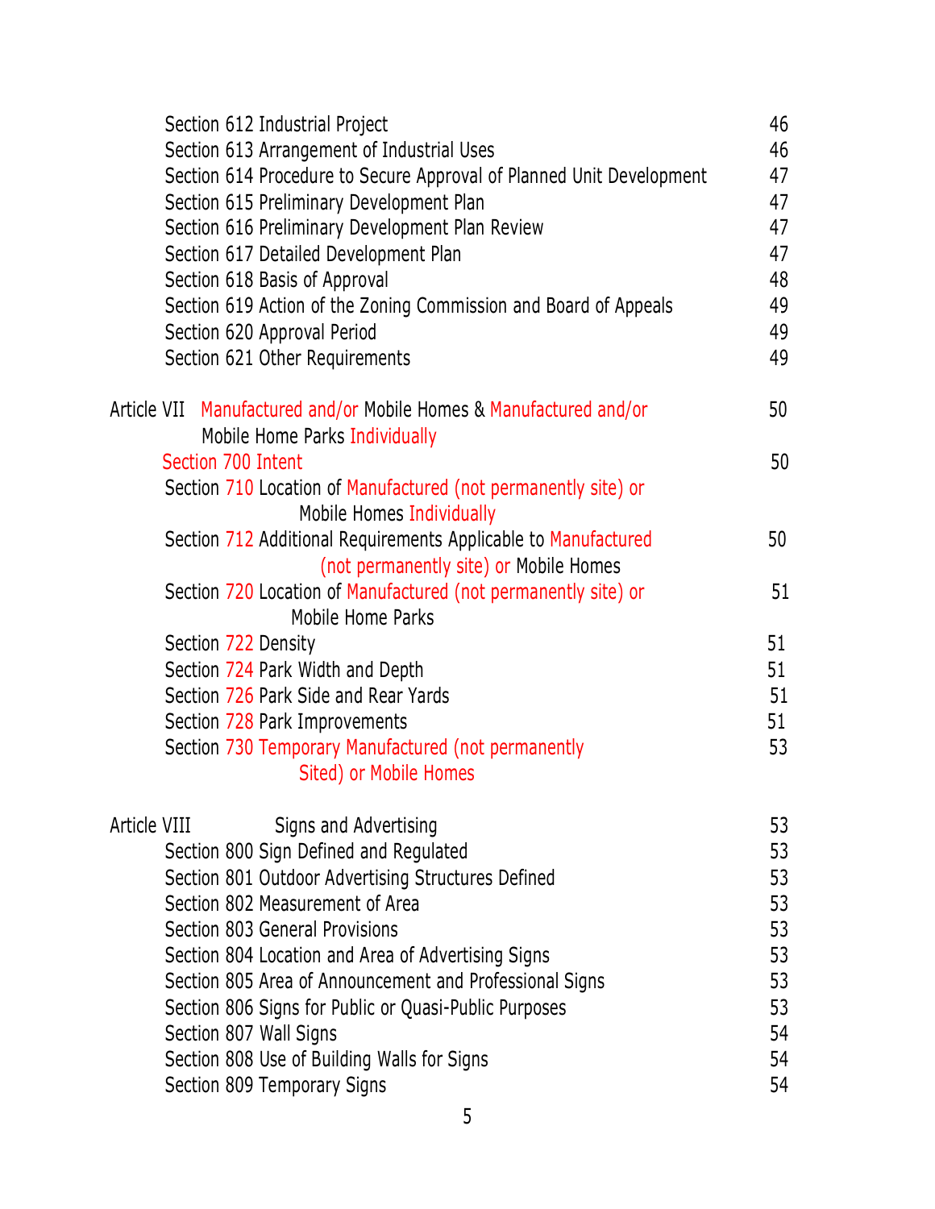| | |
|---|---|
| Section 612 Industrial Project | 46 |
| Section 613 Arrangement of Industrial Uses | 46 |
| Section 614 Procedure to Secure Approval of Planned Unit Development | 47 |
| Section 615 Preliminary Development Plan | 47 |
| Section 616 Preliminary Development Plan Review | 47 |
| Section 617 Detailed Development Plan | 47 |
| Section 618 Basis of Approval | 48 |
| Section 619 Action of the Zoning Commission and Board of Appeals | 49 |
| Section 620 Approval Period | 49 |
| Section 621 Other Requirements | 49 |
| | |
| Article VII Manufactured and/or Mobile Homes & Manufactured and/or Mobile Home Parks Individually | 50 |
| Section 700 Intent | 50 |
| Section 710 Location of Manufactured (not permanently site) or Mobile Homes Individually | |
| Section 712 Additional Requirements Applicable to Manufactured (not permanently site) or Mobile Homes | 50 |
| Section 720 Location of Manufactured (not permanently site) or Mobile Home Parks | 51 |
| Section 722 Density | 51 |
| Section 724 Park Width and Depth | 51 |
| Section 726 Park Side and Rear Yards | 51 |
| Section 728 Park Improvements | 51 |
| Section 730 Temporary Manufactured (not permanently Sited) or Mobile Homes | 53 |
| | |
| Article VIII Signs and Advertising | 53 |
| Section 800 Sign Defined and Regulated | 53 |
| Section 801 Outdoor Advertising Structures Defined | 53 |
| Section 802 Measurement of Area | 53 |
| Section 803 General Provisions | 53 |
| Section 804 Location and Area of Advertising Signs | 53 |
| Section 805 Area of Announcement and Professional Signs | 53 |
| Section 806 Signs for Public or Quasi-Public Purposes | 53 |
| Section 807 Wall Signs | 54 |
| Section 808 Use of Building Walls for Signs | 54 |
| Section 809 Temporary Signs | 54 |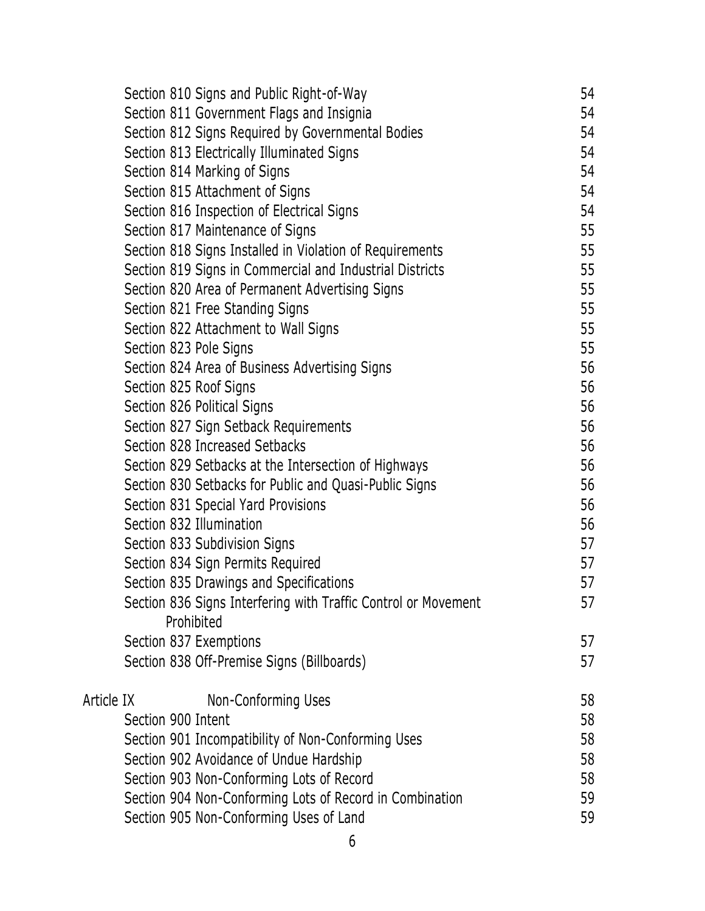| | |
|---|---|
| Section 810 Signs and Public Right-of-Way | 54 |
| Section 811 Government Flags and Insignia | 54 |
| Section 812 Signs Required by Governmental Bodies | 54 |
| Section 813 Electrically Illuminated Signs | 54 |
| Section 814 Marking of Signs | 54 |
| Section 815 Attachment of Signs | 54 |
| Section 816 Inspection of Electrical Signs | 54 |
| Section 817 Maintenance of Signs | 55 |
| Section 818 Signs Installed in Violation of Requirements | 55 |
| Section 819 Signs in Commercial and Industrial Districts | 55 |
| Section 820 Area of Permanent Advertising Signs | 55 |
| Section 821 Free Standing Signs | 55 |
| Section 822 Attachment to Wall Signs | 55 |
| Section 823 Pole Signs | 55 |
| Section 824 Area of Business Advertising Signs | 56 |
| Section 825 Roof Signs | 56 |
| Section 826 Political Signs | 56 |
| Section 827 Sign Setback Requirements | 56 |
| Section 828 Increased Setbacks | 56 |
| Section 829 Setbacks at the Intersection of Highways | 56 |
| Section 830 Setbacks for Public and Quasi-Public Signs | 56 |
| Section 831 Special Yard Provisions | 56 |
| Section 832 Illumination | 56 |
| Section 833 Subdivision Signs | 57 |
| Section 834 Sign Permits Required | 57 |
| Section 835 Drawings and Specifications | 57 |
| Section 836 Signs Interfering with Traffic Control or Movement Prohibited | 57 |
| Section 837 Exemptions | 57 |
| Section 838 Off-Premise Signs (Billboards) | 57 |
| | |
| **Article IX** Non-Conforming Uses | 58 |
| Section 900 Intent | 58 |
| Section 901 Incompatibility of Non-Conforming Uses | 58 |
| Section 902 Avoidance of Undue Hardship | 58 |
| Section 903 Non-Conforming Lots of Record | 58 |
| Section 904 Non-Conforming Lots of Record in Combination | 59 |
| Section 905 Non-Conforming Uses of Land | 59 |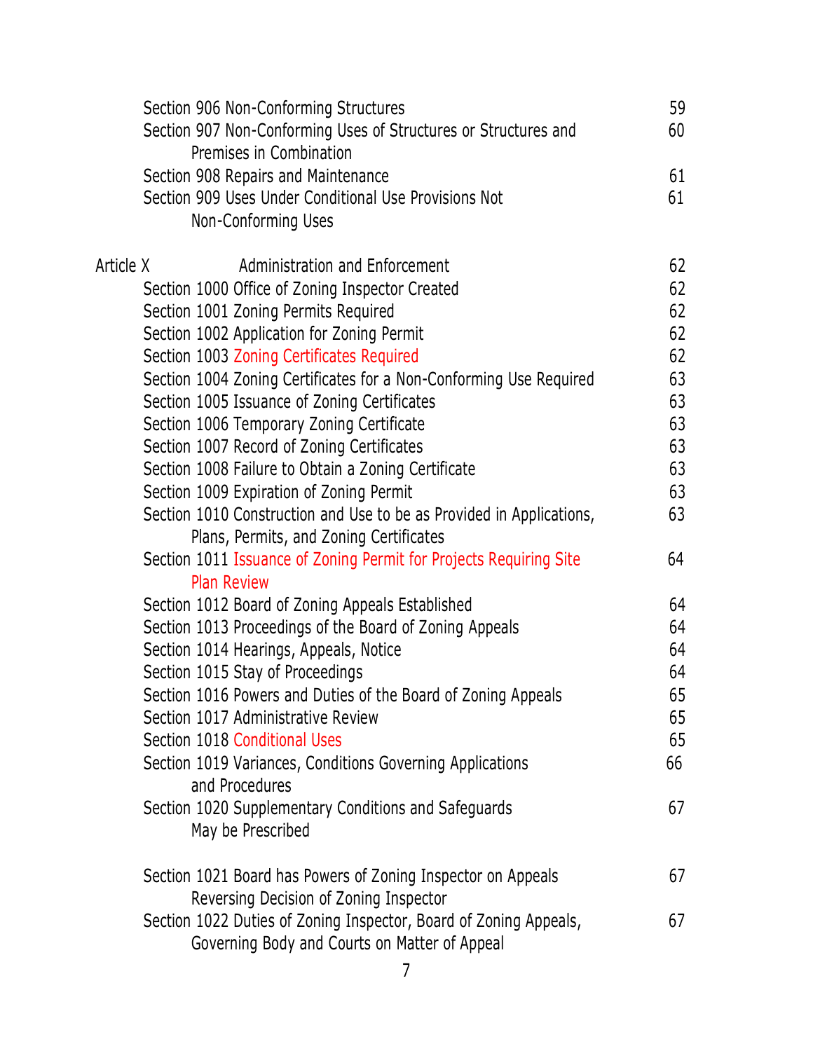| | |
|---|---|
| Section 906 Non-Conforming Structures | 59 |
| Section 907 Non-Conforming Uses of Structures or Structures and Premises in Combination | 60 |
| Section 908 Repairs and Maintenance | 61 |
| Section 909 Uses Under Conditional Use Provisions Not Non-Conforming Uses | 61 |
| | |
| Article X Administration and Enforcement | 62 |
| Section 1000 Office of Zoning Inspector Created | 62 |
| Section 1001 Zoning Permits Required | 62 |
| Section 1002 Application for Zoning Permit | 62 |
| Section 1003 Zoning Certificates Required | 62 |
| Section 1004 Zoning Certificates for a Non-Conforming Use Required | 63 |
| Section 1005 Issuance of Zoning Certificates | 63 |
| Section 1006 Temporary Zoning Certificate | 63 |
| Section 1007 Record of Zoning Certificates | 63 |
| Section 1008 Failure to Obtain a Zoning Certificate | 63 |
| Section 1009 Expiration of Zoning Permit | 63 |
| Section 1010 Construction and Use to be as Provided in Applications, Plans, Permits, and Zoning Certificates | 63 |
| Section 1011 Issuance of Zoning Permit for Projects Requiring Site Plan Review | 64 |
| Section 1012 Board of Zoning Appeals Established | 64 |
| Section 1013 Proceedings of the Board of Zoning Appeals | 64 |
| Section 1014 Hearings, Appeals, Notice | 64 |
| Section 1015 Stay of Proceedings | 64 |
| Section 1016 Powers and Duties of the Board of Zoning Appeals | 65 |
| Section 1017 Administrative Review | 65 |
| Section 1018 Conditional Uses | 65 |
| Section 1019 Variances, Conditions Governing Applications and Procedures | 66 |
| Section 1020 Supplementary Conditions and Safeguards May be Prescribed | 67 |
| | |
| Section 1021 Board has Powers of Zoning Inspector on Appeals Reversing Decision of Zoning Inspector | 67 |
| Section 1022 Duties of Zoning Inspector, Board of Zoning Appeals, Governing Body and Courts on Matter of Appeal | 67 |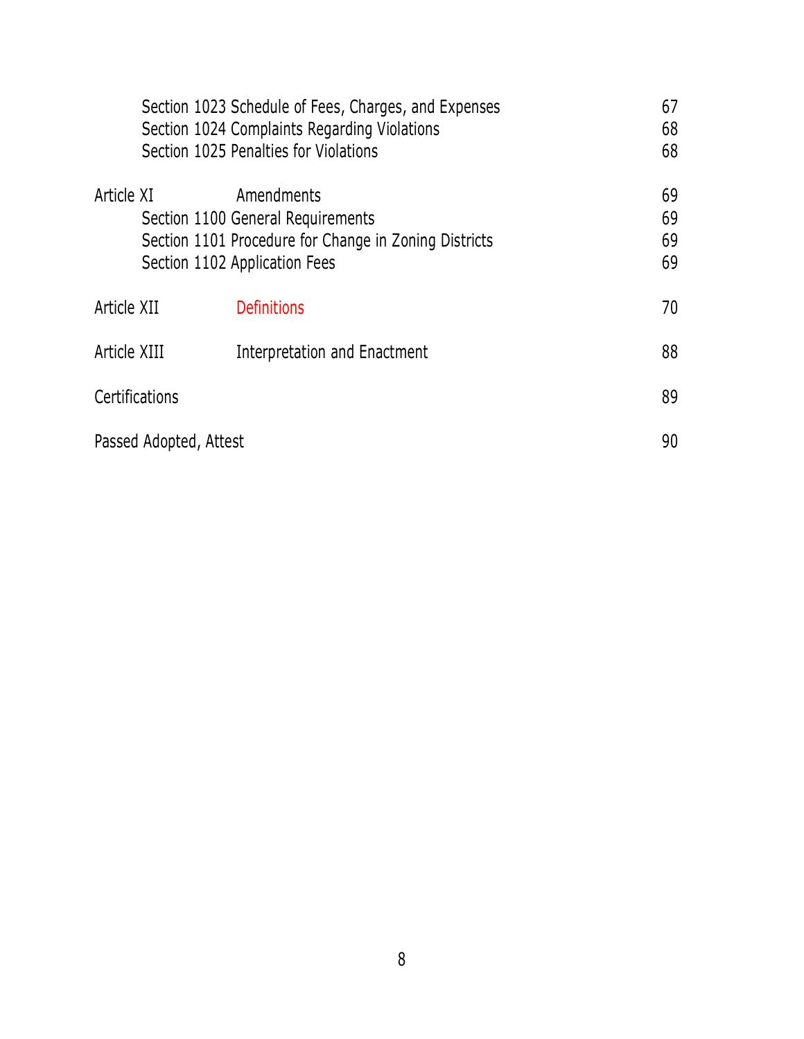| | | |
|---|---|---|
| | Section 1023 Schedule of Fees, Charges, and Expenses | 67 |
| | Section 1024 Complaints Regarding Violations | 68 |
| | Section 1025 Penalties for Violations | 68 |
| Article XI | Amendments | 69 |
| | Section 1100 General Requirements | 69 |
| | Section 1101 Procedure for Change in Zoning Districts | 69 |
| | Section 1102 Application Fees | 69 |
| Article XII | Definitions | 70 |
| Article XIII | Interpretation and Enactment | 88 |
| Certifications | | 89 |
| Passed Adopted, Attest | | 90 |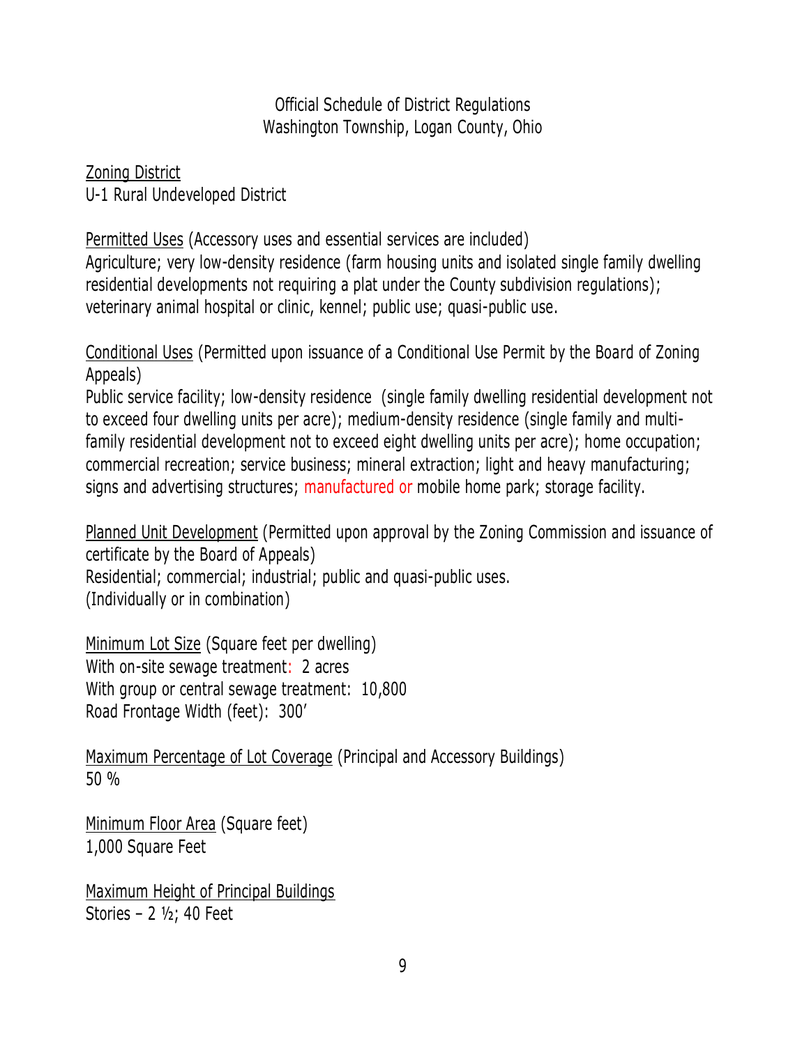Official Schedule of District Regulations
Washington Township, Logan County, Ohio

Zoning District
U-1 Rural Undeveloped District

Permitted Uses (Accessory uses and essential services are included)
Agriculture; very low-density residence (farm housing units and isolated single family dwelling residential developments not requiring a plat under the County subdivision regulations); veterinary animal hospital or clinic, kennel; public use; quasi-public use.

Conditional Uses (Permitted upon issuance of a Conditional Use Permit by the Board of Zoning Appeals)
Public service facility; low-density residence (single family dwelling residential development not to exceed four dwelling units per acre); medium-density residence (single family and multi-family residential development not to exceed eight dwelling units per acre); home occupation; commercial recreation; service business; mineral extraction; light and heavy manufacturing; signs and advertising structures; manufactured or mobile home park; storage facility.

Planned Unit Development (Permitted upon approval by the Zoning Commission and issuance of certificate by the Board of Appeals)
Residential; commercial; industrial; public and quasi-public uses.
(Individually or in combination)

Minimum Lot Size (Square feet per dwelling)
With on-site sewage treatment: 2 acres
With group or central sewage treatment: 10,800
Road Frontage Width (feet): 300'

Maximum Percentage of Lot Coverage (Principal and Accessory Buildings)
50 %

Minimum Floor Area (Square feet)
1,000 Square Feet

Maximum Height of Principal Buildings
Stories – 2 ½; 40 Feet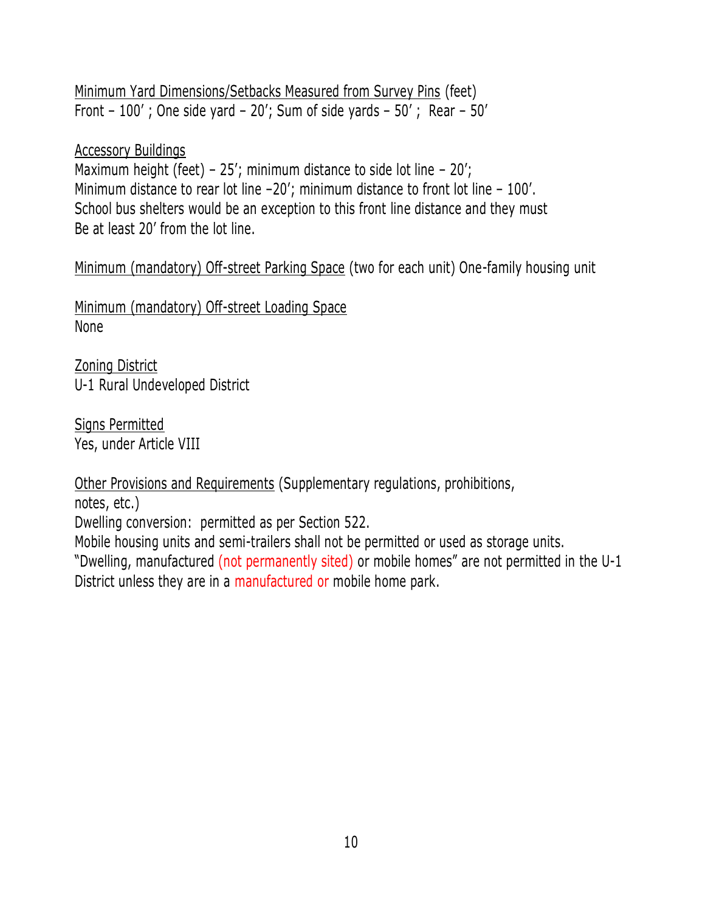Minimum Yard Dimensions/Setbacks Measured from Survey Pins (feet)
Front – 100′ ; One side yard – 20′; Sum of side yards – 50′ ; Rear – 50′

Accessory Buildings
Maximum height (feet) – 25′; minimum distance to side lot line – 20′;
Minimum distance to rear lot line –20′; minimum distance to front lot line – 100′.
School bus shelters would be an exception to this front line distance and they must
Be at least 20′ from the lot line.

Minimum (mandatory) Off-street Parking Space (two for each unit) One-family housing unit

Minimum (mandatory) Off-street Loading Space
None

Zoning District
U-1 Rural Undeveloped District

Signs Permitted
Yes, under Article VIII

Other Provisions and Requirements (Supplementary regulations, prohibitions, notes, etc.)
Dwelling conversion: permitted as per Section 522.
Mobile housing units and semi-trailers shall not be permitted or used as storage units.
"Dwelling, manufactured (not permanently sited) or mobile homes" are not permitted in the U-1 District unless they are in a manufactured or mobile home park.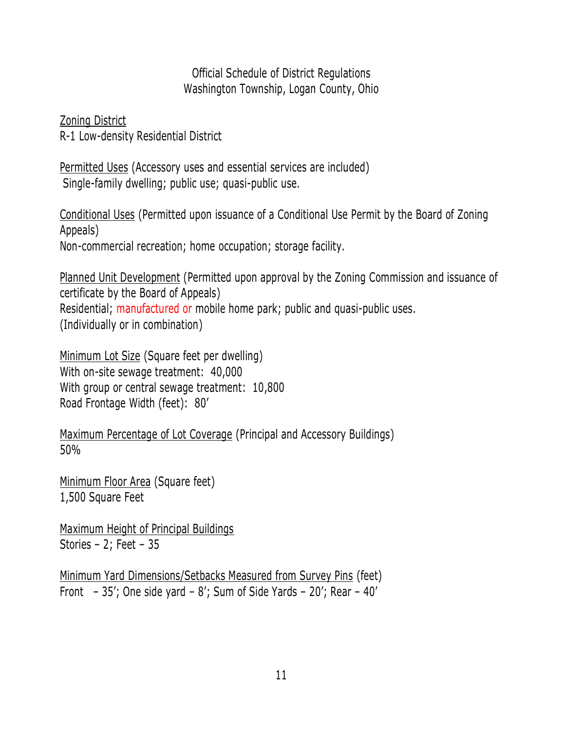Official Schedule of District Regulations
Washington Township, Logan County, Ohio

<u>Zoning District</u>
R-1 Low-density Residential District

<u>Permitted Uses</u> (Accessory uses and essential services are included)
Single-family dwelling; public use; quasi-public use.

<u>Conditional Uses</u> (Permitted upon issuance of a Conditional Use Permit by the Board of Zoning Appeals)
Non-commercial recreation; home occupation; storage facility.

<u>Planned Unit Development</u> (Permitted upon approval by the Zoning Commission and issuance of certificate by the Board of Appeals)
Residential; manufactured or mobile home park; public and quasi-public uses.
(Individually or in combination)

<u>Minimum Lot Size</u> (Square feet per dwelling)
With on-site sewage treatment: 40,000
With group or central sewage treatment: 10,800
Road Frontage Width (feet): 80'

<u>Maximum Percentage of Lot Coverage</u> (Principal and Accessory Buildings)
50%

<u>Minimum Floor Area</u> (Square feet)
1,500 Square Feet

<u>Maximum Height of Principal Buildings</u>
Stories – 2; Feet – 35

<u>Minimum Yard Dimensions/Setbacks Measured from Survey Pins</u> (feet)
Front – 35'; One side yard – 8'; Sum of Side Yards – 20'; Rear – 40'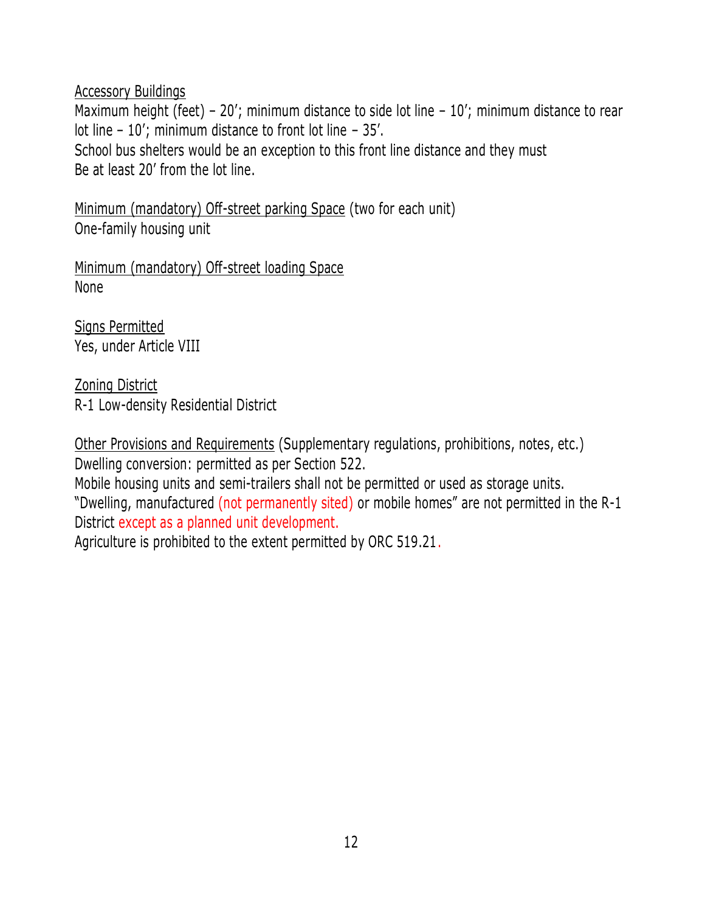Accessory Buildings
Maximum height (feet) – 20′; minimum distance to side lot line – 10′; minimum distance to rear lot line – 10′; minimum distance to front lot line – 35′.
School bus shelters would be an exception to this front line distance and they must
Be at least 20′ from the lot line.

Minimum (mandatory) Off-street parking Space (two for each unit)
One-family housing unit

Minimum (mandatory) Off-street loading Space
None

Signs Permitted
Yes, under Article VIII

Zoning District
R-1 Low-density Residential District

Other Provisions and Requirements (Supplementary regulations, prohibitions, notes, etc.)
Dwelling conversion: permitted as per Section 522.
Mobile housing units and semi-trailers shall not be permitted or used as storage units.
"Dwelling, manufactured (not permanently sited) or mobile homes" are not permitted in the R-1 District except as a planned unit development.
Agriculture is prohibited to the extent permitted by ORC 519.21.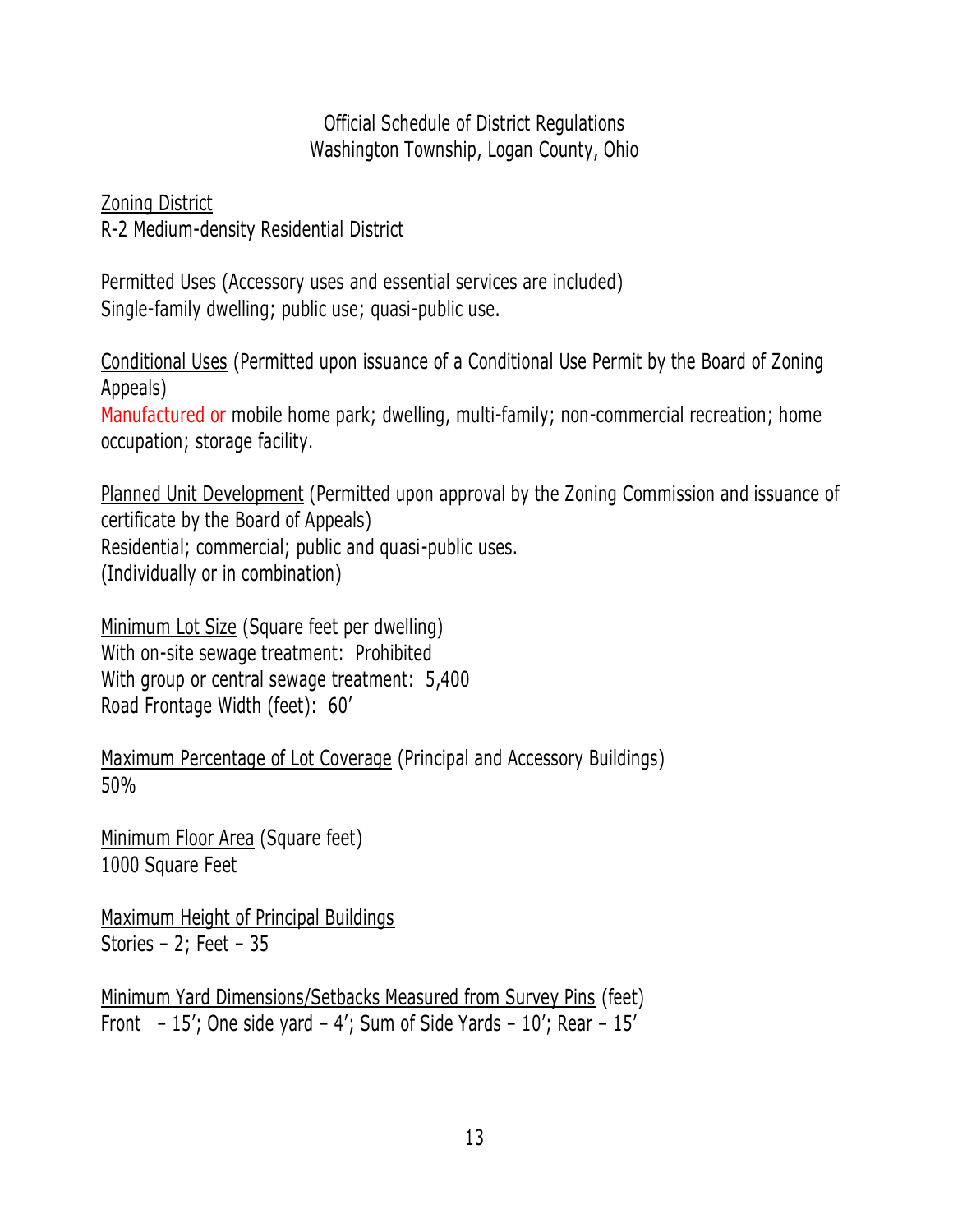Official Schedule of District Regulations
Washington Township, Logan County, Ohio

Zoning District
R-2 Medium-density Residential District

Permitted Uses (Accessory uses and essential services are included)
Single-family dwelling; public use; quasi-public use.

Conditional Uses (Permitted upon issuance of a Conditional Use Permit by the Board of Zoning Appeals)
Manufactured or mobile home park; dwelling, multi-family; non-commercial recreation; home occupation; storage facility.

Planned Unit Development (Permitted upon approval by the Zoning Commission and issuance of certificate by the Board of Appeals)
Residential; commercial; public and quasi-public uses.
(Individually or in combination)

Minimum Lot Size (Square feet per dwelling)
With on-site sewage treatment: Prohibited
With group or central sewage treatment: 5,400
Road Frontage Width (feet): 60′

Maximum Percentage of Lot Coverage (Principal and Accessory Buildings)
50%

Minimum Floor Area (Square feet)
1000 Square Feet

Maximum Height of Principal Buildings
Stories – 2; Feet – 35

Minimum Yard Dimensions/Setbacks Measured from Survey Pins (feet)
Front – 15′; One side yard – 4′; Sum of Side Yards – 10′; Rear – 15′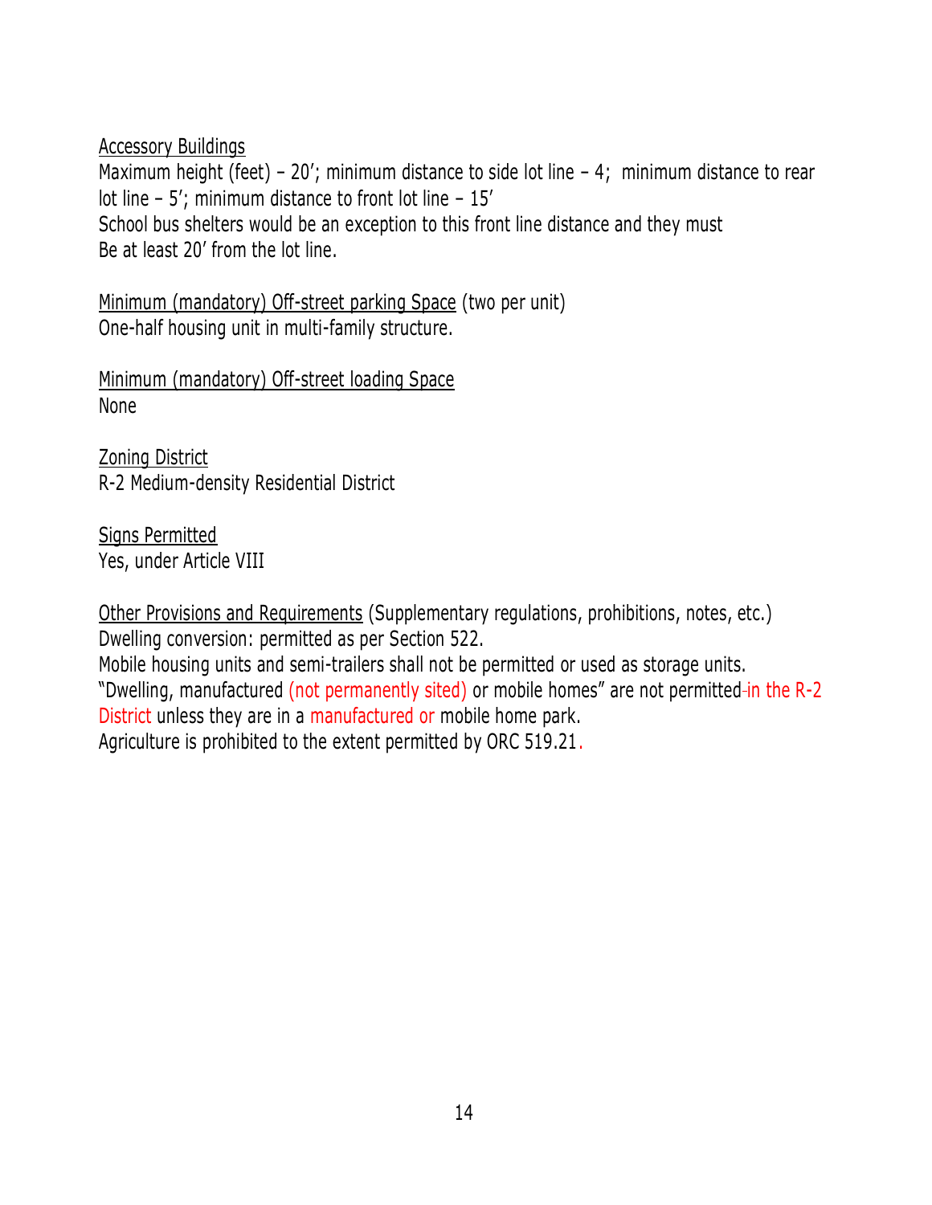Accessory Buildings
Maximum height (feet) – 20'; minimum distance to side lot line – 4; minimum distance to rear lot line – 5'; minimum distance to front lot line – 15'
School bus shelters would be an exception to this front line distance and they must
Be at least 20' from the lot line.

Minimum (mandatory) Off-street parking Space (two per unit)
One-half housing unit in multi-family structure.

Minimum (mandatory) Off-street loading Space
None

Zoning District
R-2 Medium-density Residential District

Signs Permitted
Yes, under Article VIII

Other Provisions and Requirements (Supplementary regulations, prohibitions, notes, etc.)
Dwelling conversion: permitted as per Section 522.
Mobile housing units and semi-trailers shall not be permitted or used as storage units.
"Dwelling, manufactured (not permanently sited) or mobile homes" are not permitted in the R-2 District unless they are in a manufactured or mobile home park.
Agriculture is prohibited to the extent permitted by ORC 519.21.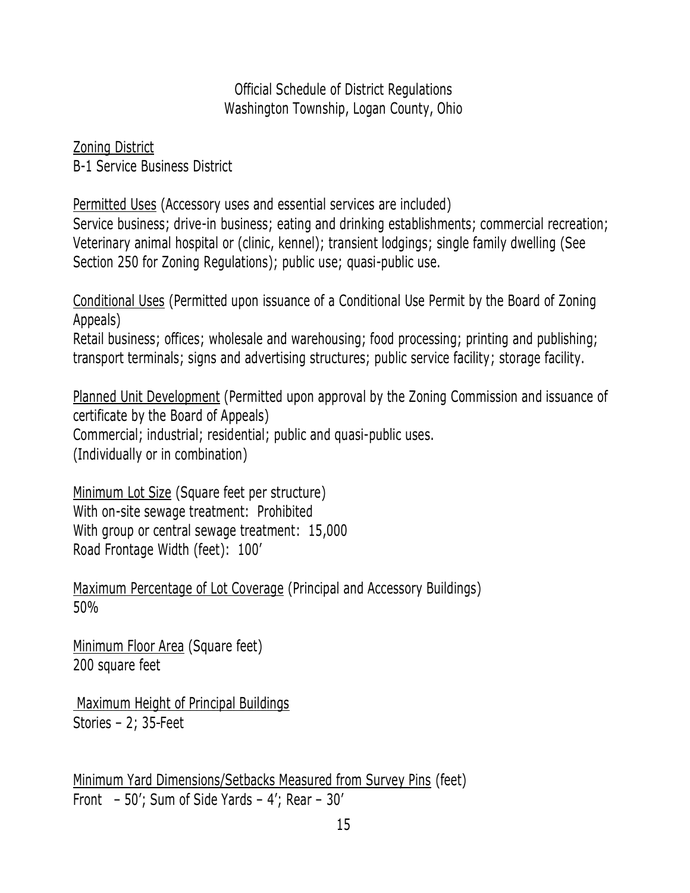Official Schedule of District Regulations
Washington Township, Logan County, Ohio

<u>Zoning District</u>
B-1 Service Business District

<u>Permitted Uses</u> (Accessory uses and essential services are included)
Service business; drive-in business; eating and drinking establishments; commercial recreation; Veterinary animal hospital or (clinic, kennel); transient lodgings; single family dwelling (See Section 250 for Zoning Regulations); public use; quasi-public use.

<u>Conditional Uses</u> (Permitted upon issuance of a Conditional Use Permit by the Board of Zoning Appeals)
Retail business; offices; wholesale and warehousing; food processing; printing and publishing; transport terminals; signs and advertising structures; public service facility; storage facility.

<u>Planned Unit Development</u> (Permitted upon approval by the Zoning Commission and issuance of certificate by the Board of Appeals)
Commercial; industrial; residential; public and quasi-public uses.
(Individually or in combination)

<u>Minimum Lot Size</u> (Square feet per structure)
With on-site sewage treatment: Prohibited
With group or central sewage treatment: 15,000
Road Frontage Width (feet): 100′

<u>Maximum Percentage of Lot Coverage</u> (Principal and Accessory Buildings)
50%

<u>Minimum Floor Area</u> (Square feet)
200 square feet

<u>Maximum Height of Principal Buildings</u>
Stories – 2; 35-Feet

<u>Minimum Yard Dimensions/Setbacks Measured from Survey Pins</u> (feet)
Front – 50′; Sum of Side Yards – 4′; Rear – 30′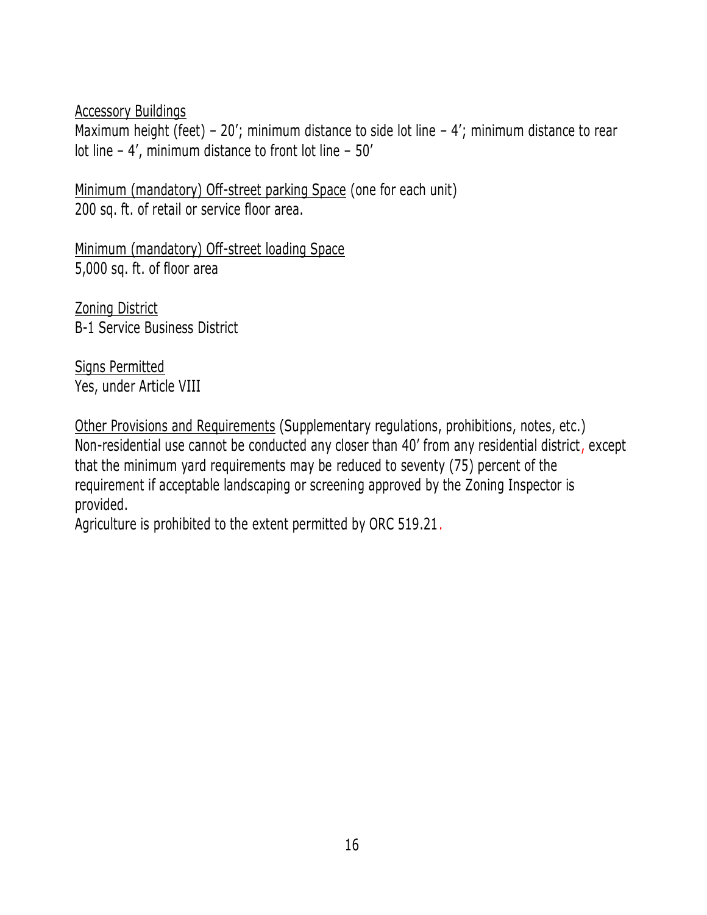Accessory Buildings
Maximum height (feet) – 20′; minimum distance to side lot line – 4′; minimum distance to rear lot line – 4′, minimum distance to front lot line – 50′

Minimum (mandatory) Off-street parking Space (one for each unit)
200 sq. ft. of retail or service floor area.

Minimum (mandatory) Off-street loading Space
5,000 sq. ft. of floor area

Zoning District
B-1 Service Business District

Signs Permitted
Yes, under Article VIII

Other Provisions and Requirements (Supplementary regulations, prohibitions, notes, etc.)
Non-residential use cannot be conducted any closer than 40′ from any residential district, except that the minimum yard requirements may be reduced to seventy (75) percent of the requirement if acceptable landscaping or screening approved by the Zoning Inspector is provided.
Agriculture is prohibited to the extent permitted by ORC 519.21.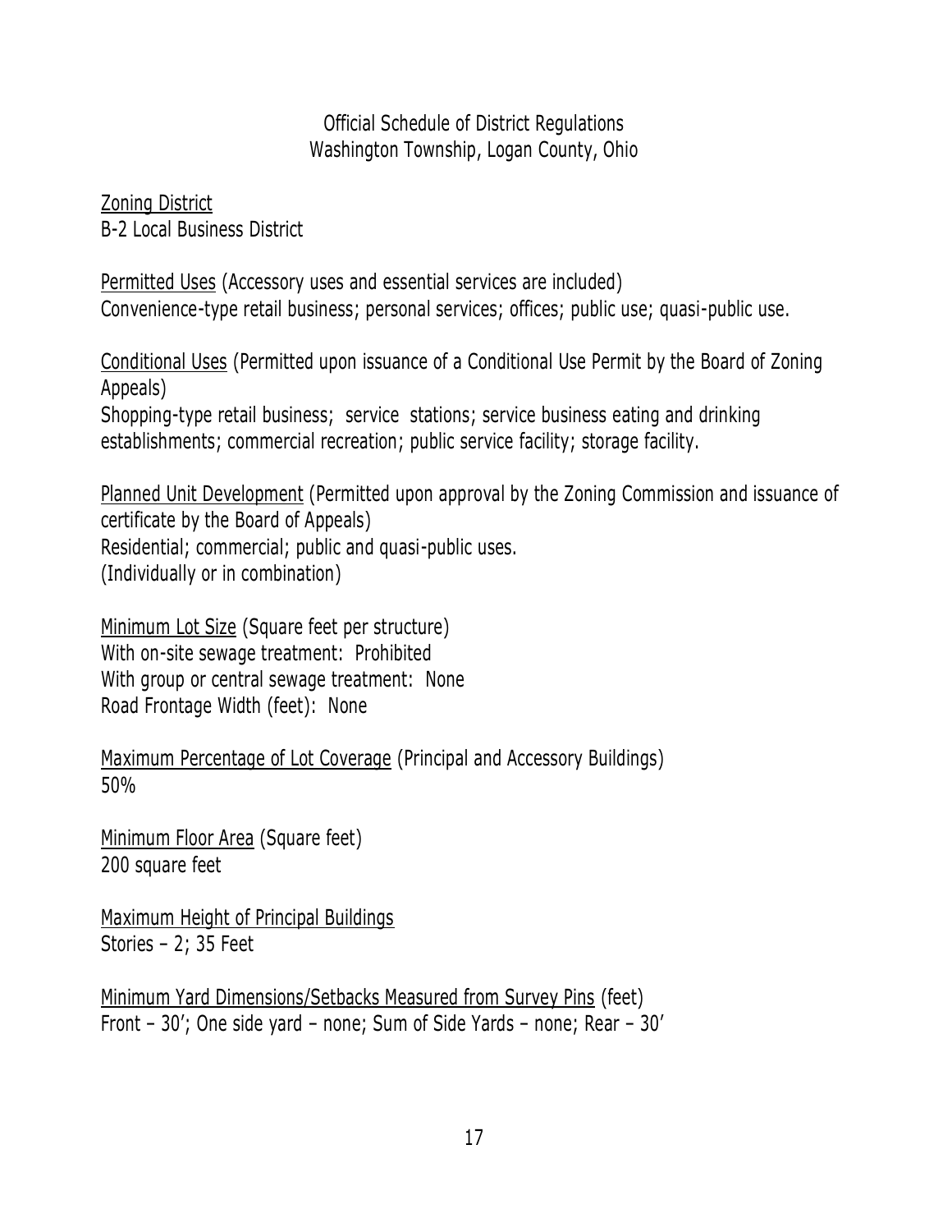Official Schedule of District Regulations
Washington Township, Logan County, Ohio

<u>Zoning District</u>
B-2 Local Business District

<u>Permitted Uses</u> (Accessory uses and essential services are included)
Convenience-type retail business; personal services; offices; public use; quasi-public use.

<u>Conditional Uses</u> (Permitted upon issuance of a Conditional Use Permit by the Board of Zoning Appeals)
Shopping-type retail business; service stations; service business eating and drinking establishments; commercial recreation; public service facility; storage facility.

<u>Planned Unit Development</u> (Permitted upon approval by the Zoning Commission and issuance of certificate by the Board of Appeals)
Residential; commercial; public and quasi-public uses.
(Individually or in combination)

<u>Minimum Lot Size</u> (Square feet per structure)
With on-site sewage treatment: Prohibited
With group or central sewage treatment: None
Road Frontage Width (feet): None

<u>Maximum Percentage of Lot Coverage</u> (Principal and Accessory Buildings)
50%

<u>Minimum Floor Area</u> (Square feet)
200 square feet

<u>Maximum Height of Principal Buildings</u>
Stories – 2; 35 Feet

<u>Minimum Yard Dimensions/Setbacks Measured from Survey Pins</u> (feet)
Front – 30'; One side yard – none; Sum of Side Yards – none; Rear – 30'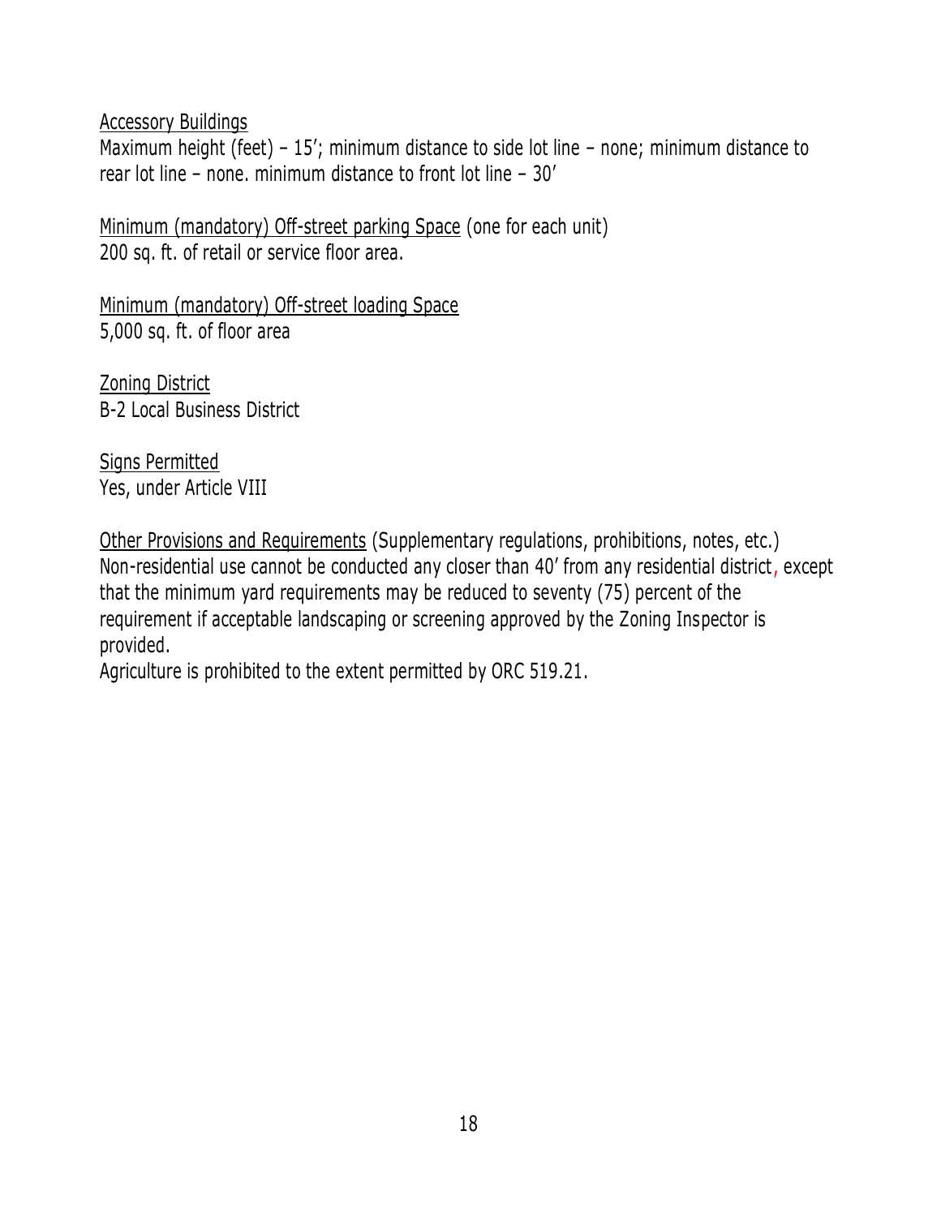<u>Accessory Buildings</u>
Maximum height (feet) – 15′; minimum distance to side lot line – none; minimum distance to rear lot line – none. minimum distance to front lot line – 30′

<u>Minimum (mandatory) Off-street parking Space</u> (one for each unit)
200 sq. ft. of retail or service floor area.

<u>Minimum (mandatory) Off-street loading Space</u>
5,000 sq. ft. of floor area

<u>Zoning District</u>
B-2 Local Business District

<u>Signs Permitted</u>
Yes, under Article VIII

<u>Other Provisions and Requirements</u> (Supplementary regulations, prohibitions, notes, etc.)
Non-residential use cannot be conducted any closer than 40′ from any residential district, except that the minimum yard requirements may be reduced to seventy (75) percent of the requirement if acceptable landscaping or screening approved by the Zoning Inspector is provided.
Agriculture is prohibited to the extent permitted by ORC 519.21.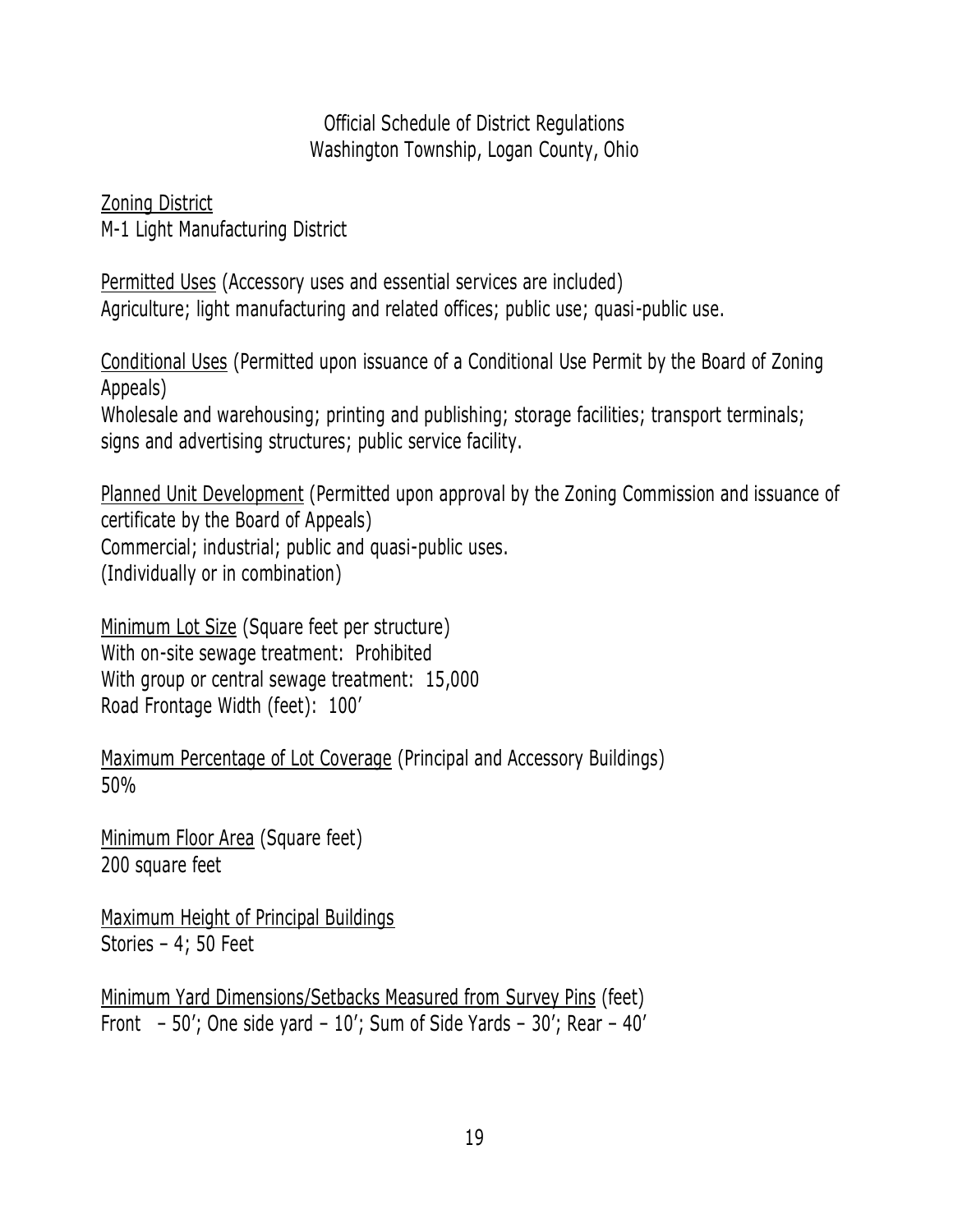Official Schedule of District Regulations
Washington Township, Logan County, Ohio

Zoning District
M-1 Light Manufacturing District

Permitted Uses (Accessory uses and essential services are included)
Agriculture; light manufacturing and related offices; public use; quasi-public use.

Conditional Uses (Permitted upon issuance of a Conditional Use Permit by the Board of Zoning Appeals)
Wholesale and warehousing; printing and publishing; storage facilities; transport terminals; signs and advertising structures; public service facility.

Planned Unit Development (Permitted upon approval by the Zoning Commission and issuance of certificate by the Board of Appeals)
Commercial; industrial; public and quasi-public uses.
(Individually or in combination)

Minimum Lot Size (Square feet per structure)
With on-site sewage treatment: Prohibited
With group or central sewage treatment: 15,000
Road Frontage Width (feet): 100′

Maximum Percentage of Lot Coverage (Principal and Accessory Buildings)
50%

Minimum Floor Area (Square feet)
200 square feet

Maximum Height of Principal Buildings
Stories – 4; 50 Feet

Minimum Yard Dimensions/Setbacks Measured from Survey Pins (feet)
Front – 50′; One side yard – 10′; Sum of Side Yards – 30′; Rear – 40′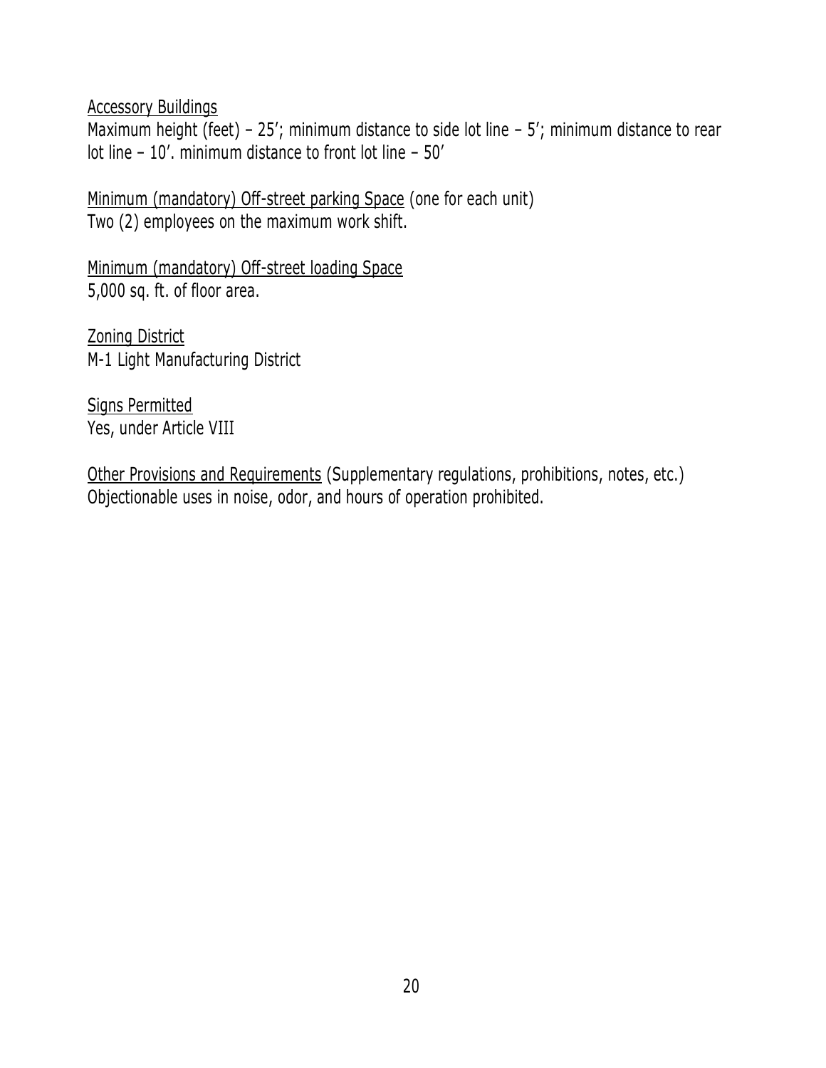<u>Accessory Buildings</u>
Maximum height (feet) – 25′; minimum distance to side lot line – 5′; minimum distance to rear lot line – 10′. minimum distance to front lot line – 50′

<u>Minimum (mandatory) Off-street parking Space</u> (one for each unit)
Two (2) employees on the maximum work shift.

<u>Minimum (mandatory) Off-street loading Space</u>
5,000 sq. ft. of floor area.

<u>Zoning District</u>
M-1 Light Manufacturing District

<u>Signs Permitted</u>
Yes, under Article VIII

<u>Other Provisions and Requirements</u> (Supplementary regulations, prohibitions, notes, etc.)
Objectionable uses in noise, odor, and hours of operation prohibited.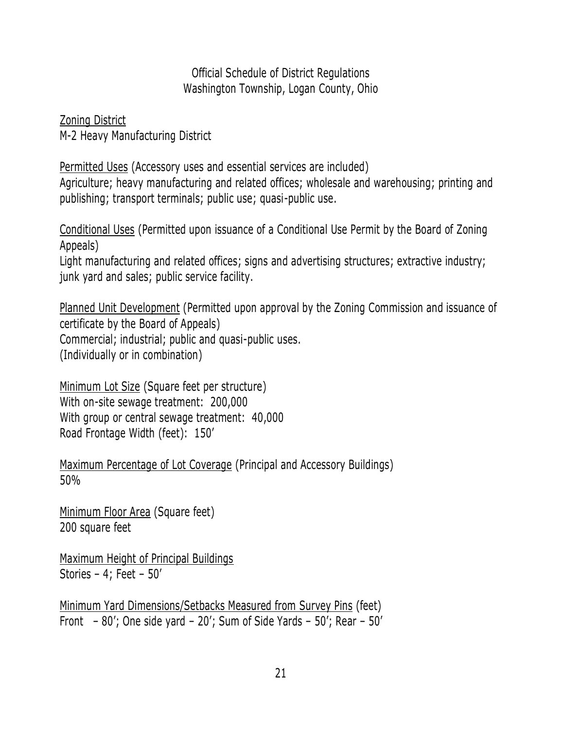Official Schedule of District Regulations
Washington Township, Logan County, Ohio

<u>Zoning District</u>
M-2 Heavy Manufacturing District

<u>Permitted Uses</u> (Accessory uses and essential services are included)
Agriculture; heavy manufacturing and related offices; wholesale and warehousing; printing and publishing; transport terminals; public use; quasi-public use.

<u>Conditional Uses</u> (Permitted upon issuance of a Conditional Use Permit by the Board of Zoning Appeals)
Light manufacturing and related offices; signs and advertising structures; extractive industry; junk yard and sales; public service facility.

<u>Planned Unit Development</u> (Permitted upon approval by the Zoning Commission and issuance of certificate by the Board of Appeals)
Commercial; industrial; public and quasi-public uses.
(Individually or in combination)

<u>Minimum Lot Size</u> (Square feet per structure)
With on-site sewage treatment: 200,000
With group or central sewage treatment: 40,000
Road Frontage Width (feet): 150′

<u>Maximum Percentage of Lot Coverage</u> (Principal and Accessory Buildings)
50%

<u>Minimum Floor Area</u> (Square feet)
200 square feet

<u>Maximum Height of Principal Buildings</u>
Stories – 4; Feet – 50′

<u>Minimum Yard Dimensions/Setbacks Measured from Survey Pins</u> (feet)
Front – 80′; One side yard – 20′; Sum of Side Yards – 50′; Rear – 50′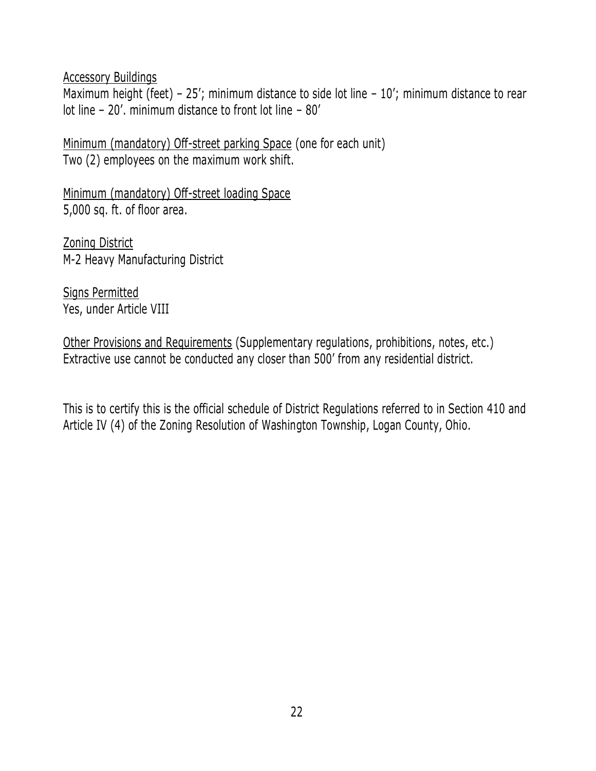<u>Accessory Buildings</u>
Maximum height (feet) – 25'; minimum distance to side lot line – 10'; minimum distance to rear lot line – 20'. minimum distance to front lot line – 80'

<u>Minimum (mandatory) Off-street parking Space</u> (one for each unit)
Two (2) employees on the maximum work shift.

<u>Minimum (mandatory) Off-street loading Space</u>
5,000 sq. ft. of floor area.

<u>Zoning District</u>
M-2 Heavy Manufacturing District

<u>Signs Permitted</u>
Yes, under Article VIII

<u>Other Provisions and Requirements</u> (Supplementary regulations, prohibitions, notes, etc.)
Extractive use cannot be conducted any closer than 500' from any residential district.

This is to certify this is the official schedule of District Regulations referred to in Section 410 and Article IV (4) of the Zoning Resolution of Washington Township, Logan County, Ohio.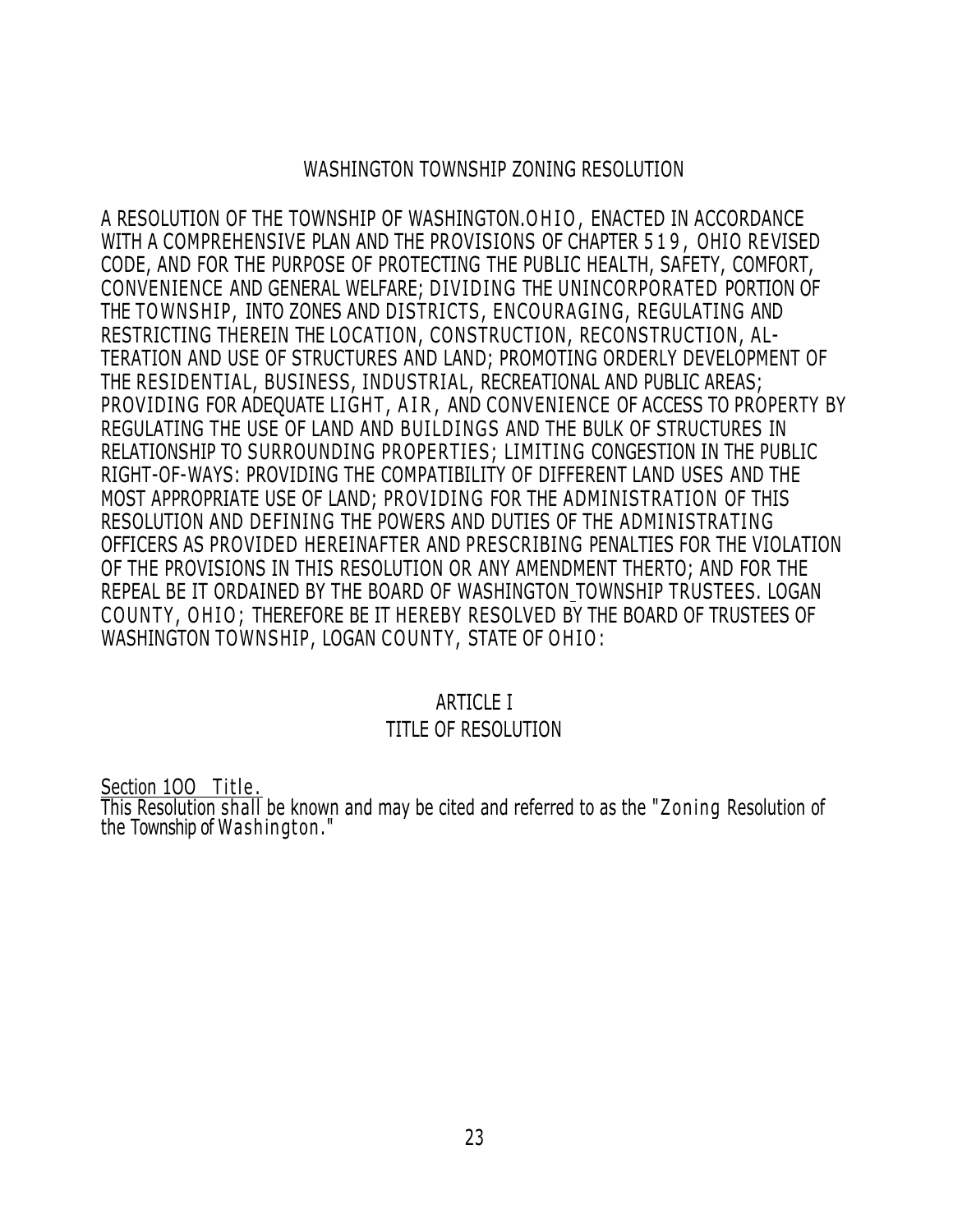# WASHINGTON TOWNSHIP ZONING RESOLUTION

A RESOLUTION OF THE TOWNSHIP OF WASHINGTON.OHIO, ENACTED IN ACCORDANCE WITH A COMPREHENSIVE PLAN AND THE PROVISIONS OF CHAPTER 519, OHIO REVISED CODE, AND FOR THE PURPOSE OF PROTECTING THE PUBLIC HEALTH, SAFETY, COMFORT, CONVENIENCE AND GENERAL WELFARE; DIVIDING THE UNINCORPORATED PORTION OF THE TOWNSHIP, INTO ZONES AND DISTRICTS, ENCOURAGING, REGULATING AND RESTRICTING THEREIN THE LOCATION, CONSTRUCTION, RECONSTRUCTION, ALTERATION AND USE OF STRUCTURES AND LAND; PROMOTING ORDERLY DEVELOPMENT OF THE RESIDENTIAL, BUSINESS, INDUSTRIAL, RECREATIONAL AND PUBLIC AREAS; PROVIDING FOR ADEQUATE LIGHT, AIR, AND CONVENIENCE OF ACCESS TO PROPERTY BY REGULATING THE USE OF LAND AND BUILDINGS AND THE BULK OF STRUCTURES IN RELATIONSHIP TO SURROUNDING PROPERTIES; LIMITING CONGESTION IN THE PUBLIC RIGHT-OF-WAYS: PROVIDING THE COMPATIBILITY OF DIFFERENT LAND USES AND THE MOST APPROPRIATE USE OF LAND; PROVIDING FOR THE ADMINISTRATION OF THIS RESOLUTION AND DEFINING THE POWERS AND DUTIES OF THE ADMINISTRATING OFFICERS AS PROVIDED HEREINAFTER AND PRESCRIBING PENALTIES FOR THE VIOLATION OF THE PROVISIONS IN THIS RESOLUTION OR ANY AMENDMENT THERTO; AND FOR THE REPEAL BE IT ORDAINED BY THE BOARD OF WASHINGTON TOWNSHIP TRUSTEES. LOGAN COUNTY, OHIO; THEREFORE BE IT HEREBY RESOLVED BY THE BOARD OF TRUSTEES OF WASHINGTON TOWNSHIP, LOGAN COUNTY, STATE OF OHIO:

## ARTICLE I
## TITLE OF RESOLUTION

Section 100 Title.
This Resolution shall be known and may be cited and referred to as the "Zoning Resolution of the Township of Washington."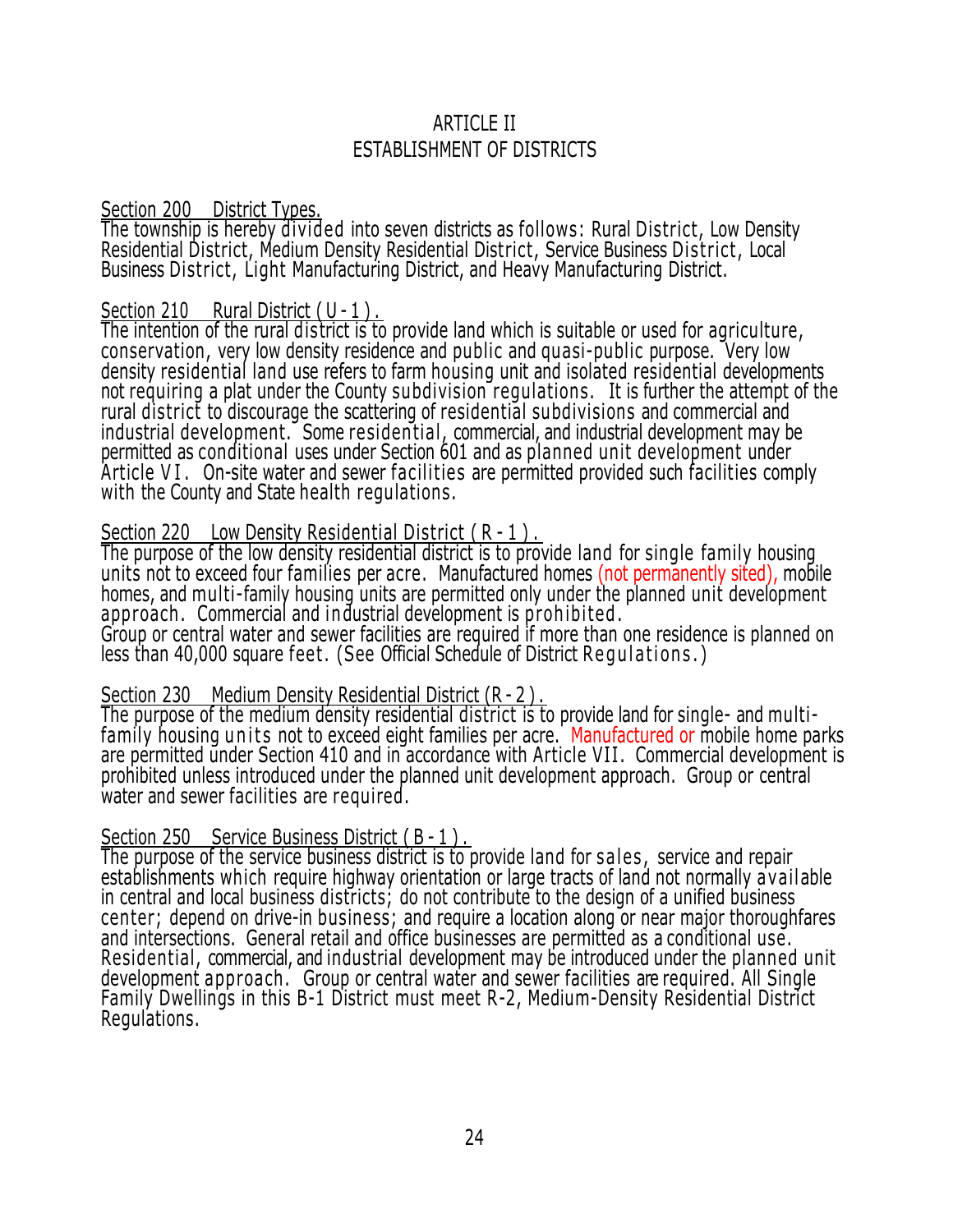# ARTICLE II
# ESTABLISHMENT OF DISTRICTS

Section 200 District Types.
The township is hereby divided into seven districts as follows: Rural District, Low Density Residential District, Medium Density Residential District, Service Business District, Local Business District, Light Manufacturing District, and Heavy Manufacturing District.

Section 210 Rural District (U-1).
The intention of the rural district is to provide land which is suitable or used for agriculture, conservation, very low density residence and public and quasi-public purpose. Very low density residential land use refers to farm housing unit and isolated residential developments not requiring a plat under the County subdivision regulations. It is further the attempt of the rural district to discourage the scattering of residential subdivisions and commercial and industrial development. Some residential, commercial, and industrial development may be permitted as conditional uses under Section 601 and as planned unit development under Article VI. On-site water and sewer facilities are permitted provided such facilities comply with the County and State health regulations.

Section 220 Low Density Residential District (R-1).
The purpose of the low density residential district is to provide land for single family housing units not to exceed four families per acre. Manufactured homes (not permanently sited), mobile homes, and multi-family housing units are permitted only under the planned unit development approach. Commercial and industrial development is prohibited.
Group or central water and sewer facilities are required if more than one residence is planned on less than 40,000 square feet. (See Official Schedule of District Regulations.)

Section 230 Medium Density Residential District (R-2).
The purpose of the medium density residential district is to provide land for single- and multi-family housing units not to exceed eight families per acre. Manufactured or mobile home parks are permitted under Section 410 and in accordance with Article VII. Commercial development is prohibited unless introduced under the planned unit development approach. Group or central water and sewer facilities are required.

Section 250 Service Business District (B-1).
The purpose of the service business district is to provide land for sales, service and repair establishments which require highway orientation or large tracts of land not normally available in central and local business districts; do not contribute to the design of a unified business center; depend on drive-in business; and require a location along or near major thoroughfares and intersections. General retail and office businesses are permitted as a conditional use. Residential, commercial, and industrial development may be introduced under the planned unit development approach. Group or central water and sewer facilities are required. All Single Family Dwellings in this B-1 District must meet R-2, Medium-Density Residential District Regulations.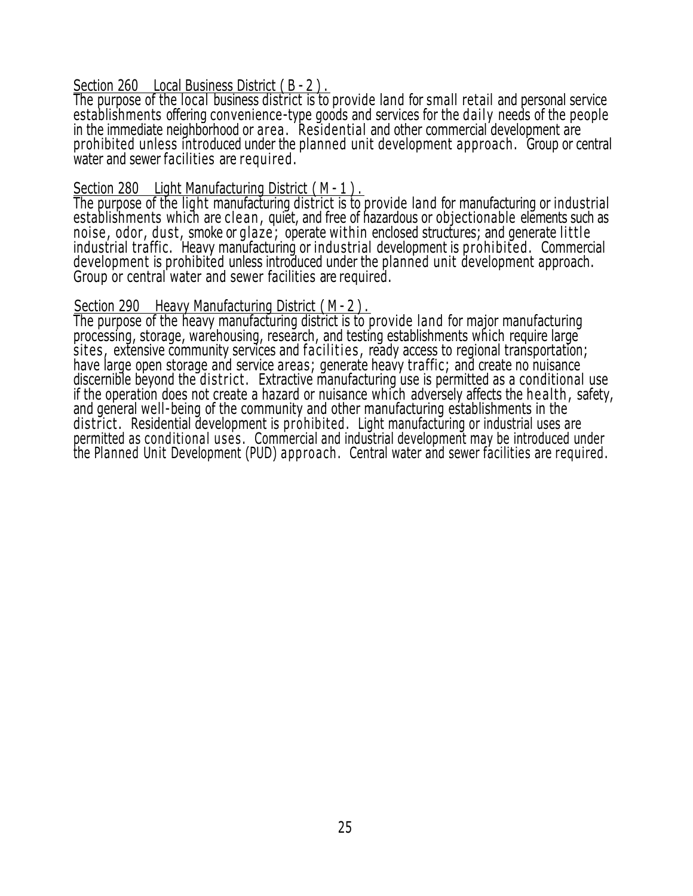## Section 260 Local Business District ( B - 2 ).

The purpose of the local business district is to provide land for small retail and personal service establishments offering convenience-type goods and services for the daily needs of the people in the immediate neighborhood or area. Residential and other commercial development are prohibited unless introduced under the planned unit development approach. Group or central water and sewer facilities are required.

## Section 280 Light Manufacturing District ( M - 1 ).

The purpose of the light manufacturing district is to provide land for manufacturing or industrial establishments which are clean, quiet, and free of hazardous or objectionable elements such as noise, odor, dust, smoke or glaze; operate within enclosed structures; and generate little industrial traffic. Heavy manufacturing or industrial development is prohibited. Commercial development is prohibited unless introduced under the planned unit development approach. Group or central water and sewer facilities are required.

## Section 290 Heavy Manufacturing District ( M - 2 ).

The purpose of the heavy manufacturing district is to provide land for major manufacturing processing, storage, warehousing, research, and testing establishments which require large sites, extensive community services and facilities, ready access to regional transportation; have large open storage and service areas; generate heavy traffic; and create no nuisance discernible beyond the district. Extractive manufacturing use is permitted as a conditional use if the operation does not create a hazard or nuisance which adversely affects the health, safety, and general well-being of the community and other manufacturing establishments in the district. Residential development is prohibited. Light manufacturing or industrial uses are permitted as conditional uses. Commercial and industrial development may be introduced under the Planned Unit Development (PUD) approach. Central water and sewer facilities are required.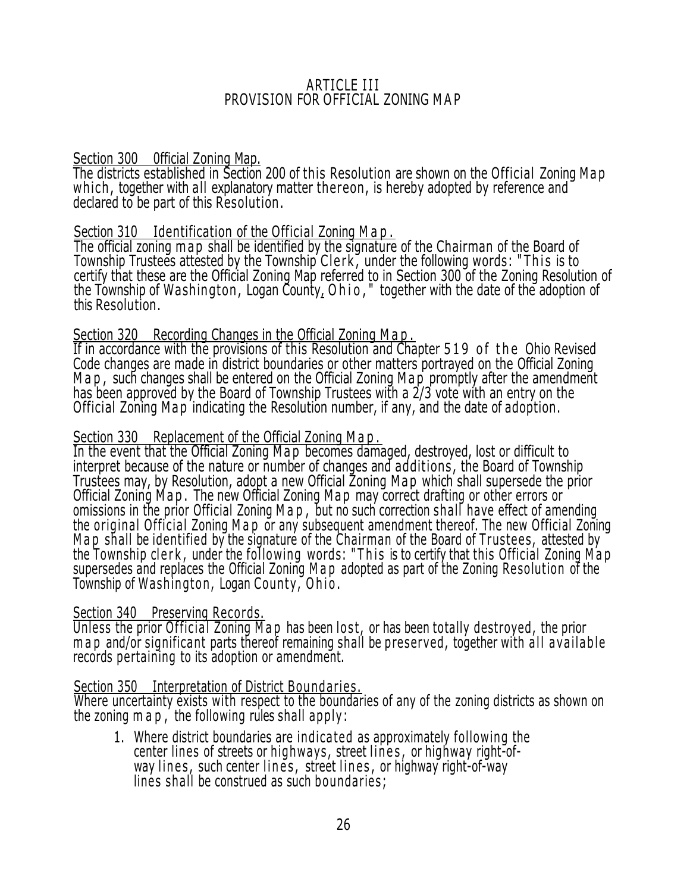# ARTICLE III
# PROVISION FOR OFFICIAL ZONING MAP

Section 300 Official Zoning Map.
The districts established in Section 200 of this Resolution are shown on the Official Zoning Map which, together with all explanatory matter thereon, is hereby adopted by reference and declared to be part of this Resolution.

Section 310 Identification of the Official Zoning Map.
The official zoning map shall be identified by the signature of the Chairman of the Board of Township Trustees attested by the Township Clerk, under the following words: "This is to certify that these are the Official Zoning Map referred to in Section 300 of the Zoning Resolution of the Township of Washington, Logan County, Ohio," together with the date of the adoption of this Resolution.

Section 320 Recording Changes in the Official Zoning Map.
If in accordance with the provisions of this Resolution and Chapter 519 of the Ohio Revised Code changes are made in district boundaries or other matters portrayed on the Official Zoning Map, such changes shall be entered on the Official Zoning Map promptly after the amendment has been approved by the Board of Township Trustees with a 2/3 vote with an entry on the Official Zoning Map indicating the Resolution number, if any, and the date of adoption.

Section 330 Replacement of the Official Zoning Map.
In the event that the Official Zoning Map becomes damaged, destroyed, lost or difficult to interpret because of the nature or number of changes and additions, the Board of Township Trustees may, by Resolution, adopt a new Official Zoning Map which shall supersede the prior Official Zoning Map. The new Official Zoning Map may correct drafting or other errors or omissions in the prior Official Zoning Map, but no such correction shall have effect of amending the original Official Zoning Map or any subsequent amendment thereof. The new Official Zoning Map shall be identified by the signature of the Chairman of the Board of Trustees, attested by the Township clerk, under the following words: "This is to certify that this Official Zoning Map supersedes and replaces the Official Zoning Map adopted as part of the Zoning Resolution of the Township of Washington, Logan County, Ohio.

Section 340 Preserving Records.
Unless the prior Official Zoning Map has been lost, or has been totally destroyed, the prior map and/or significant parts thereof remaining shall be preserved, together with all available records pertaining to its adoption or amendment.

Section 350 Interpretation of District Boundaries.
Where uncertainty exists with respect to the boundaries of any of the zoning districts as shown on the zoning map, the following rules shall apply:

1. Where district boundaries are indicated as approximately following the center lines of streets or highways, street lines, or highway right-of-way lines, such center lines, street lines, or highway right-of-way lines shall be construed as such boundaries;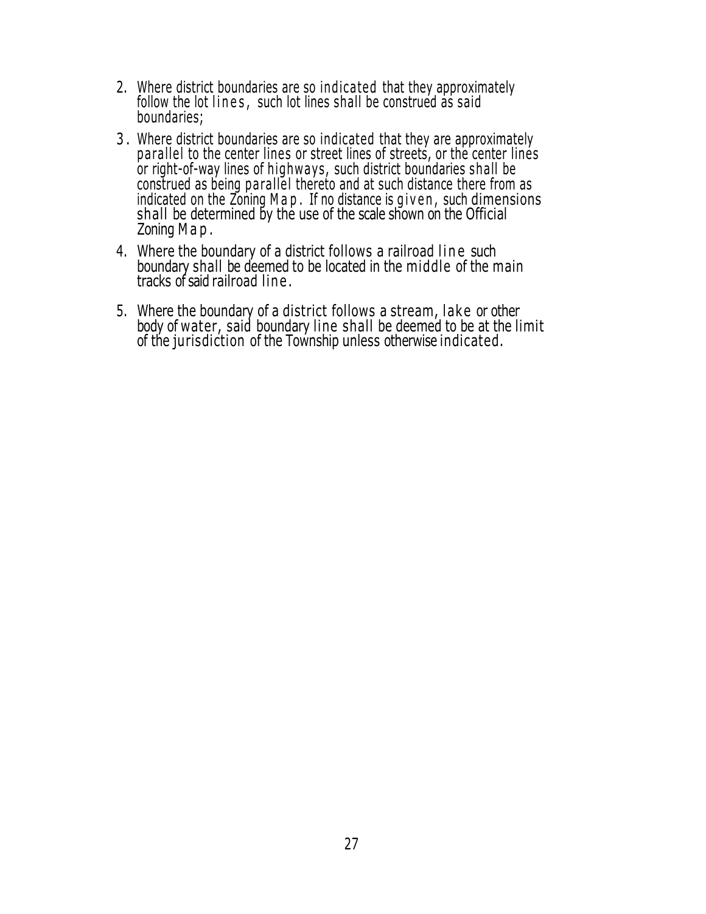2. Where district boundaries are so indicated that they approximately follow the lot lines, such lot lines shall be construed as said boundaries;

3. Where district boundaries are so indicated that they are approximately parallel to the center lines or street lines of streets, or the center lines or right-of-way lines of highways, such district boundaries shall be construed as being parallel thereto and at such distance there from as indicated on the Zoning Map. If no distance is given, such dimensions shall be determined by the use of the scale shown on the Official Zoning Map.

4. Where the boundary of a district follows a railroad line such boundary shall be deemed to be located in the middle of the main tracks of said railroad line.

5. Where the boundary of a district follows a stream, lake or other body of water, said boundary line shall be deemed to be at the limit of the jurisdiction of the Township unless otherwise indicated.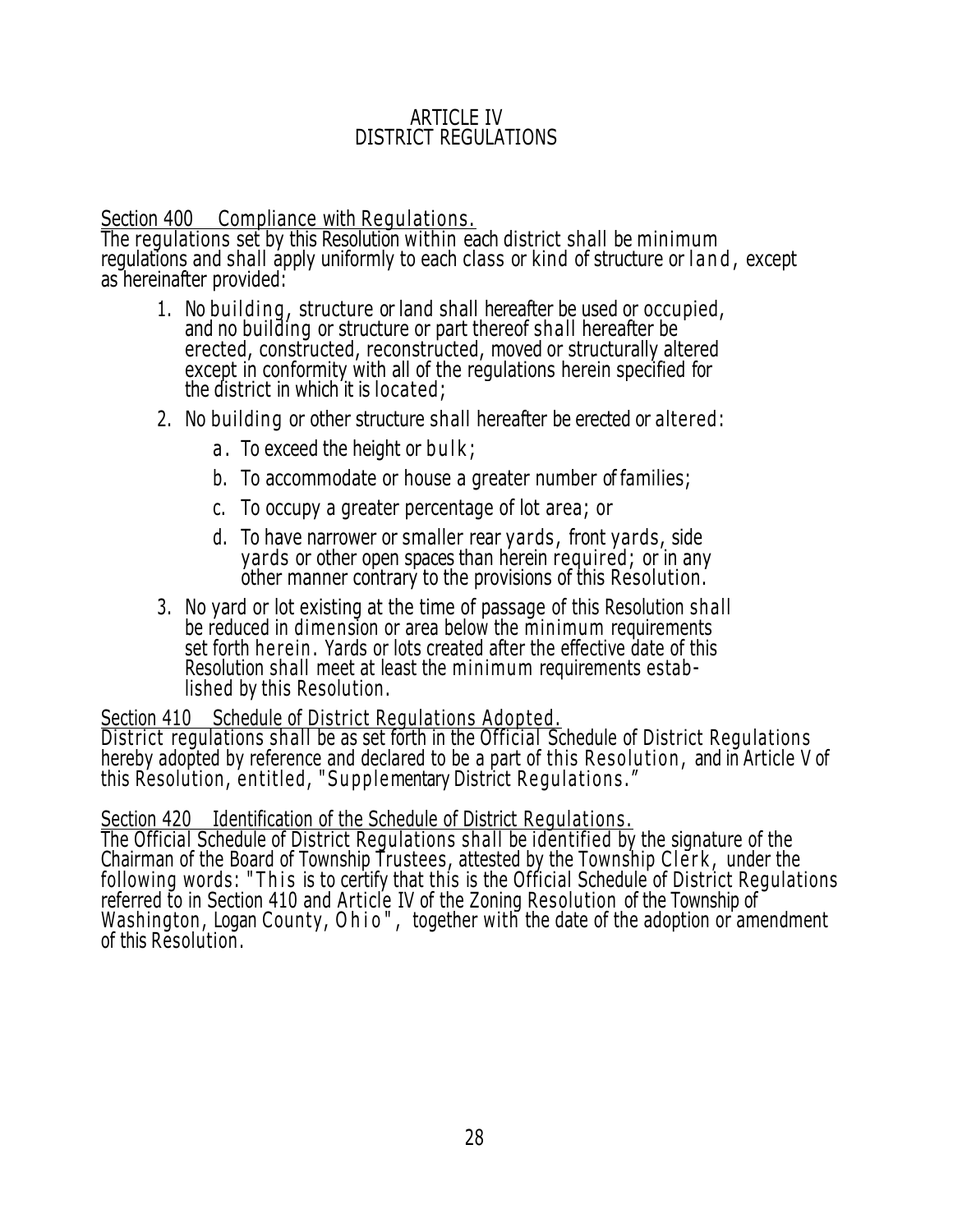# ARTICLE IV
# DISTRICT REGULATIONS

## Section 400 Compliance with Regulations.

The regulations set by this Resolution within each district shall be minimum regulations and shall apply uniformly to each class or kind of structure or land, except as hereinafter provided:

1. No building, structure or land shall hereafter be used or occupied, and no building or structure or part thereof shall hereafter be erected, constructed, reconstructed, moved or structurally altered except in conformity with all of the regulations herein specified for the district in which it is located;
2. No building or other structure shall hereafter be erected or altered:
   a. To exceed the height or bulk;
   b. To accommodate or house a greater number of families;
   c. To occupy a greater percentage of lot area; or
   d. To have narrower or smaller rear yards, front yards, side yards or other open spaces than herein required; or in any other manner contrary to the provisions of this Resolution.
3. No yard or lot existing at the time of passage of this Resolution shall be reduced in dimension or area below the minimum requirements set forth herein. Yards or lots created after the effective date of this Resolution shall meet at least the minimum requirements established by this Resolution.

## Section 410 Schedule of District Regulations Adopted.

District regulations shall be as set forth in the Official Schedule of District Regulations hereby adopted by reference and declared to be a part of this Resolution, and in Article V of this Resolution, entitled, "Supplementary District Regulations."

## Section 420 Identification of the Schedule of District Regulations.

The Official Schedule of District Regulations shall be identified by the signature of the Chairman of the Board of Township Trustees, attested by the Township Clerk, under the following words: "This is to certify that this is the Official Schedule of District Regulations referred to in Section 410 and Article IV of the Zoning Resolution of the Township of Washington, Logan County, Ohio", together with the date of the adoption or amendment of this Resolution.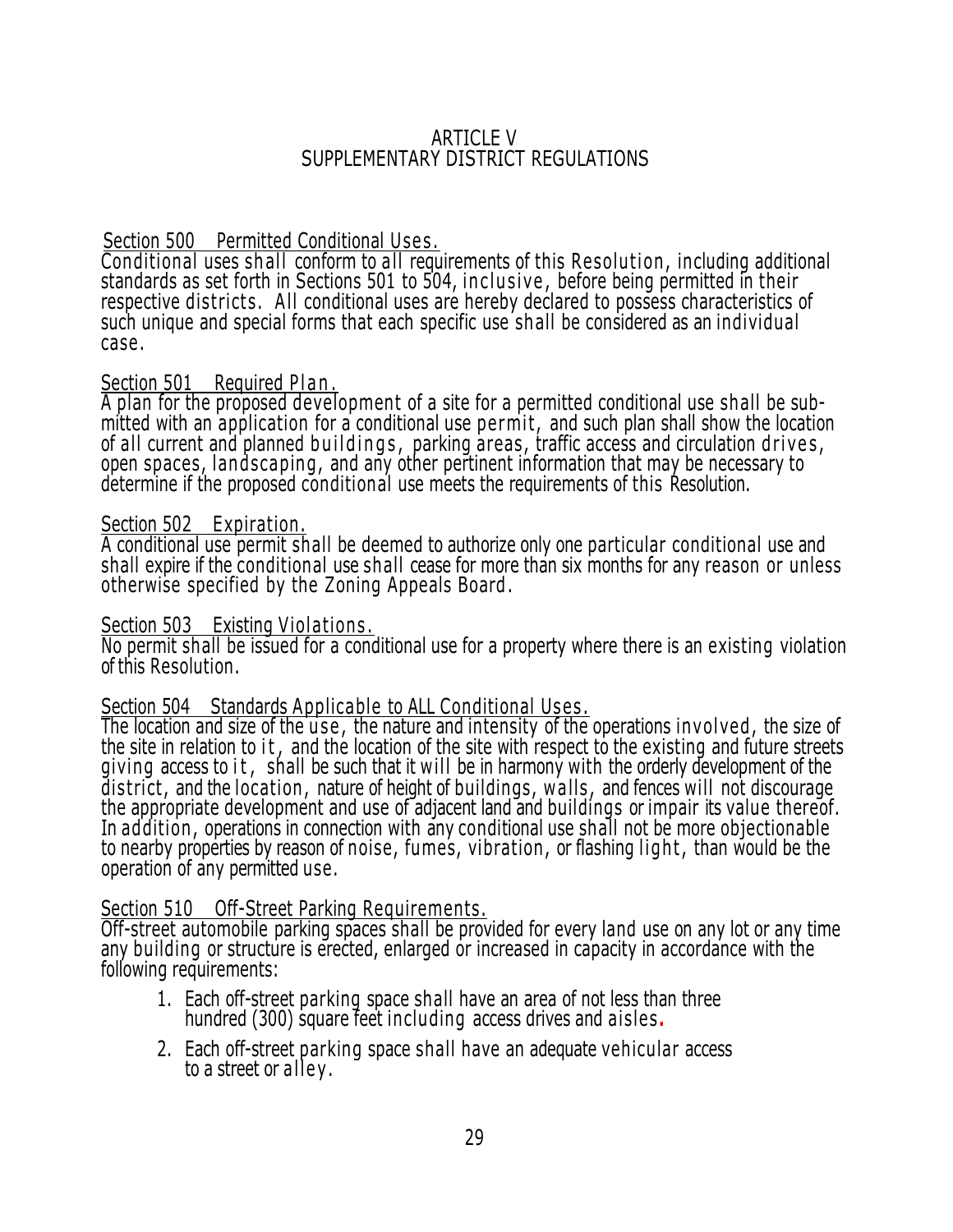# ARTICLE V
## SUPPLEMENTARY DISTRICT REGULATIONS

### Section 500 Permitted Conditional Uses.

Conditional uses shall conform to all requirements of this Resolution, including additional standards as set forth in Sections 501 to 504, inclusive, before being permitted in their respective districts. All conditional uses are hereby declared to possess characteristics of such unique and special forms that each specific use shall be considered as an individual case.

### Section 501 Required Plan.

A plan for the proposed development of a site for a permitted conditional use shall be submitted with an application for a conditional use permit, and such plan shall show the location of all current and planned buildings, parking areas, traffic access and circulation drives, open spaces, landscaping, and any other pertinent information that may be necessary to determine if the proposed conditional use meets the requirements of this Resolution.

### Section 502 Expiration.

A conditional use permit shall be deemed to authorize only one particular conditional use and shall expire if the conditional use shall cease for more than six months for any reason or unless otherwise specified by the Zoning Appeals Board.

### Section 503 Existing Violations.

No permit shall be issued for a conditional use for a property where there is an existing violation of this Resolution.

### Section 504 Standards Applicable to ALL Conditional Uses.

The location and size of the use, the nature and intensity of the operations involved, the size of the site in relation to it, and the location of the site with respect to the existing and future streets giving access to it, shall be such that it will be in harmony with the orderly development of the district, and the location, nature of height of buildings, walls, and fences will not discourage the appropriate development and use of adjacent land and buildings or impair its value thereof. In addition, operations in connection with any conditional use shall not be more objectionable to nearby properties by reason of noise, fumes, vibration, or flashing light, than would be the operation of any permitted use.

### Section 510 Off-Street Parking Requirements.

Off-street automobile parking spaces shall be provided for every land use on any lot or any time any building or structure is erected, enlarged or increased in capacity in accordance with the following requirements:

1. Each off-street parking space shall have an area of not less than three hundred (300) square feet including access drives and aisles.
2. Each off-street parking space shall have an adequate vehicular access to a street or alley.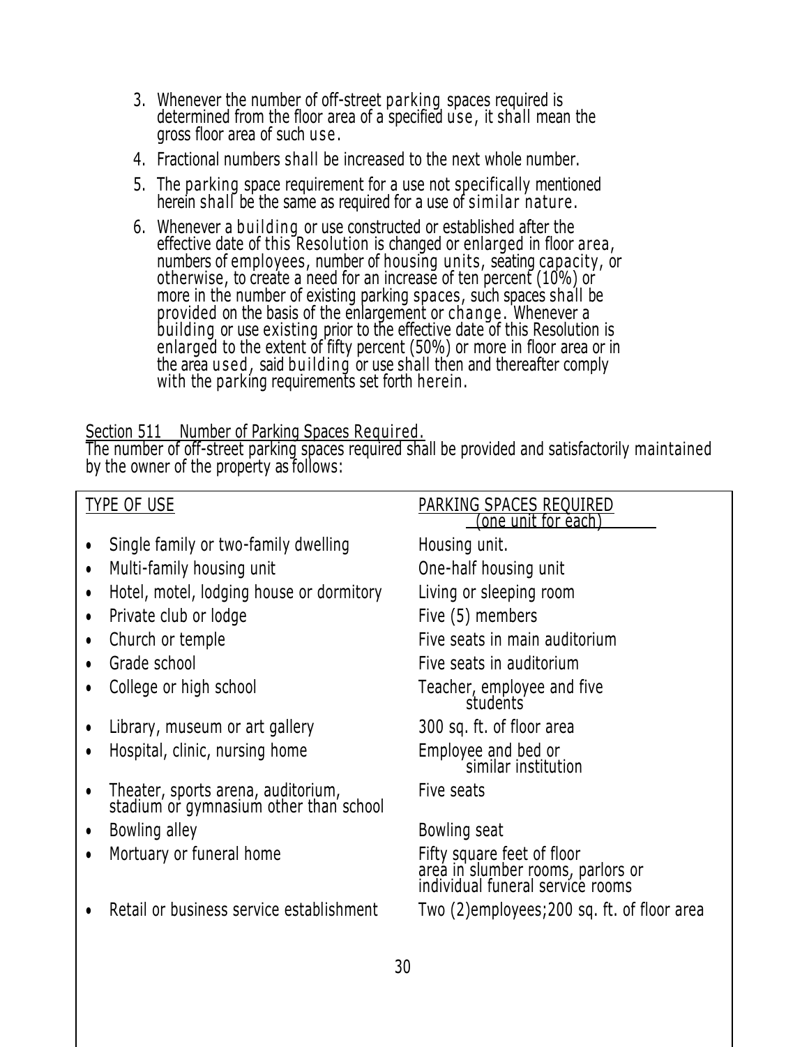3. Whenever the number of off-street parking spaces required is determined from the floor area of a specified use, it shall mean the gross floor area of such use.
4. Fractional numbers shall be increased to the next whole number.
5. The parking space requirement for a use not specifically mentioned herein shall be the same as required for a use of similar nature.
6. Whenever a building or use constructed or established after the effective date of this Resolution is changed or enlarged in floor area, numbers of employees, number of housing units, seating capacity, or otherwise, to create a need for an increase of ten percent (10%) or more in the number of existing parking spaces, such spaces shall be provided on the basis of the enlargement or change. Whenever a building or use existing prior to the effective date of this Resolution is enlarged to the extent of fifty percent (50%) or more in floor area or in the area used, said building or use shall then and thereafter comply with the parking requirements set forth herein.

Section 511 Number of Parking Spaces Required.

The number of off-street parking spaces required shall be provided and satisfactorily maintained by the owner of the property as follows:

| TYPE OF USE | PARKING SPACES REQUIRED (one unit for each) |
|---|---|
| Single family or two-family dwelling | Housing unit. |
| Multi-family housing unit | One-half housing unit |
| Hotel, motel, lodging house or dormitory | Living or sleeping room |
| Private club or lodge | Five (5) members |
| Church or temple | Five seats in main auditorium |
| Grade school | Five seats in auditorium |
| College or high school | Teacher, employee and five students |
| Library, museum or art gallery | 300 sq. ft. of floor area |
| Hospital, clinic, nursing home | Employee and bed or similar institution |
| Theater, sports arena, auditorium, stadium or gymnasium other than school | Five seats |
| Bowling alley | Bowling seat |
| Mortuary or funeral home | Fifty square feet of floor area in slumber rooms, parlors or individual funeral service rooms |
| Retail or business service establishment | Two (2)employees;200 sq. ft. of floor area |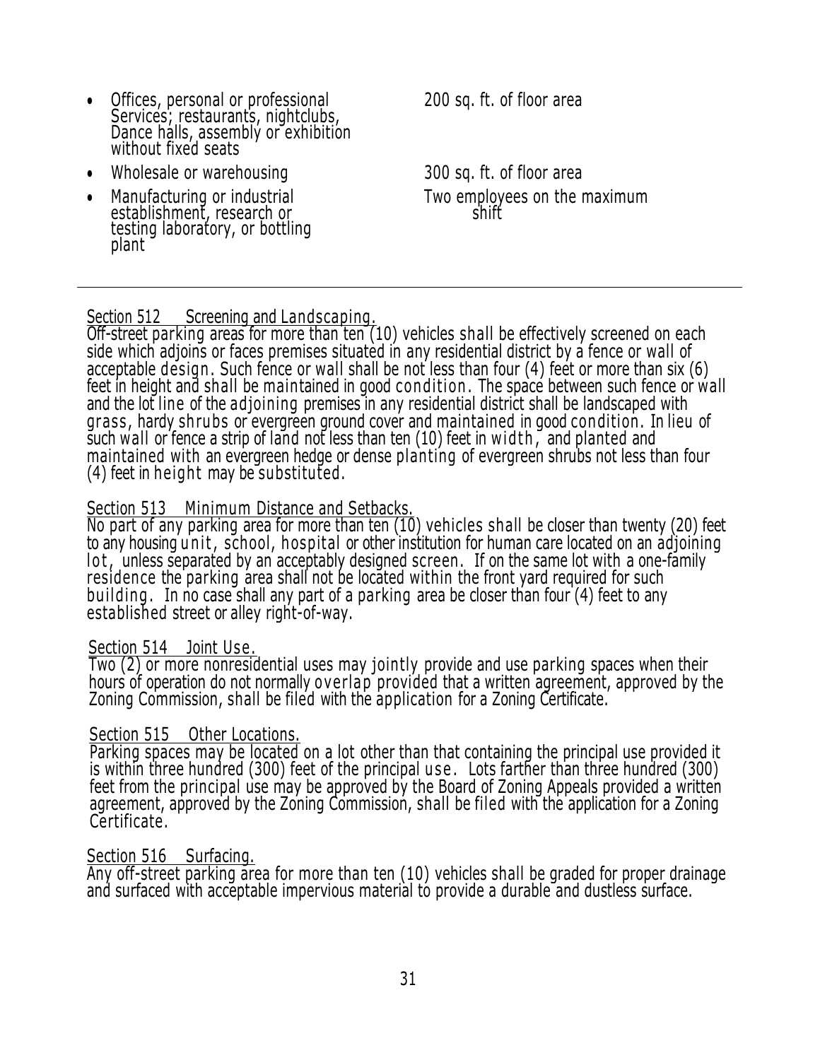| | |
|---|---|
| • Offices, personal or professional Services; restaurants, nightclubs, Dance halls, assembly or exhibition without fixed seats | 200 sq. ft. of floor area |
| • Wholesale or warehousing | 300 sq. ft. of floor area |
| • Manufacturing or industrial establishment, research or testing laboratory, or bottling plant | Two employees on the maximum shift |

---

Section 512 Screening and Landscaping.

Off-street parking areas for more than ten (10) vehicles shall be effectively screened on each side which adjoins or faces premises situated in any residential district by a fence or wall of acceptable design. Such fence or wall shall be not less than four (4) feet or more than six (6) feet in height and shall be maintained in good condition. The space between such fence or wall and the lot line of the adjoining premises in any residential district shall be landscaped with grass, hardy shrubs or evergreen ground cover and maintained in good condition. In lieu of such wall or fence a strip of land not less than ten (10) feet in width, and planted and maintained with an evergreen hedge or dense planting of evergreen shrubs not less than four (4) feet in height may be substituted.

Section 513 Minimum Distance and Setbacks.

No part of any parking area for more than ten (10) vehicles shall be closer than twenty (20) feet to any housing unit, school, hospital or other institution for human care located on an adjoining lot, unless separated by an acceptably designed screen. If on the same lot with a one-family residence the parking area shall not be located within the front yard required for such building. In no case shall any part of a parking area be closer than four (4) feet to any established street or alley right-of-way.

Section 514 Joint Use.

Two (2) or more nonresidential uses may jointly provide and use parking spaces when their hours of operation do not normally overlap provided that a written agreement, approved by the Zoning Commission, shall be filed with the application for a Zoning Certificate.

Section 515 Other Locations.

Parking spaces may be located on a lot other than that containing the principal use provided it is within three hundred (300) feet of the principal use. Lots farther than three hundred (300) feet from the principal use may be approved by the Board of Zoning Appeals provided a written agreement, approved by the Zoning Commission, shall be filed with the application for a Zoning Certificate.

Section 516 Surfacing.

Any off-street parking area for more than ten (10) vehicles shall be graded for proper drainage and surfaced with acceptable impervious material to provide a durable and dustless surface.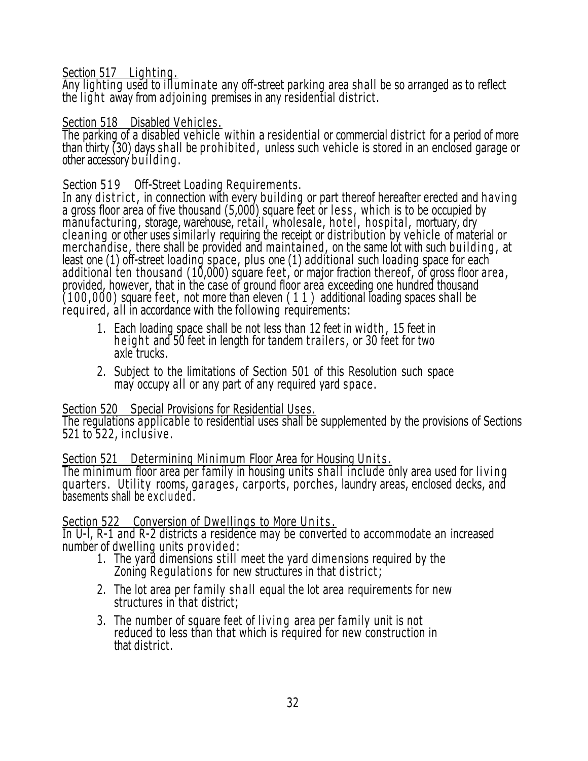Section 517 Lighting.

Any lighting used to illuminate any off-street parking area shall be so arranged as to reflect the light away from adjoining premises in any residential district.

Section 518 Disabled Vehicles.

The parking of a disabled vehicle within a residential or commercial district for a period of more than thirty (30) days shall be prohibited, unless such vehicle is stored in an enclosed garage or other accessory building.

Section 519 Off-Street Loading Requirements.

In any district, in connection with every building or part thereof hereafter erected and having a gross floor area of five thousand (5,000) square feet or less, which is to be occupied by manufacturing, storage, warehouse, retail, wholesale, hotel, hospital, mortuary, dry cleaning or other uses similarly requiring the receipt or distribution by vehicle of material or merchandise, there shall be provided and maintained, on the same lot with such building, at least one (1) off-street loading space, plus one (1) additional such loading space for each additional ten thousand (10,000) square feet, or major fraction thereof, of gross floor area, provided, however, that in the case of ground floor area exceeding one hundred thousand (100,000) square feet, not more than eleven (11) additional loading spaces shall be required, all in accordance with the following requirements:

1. Each loading space shall be not less than 12 feet in width, 15 feet in height and 50 feet in length for tandem trailers, or 30 feet for two axle trucks.
2. Subject to the limitations of Section 501 of this Resolution such space may occupy all or any part of any required yard space.

Section 520 Special Provisions for Residential Uses.

The regulations applicable to residential uses shall be supplemented by the provisions of Sections 521 to 522, inclusive.

Section 521 Determining Minimum Floor Area for Housing Units.

The minimum floor area per family in housing units shall include only area used for living quarters. Utility rooms, garages, carports, porches, laundry areas, enclosed decks, and basements shall be excluded.

Section 522 Conversion of Dwellings to More Units.

In U-l, R-1 and R-2 districts a residence may be converted to accommodate an increased number of dwelling units provided:

1. The yard dimensions still meet the yard dimensions required by the Zoning Regulations for new structures in that district;
2. The lot area per family shall equal the lot area requirements for new structures in that district;
3. The number of square feet of living area per family unit is not reduced to less than that which is required for new construction in that district.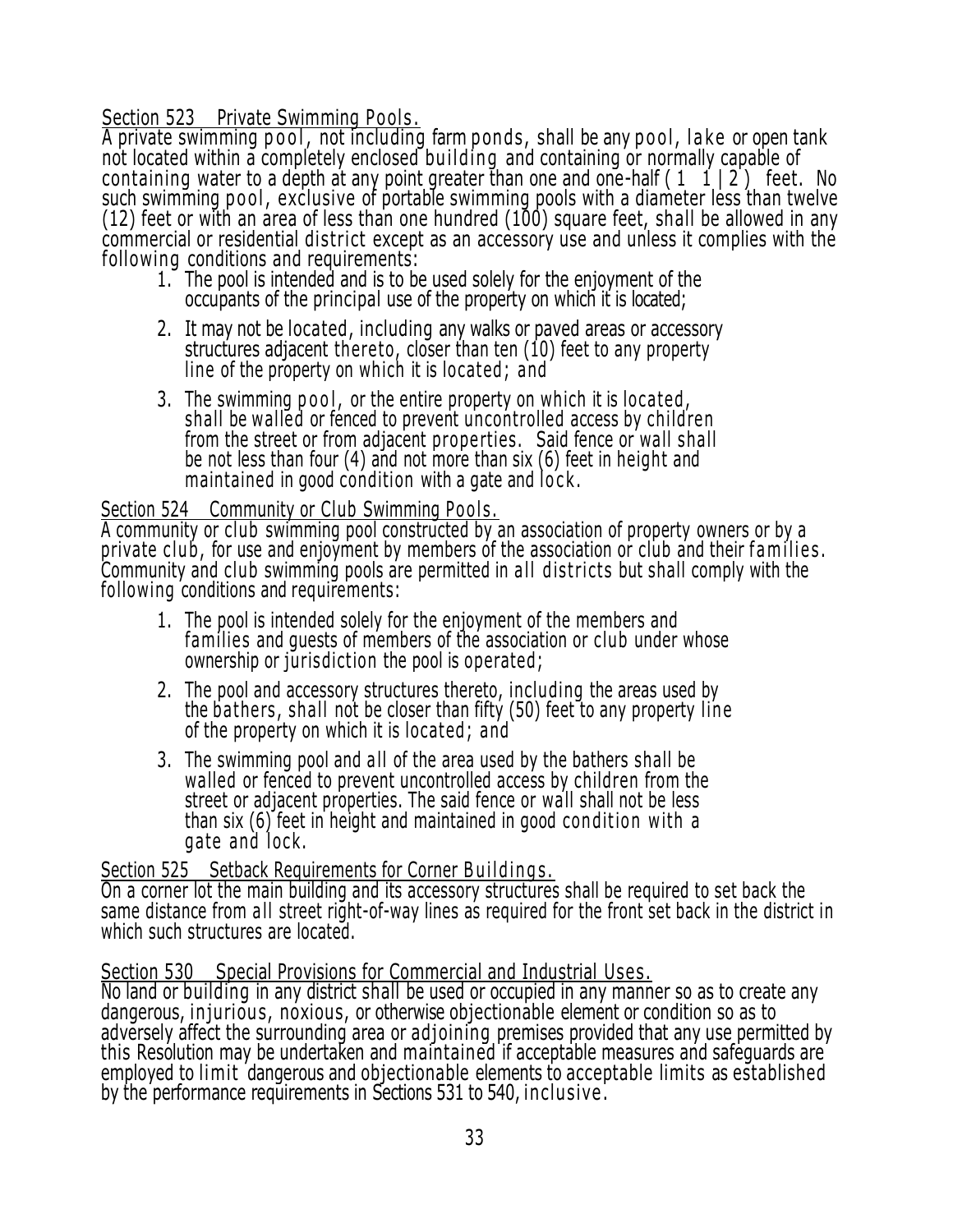## Section 523 Private Swimming Pools.

A private swimming pool, not including farm ponds, shall be any pool, lake or open tank not located within a completely enclosed building and containing or normally capable of containing water to a depth at any point greater than one and one-half ( 1 1 | 2 ) feet. No such swimming pool, exclusive of portable swimming pools with a diameter less than twelve (12) feet or with an area of less than one hundred (100) square feet, shall be allowed in any commercial or residential district except as an accessory use and unless it complies with the following conditions and requirements:

1. The pool is intended and is to be used solely for the enjoyment of the occupants of the principal use of the property on which it is located;
2. It may not be located, including any walks or paved areas or accessory structures adjacent thereto, closer than ten (10) feet to any property line of the property on which it is located; and
3. The swimming pool, or the entire property on which it is located, shall be walled or fenced to prevent uncontrolled access by children from the street or from adjacent properties. Said fence or wall shall be not less than four (4) and not more than six (6) feet in height and maintained in good condition with a gate and lock.

## Section 524 Community or Club Swimming Pools.

A community or club swimming pool constructed by an association of property owners or by a private club, for use and enjoyment by members of the association or club and their families. Community and club swimming pools are permitted in all districts but shall comply with the following conditions and requirements:

1. The pool is intended solely for the enjoyment of the members and families and guests of members of the association or club under whose ownership or jurisdiction the pool is operated;
2. The pool and accessory structures thereto, including the areas used by the bathers, shall not be closer than fifty (50) feet to any property line of the property on which it is located; and
3. The swimming pool and all of the area used by the bathers shall be walled or fenced to prevent uncontrolled access by children from the street or adjacent properties. The said fence or wall shall not be less than six (6) feet in height and maintained in good condition with a gate and lock.

## Section 525 Setback Requirements for Corner Buildings.

On a corner lot the main building and its accessory structures shall be required to set back the same distance from all street right-of-way lines as required for the front set back in the district in which such structures are located.

## Section 530 Special Provisions for Commercial and Industrial Uses.

No land or building in any district shall be used or occupied in any manner so as to create any dangerous, injurious, noxious, or otherwise objectionable element or condition so as to adversely affect the surrounding area or adjoining premises provided that any use permitted by this Resolution may be undertaken and maintained if acceptable measures and safeguards are employed to limit dangerous and objectionable elements to acceptable limits as established by the performance requirements in Sections 531 to 540, inclusive.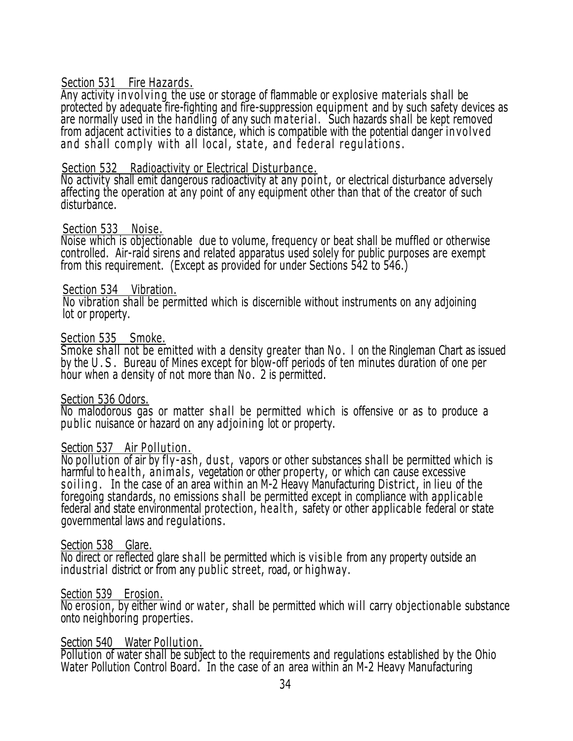Section 531 Fire Hazards.

Any activity involving the use or storage of flammable or explosive materials shall be protected by adequate fire-fighting and fire-suppression equipment and by such safety devices as are normally used in the handling of any such material. Such hazards shall be kept removed from adjacent activities to a distance, which is compatible with the potential danger involved and shall comply with all local, state, and federal regulations.

Section 532 Radioactivity or Electrical Disturbance.

No activity shall emit dangerous radioactivity at any point, or electrical disturbance adversely affecting the operation at any point of any equipment other than that of the creator of such disturbance.

Section 533 Noise.

Noise which is objectionable due to volume, frequency or beat shall be muffled or otherwise controlled. Air-raid sirens and related apparatus used solely for public purposes are exempt from this requirement. (Except as provided for under Sections 542 to 546.)

Section 534 Vibration.

No vibration shall be permitted which is discernible without instruments on any adjoining lot or property.

Section 535 Smoke.

Smoke shall not be emitted with a density greater than No. l on the Ringleman Chart as issued by the U.S. Bureau of Mines except for blow-off periods of ten minutes duration of one per hour when a density of not more than No. 2 is permitted.

Section 536 Odors.

No malodorous gas or matter shall be permitted which is offensive or as to produce a public nuisance or hazard on any adjoining lot or property.

Section 537 Air Pollution.

No pollution of air by fly-ash, dust, vapors or other substances shall be permitted which is harmful to health, animals, vegetation or other property, or which can cause excessive soiling. In the case of an area within an M-2 Heavy Manufacturing District, in lieu of the foregoing standards, no emissions shall be permitted except in compliance with applicable federal and state environmental protection, health, safety or other applicable federal or state governmental laws and regulations.

Section 538 Glare.

No direct or reflected glare shall be permitted which is visible from any property outside an industrial district or from any public street, road, or highway.

Section 539 Erosion.

No erosion, by either wind or water, shall be permitted which will carry objectionable substance onto neighboring properties.

Section 540 Water Pollution.

Pollution of water shall be subject to the requirements and regulations established by the Ohio Water Pollution Control Board. In the case of an area within an M-2 Heavy Manufacturing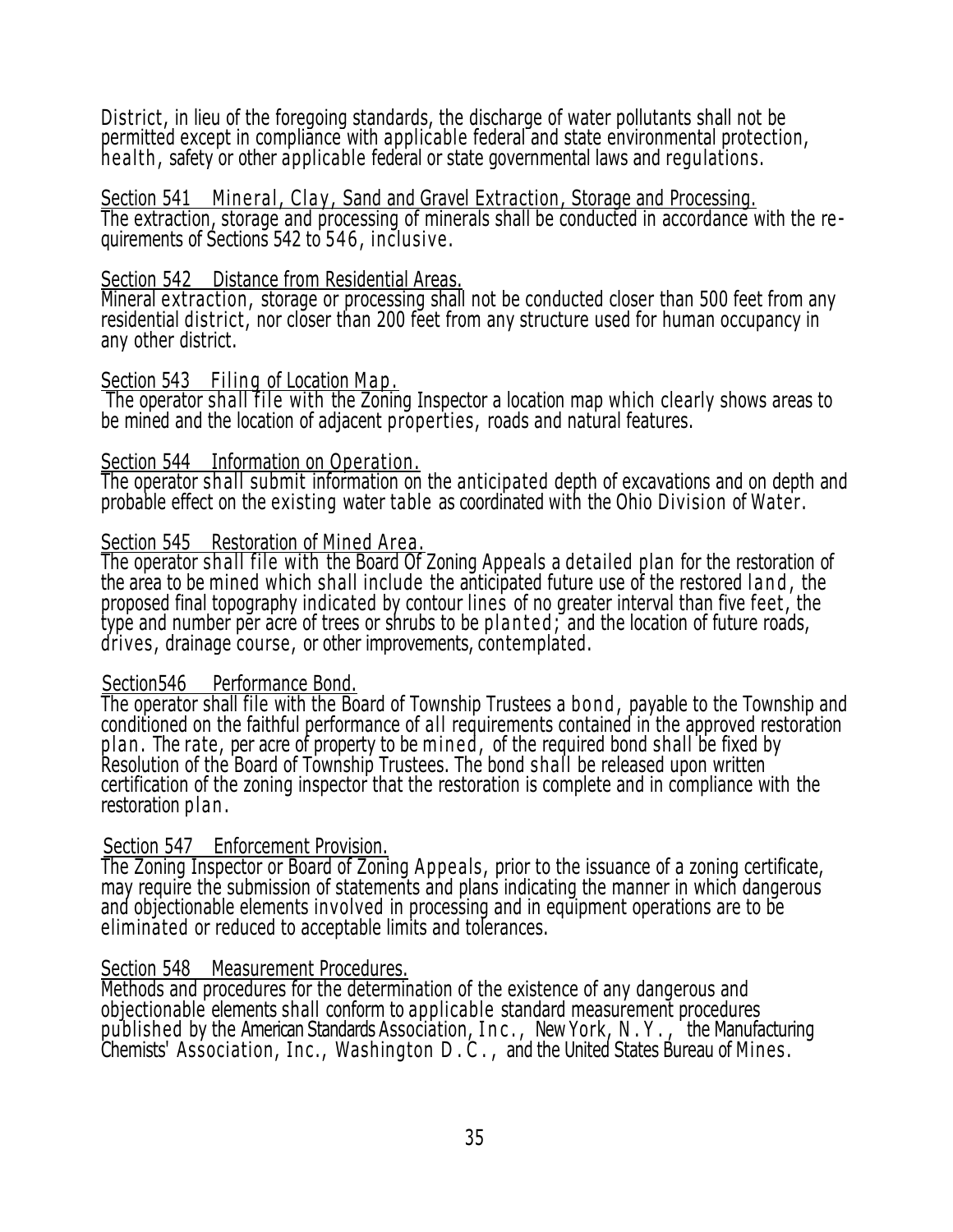District, in lieu of the foregoing standards, the discharge of water pollutants shall not be permitted except in compliance with applicable federal and state environmental protection, health, safety or other applicable federal or state governmental laws and regulations.

Section 541 Mineral, Clay, Sand and Gravel Extraction, Storage and Processing.
The extraction, storage and processing of minerals shall be conducted in accordance with the requirements of Sections 542 to 546, inclusive.

Section 542 Distance from Residential Areas.
Mineral extraction, storage or processing shall not be conducted closer than 500 feet from any residential district, nor closer than 200 feet from any structure used for human occupancy in any other district.

Section 543 Filing of Location Map.
The operator shall file with the Zoning Inspector a location map which clearly shows areas to be mined and the location of adjacent properties, roads and natural features.

Section 544 Information on Operation.
The operator shall submit information on the anticipated depth of excavations and on depth and probable effect on the existing water table as coordinated with the Ohio Division of Water.

Section 545 Restoration of Mined Area.
The operator shall file with the Board Of Zoning Appeals a detailed plan for the restoration of the area to be mined which shall include the anticipated future use of the restored land, the proposed final topography indicated by contour lines of no greater interval than five feet, the type and number per acre of trees or shrubs to be planted; and the location of future roads, drives, drainage course, or other improvements, contemplated.

Section546 Performance Bond.
The operator shall file with the Board of Township Trustees a bond, payable to the Township and conditioned on the faithful performance of all requirements contained in the approved restoration plan. The rate, per acre of property to be mined, of the required bond shall be fixed by Resolution of the Board of Township Trustees. The bond shall be released upon written certification of the zoning inspector that the restoration is complete and in compliance with the restoration plan.

Section 547 Enforcement Provision.
The Zoning Inspector or Board of Zoning Appeals, prior to the issuance of a zoning certificate, may require the submission of statements and plans indicating the manner in which dangerous and objectionable elements involved in processing and in equipment operations are to be eliminated or reduced to acceptable limits and tolerances.

Section 548 Measurement Procedures.
Methods and procedures for the determination of the existence of any dangerous and objectionable elements shall conform to applicable standard measurement procedures published by the American Standards Association, Inc., New York, N.Y., the Manufacturing Chemists' Association, Inc., Washington D.C., and the United States Bureau of Mines.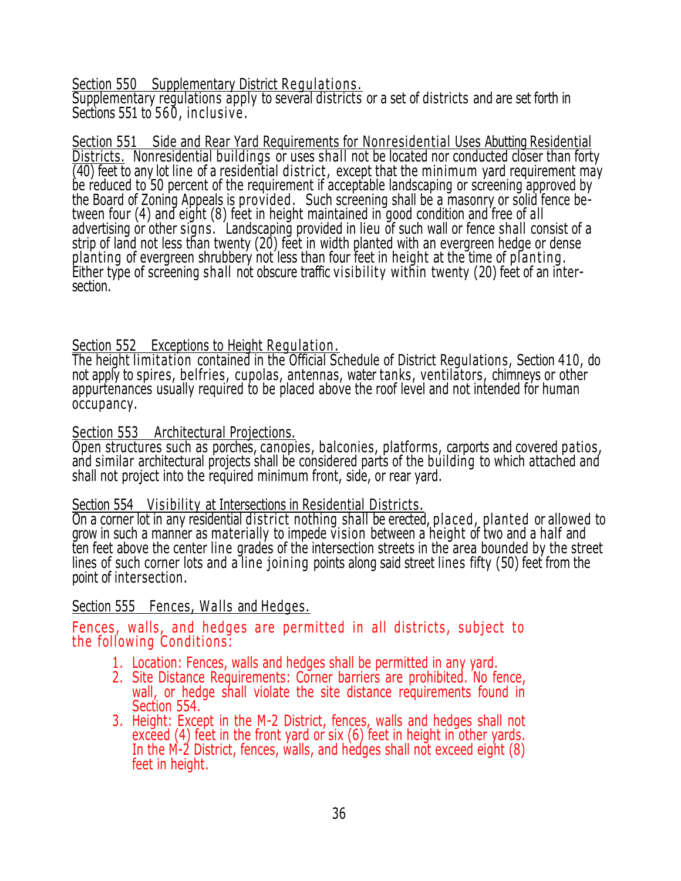Section 550 Supplementary District Regulations.
Supplementary regulations apply to several districts or a set of districts and are set forth in Sections 551 to 560, inclusive.

Section 551 Side and Rear Yard Requirements for Nonresidential Uses Abutting Residential Districts. Nonresidential buildings or uses shall not be located nor conducted closer than forty (40) feet to any lot line of a residential district, except that the minimum yard requirement may be reduced to 50 percent of the requirement if acceptable landscaping or screening approved by the Board of Zoning Appeals is provided. Such screening shall be a masonry or solid fence between four (4) and eight (8) feet in height maintained in good condition and free of all advertising or other signs. Landscaping provided in lieu of such wall or fence shall consist of a strip of land not less than twenty (20) feet in width planted with an evergreen hedge or dense planting of evergreen shrubbery not less than four feet in height at the time of planting. Either type of screening shall not obscure traffic visibility within twenty (20) feet of an intersection.

Section 552 Exceptions to Height Regulation.
The height limitation contained in the Official Schedule of District Regulations, Section 410, do not apply to spires, belfries, cupolas, antennas, water tanks, ventilators, chimneys or other appurtenances usually required to be placed above the roof level and not intended for human occupancy.

Section 553 Architectural Projections.
Open structures such as porches, canopies, balconies, platforms, carports and covered patios, and similar architectural projects shall be considered parts of the building to which attached and shall not project into the required minimum front, side, or rear yard.

Section 554 Visibility at Intersections in Residential Districts.
On a corner lot in any residential district nothing shall be erected, placed, planted or allowed to grow in such a manner as materially to impede vision between a height of two and a half and ten feet above the center line grades of the intersection streets in the area bounded by the street lines of such corner lots and a line joining points along said street lines fifty (50) feet from the point of intersection.

Section 555 Fences, Walls and Hedges.

Fences, walls, and hedges are permitted in all districts, subject to the following Conditions:

1. Location: Fences, walls and hedges shall be permitted in any yard.
2. Site Distance Requirements: Corner barriers are prohibited. No fence, wall, or hedge shall violate the site distance requirements found in Section 554.
3. Height: Except in the M-2 District, fences, walls and hedges shall not exceed (4) feet in the front yard or six (6) feet in height in other yards. In the M-2 District, fences, walls, and hedges shall not exceed eight (8) feet in height.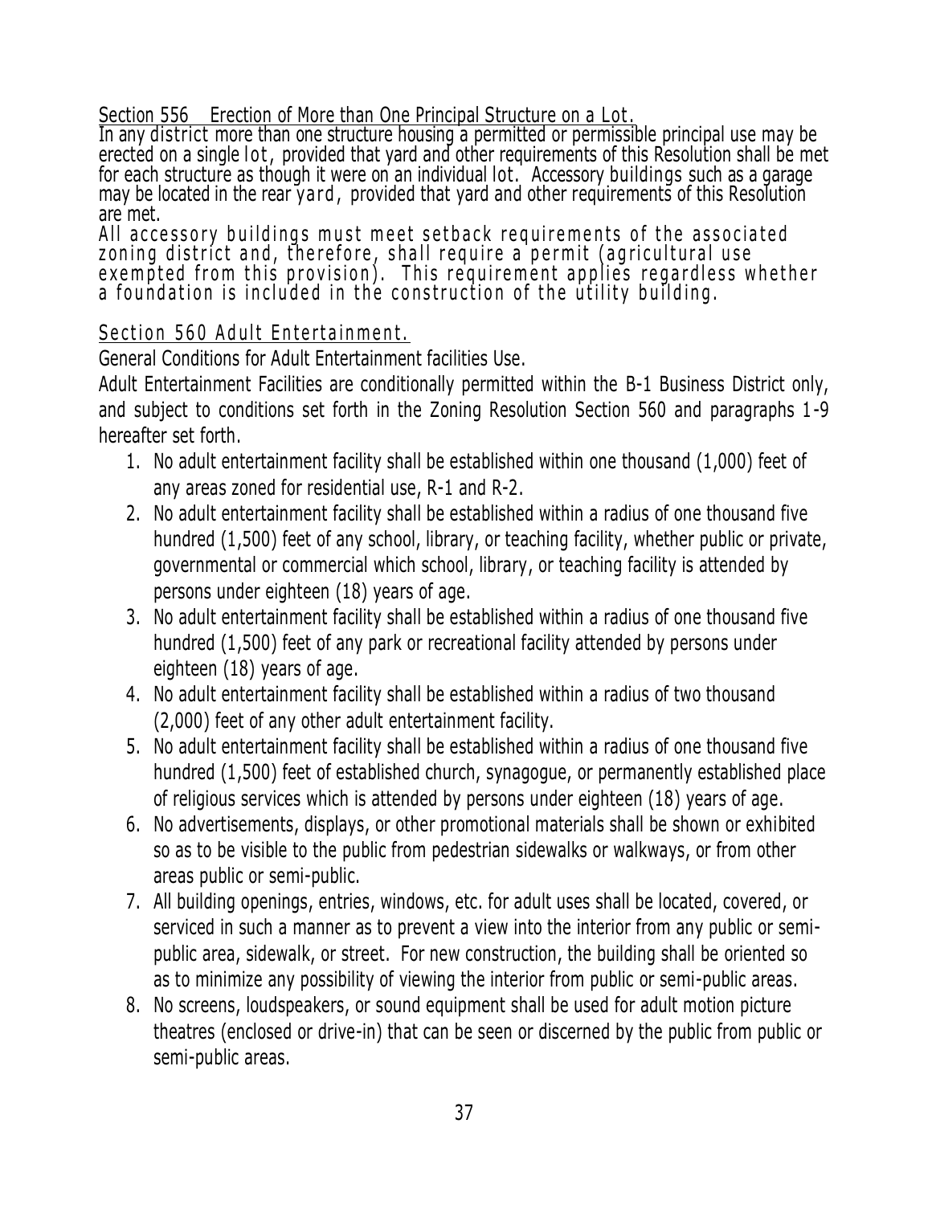<u>Section 556 Erection of More than One Principal Structure on a Lot.</u>

In any district more than one structure housing a permitted or permissible principal use may be erected on a single lot, provided that yard and other requirements of this Resolution shall be met for each structure as though it were on an individual lot. Accessory buildings such as a garage may be located in the rear yard, provided that yard and other requirements of this Resolution are met.

All accessory buildings must meet setback requirements of the associated zoning district and, therefore, shall require a permit (agricultural use exempted from this provision). This requirement applies regardless whether a foundation is included in the construction of the utility building.

<u>Section 560 Adult Entertainment.</u>

General Conditions for Adult Entertainment facilities Use.

Adult Entertainment Facilities are conditionally permitted within the B-1 Business District only, and subject to conditions set forth in the Zoning Resolution Section 560 and paragraphs 1-9 hereafter set forth.

1. No adult entertainment facility shall be established within one thousand (1,000) feet of any areas zoned for residential use, R-1 and R-2.
2. No adult entertainment facility shall be established within a radius of one thousand five hundred (1,500) feet of any school, library, or teaching facility, whether public or private, governmental or commercial which school, library, or teaching facility is attended by persons under eighteen (18) years of age.
3. No adult entertainment facility shall be established within a radius of one thousand five hundred (1,500) feet of any park or recreational facility attended by persons under eighteen (18) years of age.
4. No adult entertainment facility shall be established within a radius of two thousand (2,000) feet of any other adult entertainment facility.
5. No adult entertainment facility shall be established within a radius of one thousand five hundred (1,500) feet of established church, synagogue, or permanently established place of religious services which is attended by persons under eighteen (18) years of age.
6. No advertisements, displays, or other promotional materials shall be shown or exhibited so as to be visible to the public from pedestrian sidewalks or walkways, or from other areas public or semi-public.
7. All building openings, entries, windows, etc. for adult uses shall be located, covered, or serviced in such a manner as to prevent a view into the interior from any public or semi-public area, sidewalk, or street. For new construction, the building shall be oriented so as to minimize any possibility of viewing the interior from public or semi-public areas.
8. No screens, loudspeakers, or sound equipment shall be used for adult motion picture theatres (enclosed or drive-in) that can be seen or discerned by the public from public or semi-public areas.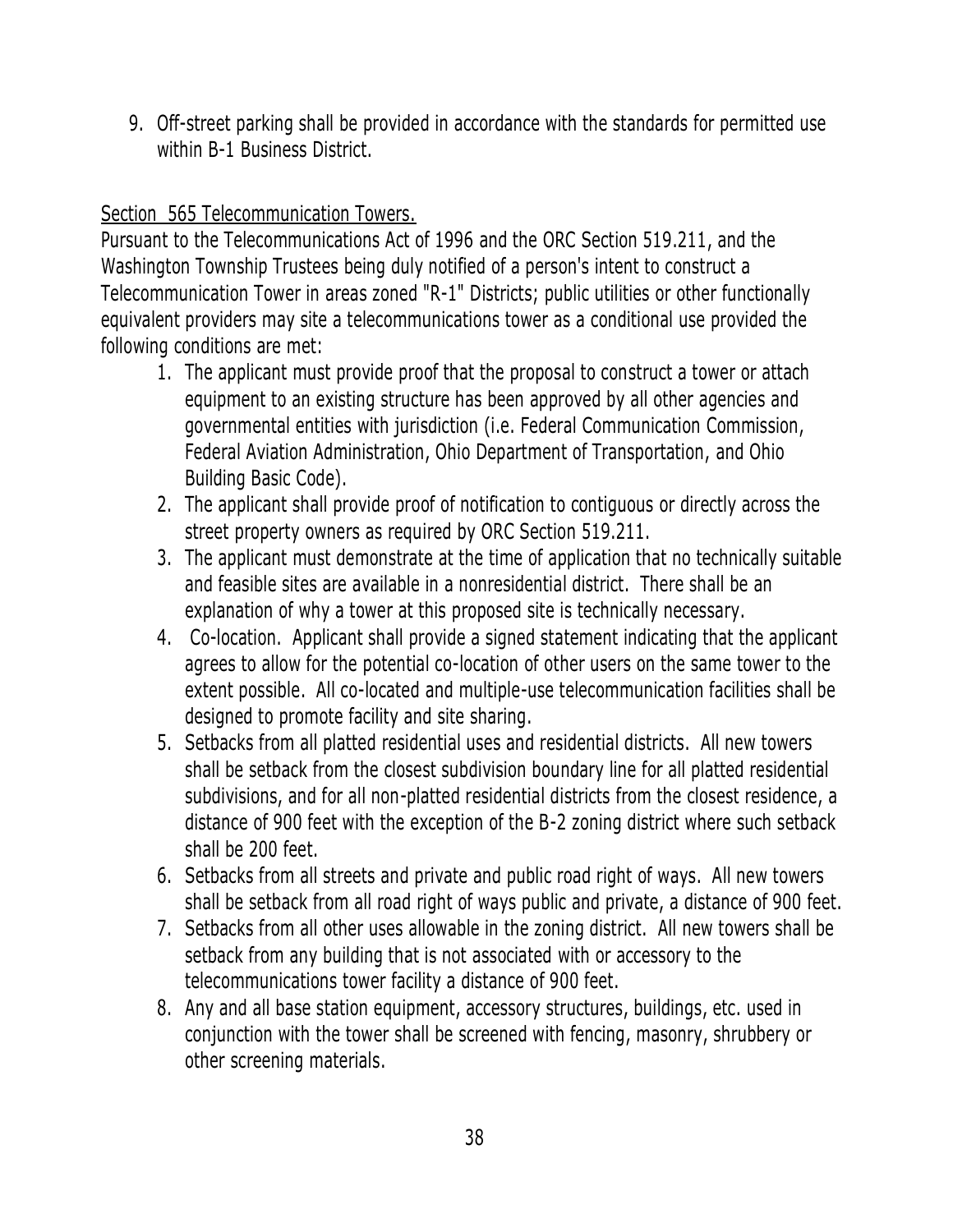9. Off-street parking shall be provided in accordance with the standards for permitted use within B-1 Business District.

Section 565 Telecommunication Towers.

Pursuant to the Telecommunications Act of 1996 and the ORC Section 519.211, and the Washington Township Trustees being duly notified of a person's intent to construct a Telecommunication Tower in areas zoned "R-1" Districts; public utilities or other functionally equivalent providers may site a telecommunications tower as a conditional use provided the following conditions are met:

1. The applicant must provide proof that the proposal to construct a tower or attach equipment to an existing structure has been approved by all other agencies and governmental entities with jurisdiction (i.e. Federal Communication Commission, Federal Aviation Administration, Ohio Department of Transportation, and Ohio Building Basic Code).
2. The applicant shall provide proof of notification to contiguous or directly across the street property owners as required by ORC Section 519.211.
3. The applicant must demonstrate at the time of application that no technically suitable and feasible sites are available in a nonresidential district. There shall be an explanation of why a tower at this proposed site is technically necessary.
4. Co-location. Applicant shall provide a signed statement indicating that the applicant agrees to allow for the potential co-location of other users on the same tower to the extent possible. All co-located and multiple-use telecommunication facilities shall be designed to promote facility and site sharing.
5. Setbacks from all platted residential uses and residential districts. All new towers shall be setback from the closest subdivision boundary line for all platted residential subdivisions, and for all non-platted residential districts from the closest residence, a distance of 900 feet with the exception of the B-2 zoning district where such setback shall be 200 feet.
6. Setbacks from all streets and private and public road right of ways. All new towers shall be setback from all road right of ways public and private, a distance of 900 feet.
7. Setbacks from all other uses allowable in the zoning district. All new towers shall be setback from any building that is not associated with or accessory to the telecommunications tower facility a distance of 900 feet.
8. Any and all base station equipment, accessory structures, buildings, etc. used in conjunction with the tower shall be screened with fencing, masonry, shrubbery or other screening materials.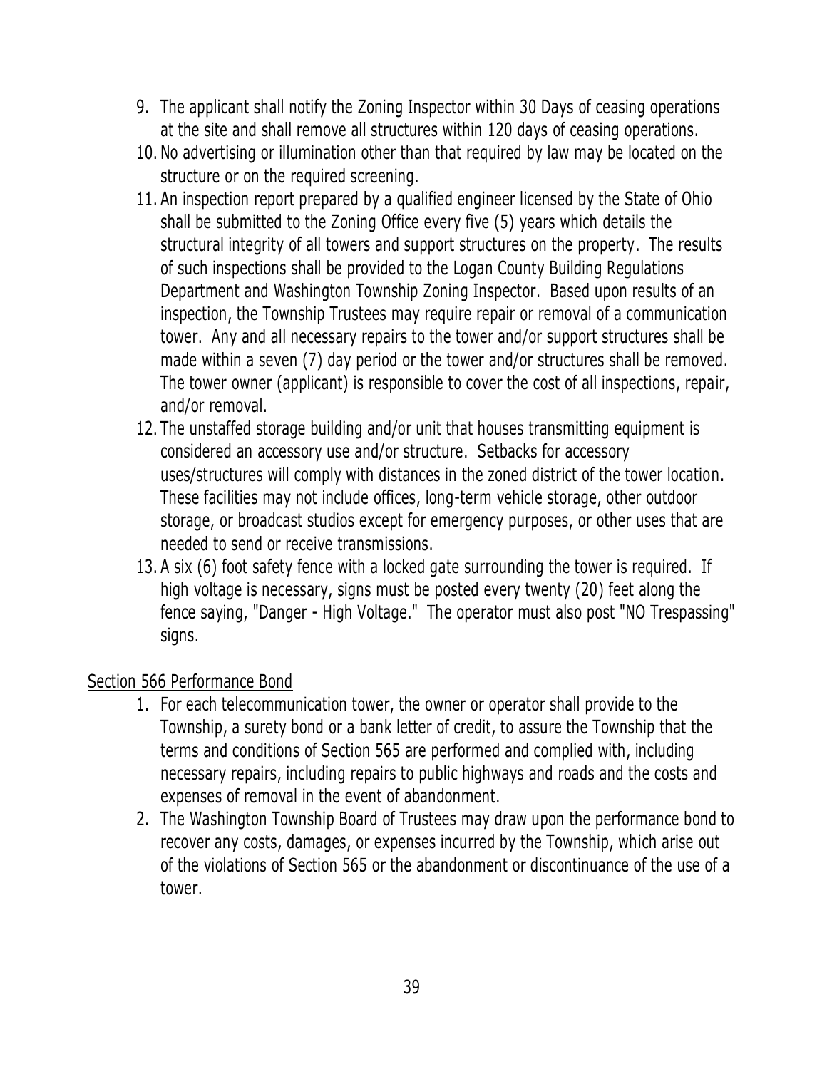9. The applicant shall notify the Zoning Inspector within 30 Days of ceasing operations at the site and shall remove all structures within 120 days of ceasing operations.
10. No advertising or illumination other than that required by law may be located on the structure or on the required screening.
11. An inspection report prepared by a qualified engineer licensed by the State of Ohio shall be submitted to the Zoning Office every five (5) years which details the structural integrity of all towers and support structures on the property. The results of such inspections shall be provided to the Logan County Building Regulations Department and Washington Township Zoning Inspector. Based upon results of an inspection, the Township Trustees may require repair or removal of a communication tower. Any and all necessary repairs to the tower and/or support structures shall be made within a seven (7) day period or the tower and/or structures shall be removed. The tower owner (applicant) is responsible to cover the cost of all inspections, repair, and/or removal.
12. The unstaffed storage building and/or unit that houses transmitting equipment is considered an accessory use and/or structure. Setbacks for accessory uses/structures will comply with distances in the zoned district of the tower location. These facilities may not include offices, long-term vehicle storage, other outdoor storage, or broadcast studios except for emergency purposes, or other uses that are needed to send or receive transmissions.
13. A six (6) foot safety fence with a locked gate surrounding the tower is required. If high voltage is necessary, signs must be posted every twenty (20) feet along the fence saying, "Danger - High Voltage." The operator must also post "NO Trespassing" signs.

Section 566 Performance Bond

1. For each telecommunication tower, the owner or operator shall provide to the Township, a surety bond or a bank letter of credit, to assure the Township that the terms and conditions of Section 565 are performed and complied with, including necessary repairs, including repairs to public highways and roads and the costs and expenses of removal in the event of abandonment.
2. The Washington Township Board of Trustees may draw upon the performance bond to recover any costs, damages, or expenses incurred by the Township, which arise out of the violations of Section 565 or the abandonment or discontinuance of the use of a tower.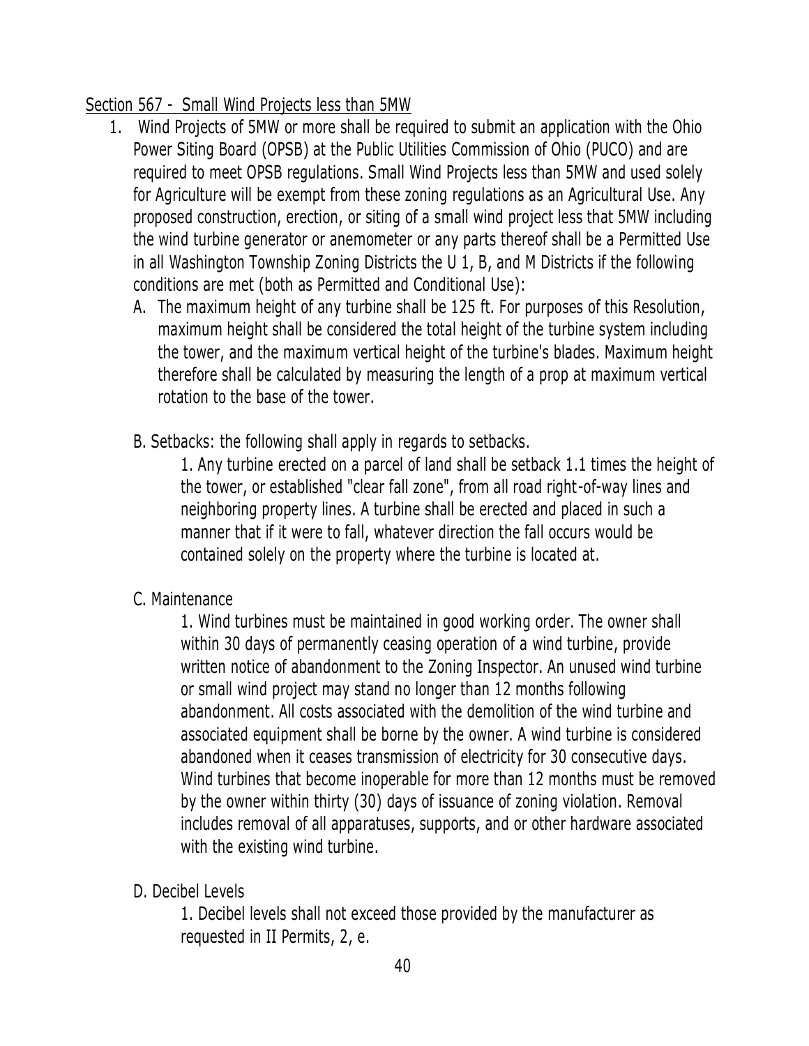<u>Section 567 - Small Wind Projects less than 5MW</u>

1. Wind Projects of 5MW or more shall be required to submit an application with the Ohio Power Siting Board (OPSB) at the Public Utilities Commission of Ohio (PUCO) and are required to meet OPSB regulations. Small Wind Projects less than 5MW and used solely for Agriculture will be exempt from these zoning regulations as an Agricultural Use. Any proposed construction, erection, or siting of a small wind project less that 5MW including the wind turbine generator or anemometer or any parts thereof shall be a Permitted Use in all Washington Township Zoning Districts the U 1, B, and M Districts if the following conditions are met (both as Permitted and Conditional Use):

   A. The maximum height of any turbine shall be 125 ft. For purposes of this Resolution, maximum height shall be considered the total height of the turbine system including the tower, and the maximum vertical height of the turbine's blades. Maximum height therefore shall be calculated by measuring the length of a prop at maximum vertical rotation to the base of the tower.

   B. Setbacks: the following shall apply in regards to setbacks.

      1. Any turbine erected on a parcel of land shall be setback 1.1 times the height of the tower, or established "clear fall zone", from all road right-of-way lines and neighboring property lines. A turbine shall be erected and placed in such a manner that if it were to fall, whatever direction the fall occurs would be contained solely on the property where the turbine is located at.

   C. Maintenance

      1. Wind turbines must be maintained in good working order. The owner shall within 30 days of permanently ceasing operation of a wind turbine, provide written notice of abandonment to the Zoning Inspector. An unused wind turbine or small wind project may stand no longer than 12 months following abandonment. All costs associated with the demolition of the wind turbine and associated equipment shall be borne by the owner. A wind turbine is considered abandoned when it ceases transmission of electricity for 30 consecutive days. Wind turbines that become inoperable for more than 12 months must be removed by the owner within thirty (30) days of issuance of zoning violation. Removal includes removal of all apparatuses, supports, and or other hardware associated with the existing wind turbine.

   D. Decibel Levels

      1. Decibel levels shall not exceed those provided by the manufacturer as requested in II Permits, 2, e.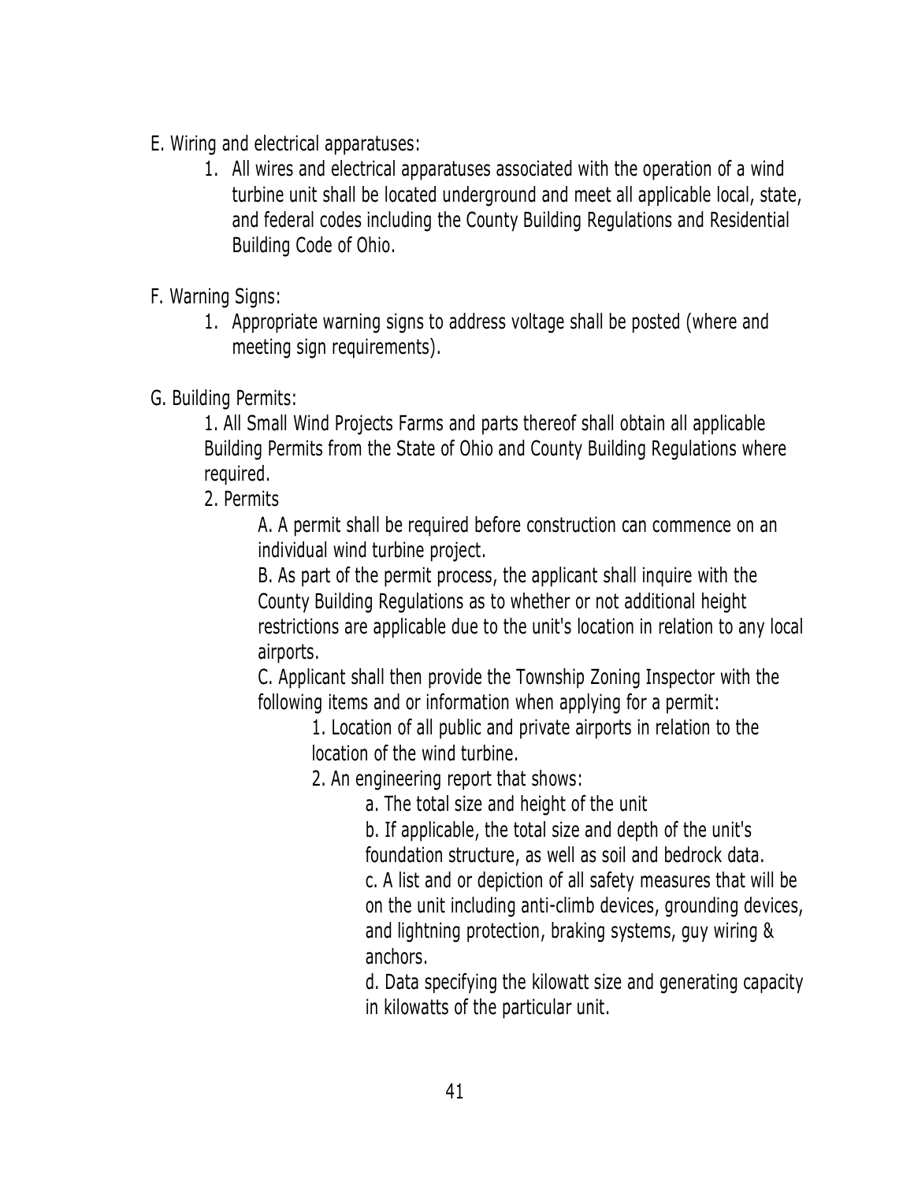E. Wiring and electrical apparatuses:

1. All wires and electrical apparatuses associated with the operation of a wind turbine unit shall be located underground and meet all applicable local, state, and federal codes including the County Building Regulations and Residential Building Code of Ohio.

F. Warning Signs:

1. Appropriate warning signs to address voltage shall be posted (where and meeting sign requirements).

G. Building Permits:

1. All Small Wind Projects Farms and parts thereof shall obtain all applicable Building Permits from the State of Ohio and County Building Regulations where required.

2. Permits

   A. A permit shall be required before construction can commence on an individual wind turbine project.

   B. As part of the permit process, the applicant shall inquire with the County Building Regulations as to whether or not additional height restrictions are applicable due to the unit's location in relation to any local airports.

   C. Applicant shall then provide the Township Zoning Inspector with the following items and or information when applying for a permit:

      1. Location of all public and private airports in relation to the location of the wind turbine.

      2. An engineering report that shows:

         a. The total size and height of the unit

         b. If applicable, the total size and depth of the unit's foundation structure, as well as soil and bedrock data.

         c. A list and or depiction of all safety measures that will be on the unit including anti-climb devices, grounding devices, and lightning protection, braking systems, guy wiring & anchors.

         d. Data specifying the kilowatt size and generating capacity in kilowatts of the particular unit.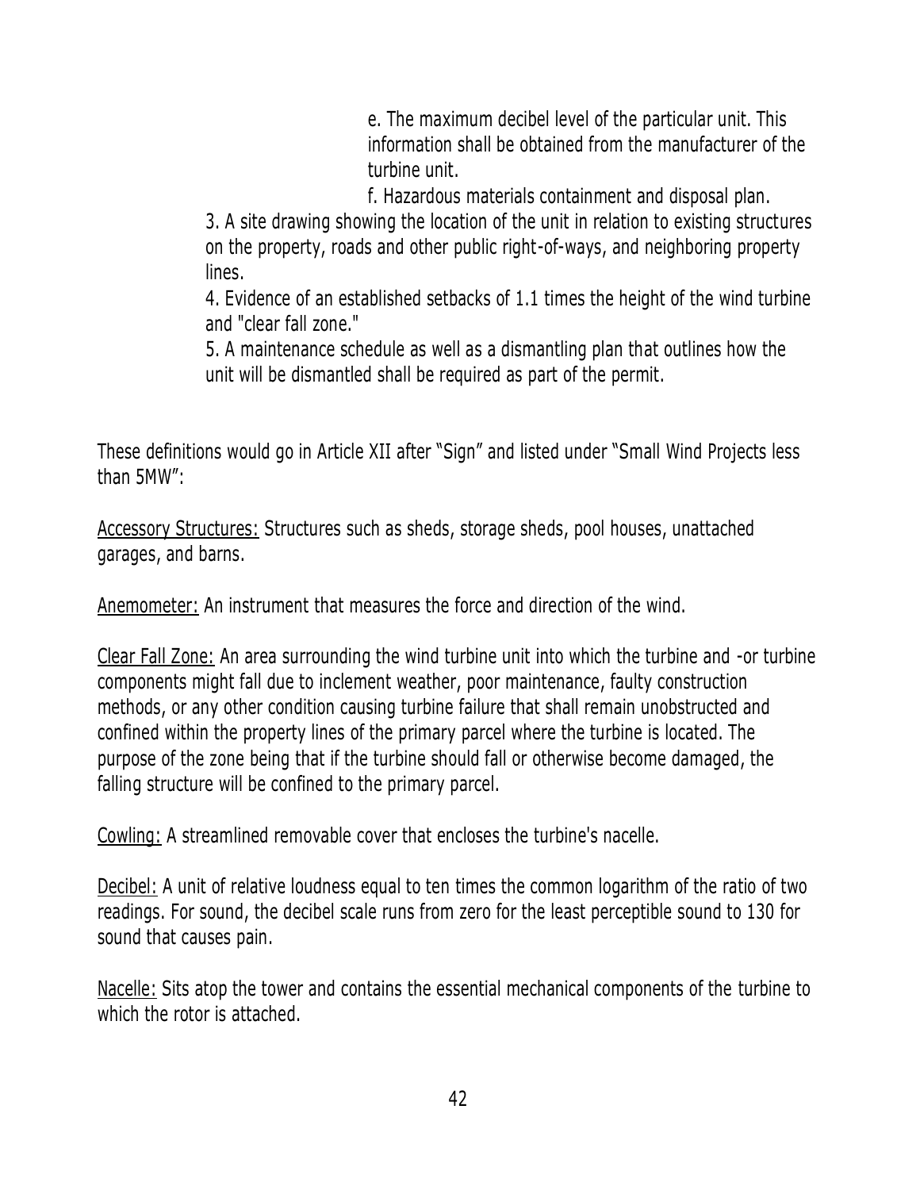e. The maximum decibel level of the particular unit. This information shall be obtained from the manufacturer of the turbine unit.

f. Hazardous materials containment and disposal plan.

3. A site drawing showing the location of the unit in relation to existing structures on the property, roads and other public right-of-ways, and neighboring property lines.
4. Evidence of an established setbacks of 1.1 times the height of the wind turbine and "clear fall zone."
5. A maintenance schedule as well as a dismantling plan that outlines how the unit will be dismantled shall be required as part of the permit.

These definitions would go in Article XII after "Sign" and listed under "Small Wind Projects less than 5MW":

<u>Accessory Structures:</u> Structures such as sheds, storage sheds, pool houses, unattached garages, and barns.

<u>Anemometer:</u> An instrument that measures the force and direction of the wind.

<u>Clear Fall Zone:</u> An area surrounding the wind turbine unit into which the turbine and -or turbine components might fall due to inclement weather, poor maintenance, faulty construction methods, or any other condition causing turbine failure that shall remain unobstructed and confined within the property lines of the primary parcel where the turbine is located. The purpose of the zone being that if the turbine should fall or otherwise become damaged, the falling structure will be confined to the primary parcel.

<u>Cowling:</u> A streamlined removable cover that encloses the turbine's nacelle.

<u>Decibel:</u> A unit of relative loudness equal to ten times the common logarithm of the ratio of two readings. For sound, the decibel scale runs from zero for the least perceptible sound to 130 for sound that causes pain.

<u>Nacelle:</u> Sits atop the tower and contains the essential mechanical components of the turbine to which the rotor is attached.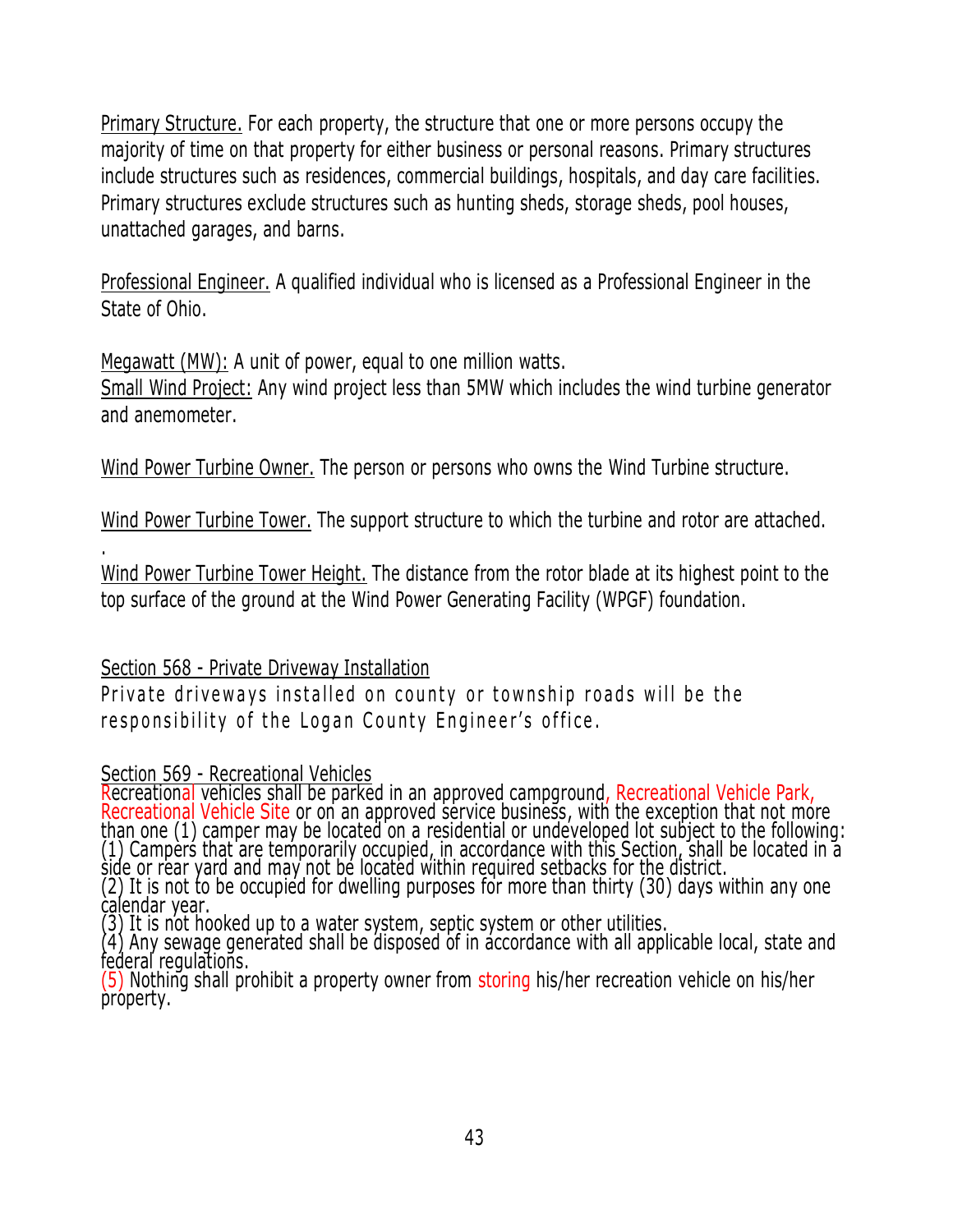Primary Structure. For each property, the structure that one or more persons occupy the majority of time on that property for either business or personal reasons. Primary structures include structures such as residences, commercial buildings, hospitals, and day care facilities. Primary structures exclude structures such as hunting sheds, storage sheds, pool houses, unattached garages, and barns.

Professional Engineer. A qualified individual who is licensed as a Professional Engineer in the State of Ohio.

Megawatt (MW): A unit of power, equal to one million watts.
Small Wind Project: Any wind project less than 5MW which includes the wind turbine generator and anemometer.

Wind Power Turbine Owner. The person or persons who owns the Wind Turbine structure.

Wind Power Turbine Tower. The support structure to which the turbine and rotor are attached.

.
Wind Power Turbine Tower Height. The distance from the rotor blade at its highest point to the top surface of the ground at the Wind Power Generating Facility (WPGF) foundation.

## Section 568 - Private Driveway Installation

Private driveways installed on county or township roads will be the responsibility of the Logan County Engineer's office.

## Section 569 - Recreational Vehicles

Recreational vehicles shall be parked in an approved campground, Recreational Vehicle Park, Recreational Vehicle Site or on an approved service business, with the exception that not more than one (1) camper may be located on a residential or undeveloped lot subject to the following:
(1) Campers that are temporarily occupied, in accordance with this Section, shall be located in a side or rear yard and may not be located within required setbacks for the district.
(2) It is not to be occupied for dwelling purposes for more than thirty (30) days within any one calendar year.
(3) It is not hooked up to a water system, septic system or other utilities.
(4) Any sewage generated shall be disposed of in accordance with all applicable local, state and federal regulations.
(5) Nothing shall prohibit a property owner from storing his/her recreation vehicle on his/her property.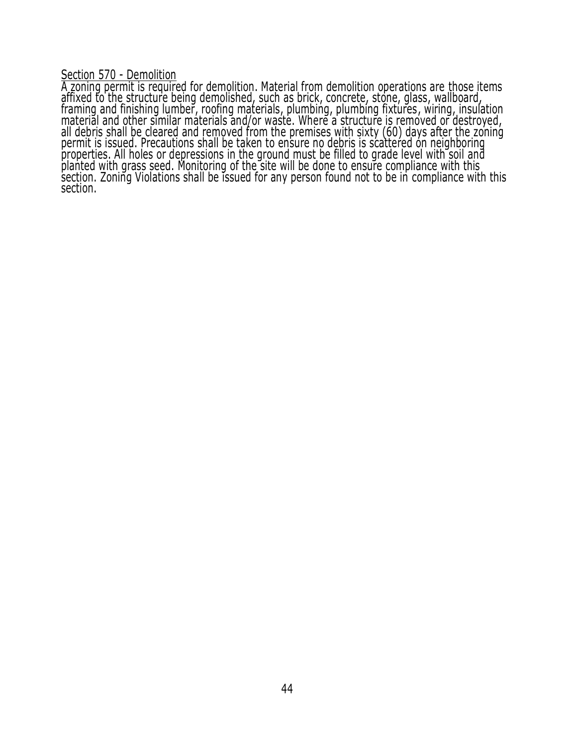## Section 570 - Demolition

A zoning permit is required for demolition. Material from demolition operations are those items affixed to the structure being demolished, such as brick, concrete, stone, glass, wallboard, framing and finishing lumber, roofing materials, plumbing, plumbing fixtures, wiring, insulation material and other similar materials and/or waste. Where a structure is removed or destroyed, all debris shall be cleared and removed from the premises with sixty (60) days after the zoning permit is issued. Precautions shall be taken to ensure no debris is scattered on neighboring properties. All holes or depressions in the ground must be filled to grade level with soil and planted with grass seed. Monitoring of the site will be done to ensure compliance with this section. Zoning Violations shall be issued for any person found not to be in compliance with this section.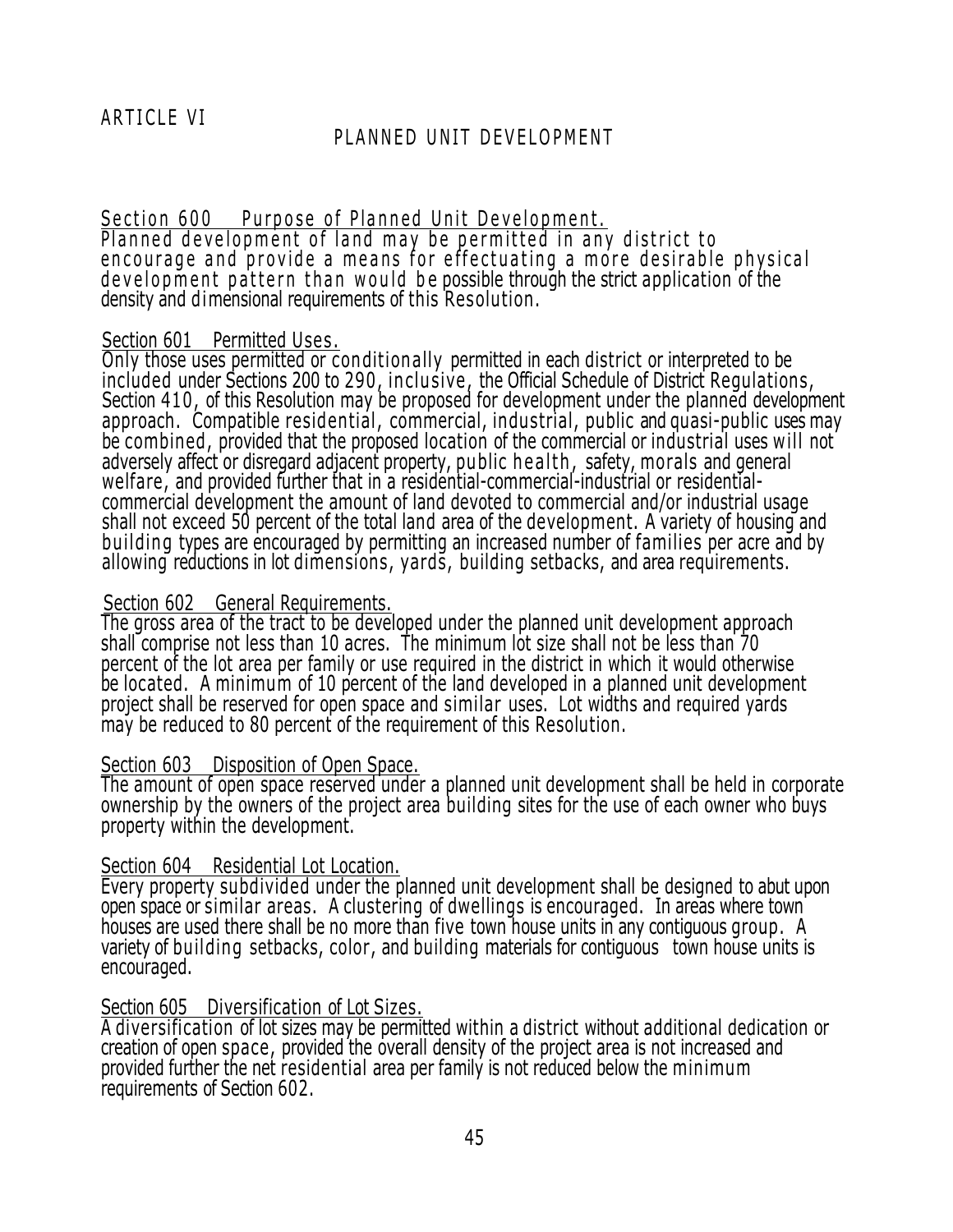# ARTICLE VI

## PLANNED UNIT DEVELOPMENT

### Section 600 Purpose of Planned Unit Development.

Planned development of land may be permitted in any district to encourage and provide a means for effectuating a more desirable physical development pattern than would be possible through the strict application of the density and dimensional requirements of this Resolution.

### Section 601 Permitted Uses.

Only those uses permitted or conditionally permitted in each district or interpreted to be included under Sections 200 to 290, inclusive, the Official Schedule of District Regulations, Section 410, of this Resolution may be proposed for development under the planned development approach. Compatible residential, commercial, industrial, public and quasi-public uses may be combined, provided that the proposed location of the commercial or industrial uses will not adversely affect or disregard adjacent property, public health, safety, morals and general welfare, and provided further that in a residential-commercial-industrial or residential-commercial development the amount of land devoted to commercial and/or industrial usage shall not exceed 50 percent of the total land area of the development. A variety of housing and building types are encouraged by permitting an increased number of families per acre and by allowing reductions in lot dimensions, yards, building setbacks, and area requirements.

### Section 602 General Requirements.

The gross area of the tract to be developed under the planned unit development approach shall comprise not less than 10 acres. The minimum lot size shall not be less than 70 percent of the lot area per family or use required in the district in which it would otherwise be located. A minimum of 10 percent of the land developed in a planned unit development project shall be reserved for open space and similar uses. Lot widths and required yards may be reduced to 80 percent of the requirement of this Resolution.

### Section 603 Disposition of Open Space.

The amount of open space reserved under a planned unit development shall be held in corporate ownership by the owners of the project area building sites for the use of each owner who buys property within the development.

### Section 604 Residential Lot Location.

Every property subdivided under the planned unit development shall be designed to abut upon open space or similar areas. A clustering of dwellings is encouraged. In areas where town houses are used there shall be no more than five town house units in any contiguous group. A variety of building setbacks, color, and building materials for contiguous town house units is encouraged.

### Section 605 Diversification of Lot Sizes.

A diversification of lot sizes may be permitted within a district without additional dedication or creation of open space, provided the overall density of the project area is not increased and provided further the net residential area per family is not reduced below the minimum requirements of Section 602.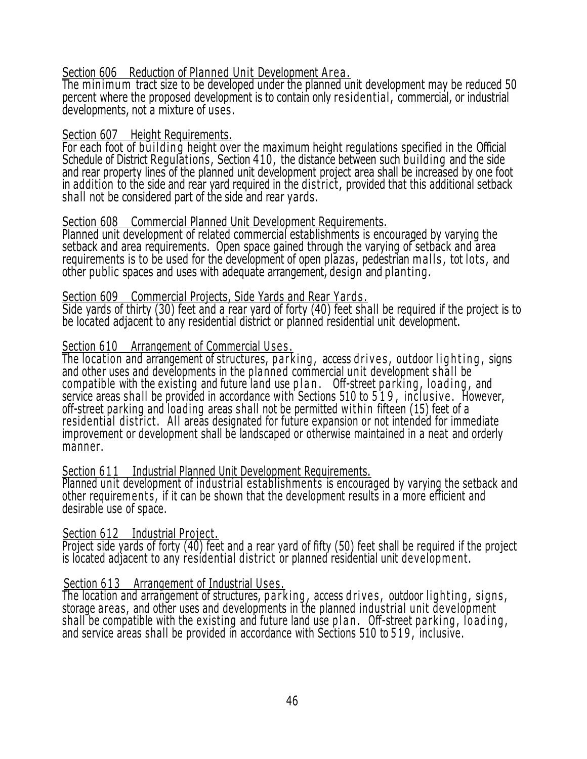Section 606 Reduction of Planned Unit Development Area.

The minimum tract size to be developed under the planned unit development may be reduced 50 percent where the proposed development is to contain only residential, commercial, or industrial developments, not a mixture of uses.

Section 607 Height Requirements.

For each foot of building height over the maximum height regulations specified in the Official Schedule of District Regulations, Section 410, the distance between such building and the side and rear property lines of the planned unit development project area shall be increased by one foot in addition to the side and rear yard required in the district, provided that this additional setback shall not be considered part of the side and rear yards.

Section 608 Commercial Planned Unit Development Requirements.

Planned unit development of related commercial establishments is encouraged by varying the setback and area requirements. Open space gained through the varying of setback and area requirements is to be used for the development of open plazas, pedestrian malls, tot lots, and other public spaces and uses with adequate arrangement, design and planting.

Section 609 Commercial Projects, Side Yards and Rear Yards.

Side yards of thirty (30) feet and a rear yard of forty (40) feet shall be required if the project is to be located adjacent to any residential district or planned residential unit development.

Section 610 Arrangement of Commercial Uses.

The location and arrangement of structures, parking, access drives, outdoor lighting, signs and other uses and developments in the planned commercial unit development shall be compatible with the existing and future land use plan. Off-street parking, loading, and service areas shall be provided in accordance with Sections 510 to 519, inclusive. However, off-street parking and loading areas shall not be permitted within fifteen (15) feet of a residential district. All areas designated for future expansion or not intended for immediate improvement or development shall be landscaped or otherwise maintained in a neat and orderly manner.

Section 611 Industrial Planned Unit Development Requirements.

Planned unit development of industrial establishments is encouraged by varying the setback and other requirements, if it can be shown that the development results in a more efficient and desirable use of space.

Section 612 Industrial Project.

Project side yards of forty (40) feet and a rear yard of fifty (50) feet shall be required if the project is located adjacent to any residential district or planned residential unit development.

Section 613 Arrangement of Industrial Uses.

The location and arrangement of structures, parking, access drives, outdoor lighting, signs, storage areas, and other uses and developments in the planned industrial unit development shall be compatible with the existing and future land use plan. Off-street parking, loading, and service areas shall be provided in accordance with Sections 510 to 519, inclusive.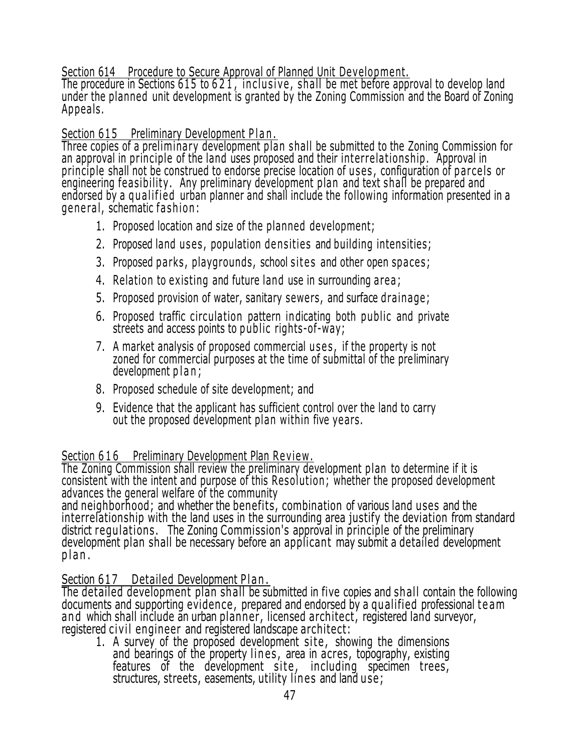## Section 614 Procedure to Secure Approval of Planned Unit Development.

The procedure in Sections 615 to 621, inclusive, shall be met before approval to develop land under the planned unit development is granted by the Zoning Commission and the Board of Zoning Appeals.

## Section 615 Preliminary Development Plan.

Three copies of a preliminary development plan shall be submitted to the Zoning Commission for an approval in principle of the land uses proposed and their interrelationship. Approval in principle shall not be construed to endorse precise location of uses, configuration of parcels or engineering feasibility. Any preliminary development plan and text shall be prepared and endorsed by a qualified urban planner and shall include the following information presented in a general, schematic fashion:

1. Proposed location and size of the planned development;
2. Proposed land uses, population densities and building intensities;
3. Proposed parks, playgrounds, school sites and other open spaces;
4. Relation to existing and future land use in surrounding area;
5. Proposed provision of water, sanitary sewers, and surface drainage;
6. Proposed traffic circulation pattern indicating both public and private streets and access points to public rights-of-way;
7. A market analysis of proposed commercial uses, if the property is not zoned for commercial purposes at the time of submittal of the preliminary development plan;
8. Proposed schedule of site development; and
9. Evidence that the applicant has sufficient control over the land to carry out the proposed development plan within five years.

## Section 616 Preliminary Development Plan Review.

The Zoning Commission shall review the preliminary development plan to determine if it is consistent with the intent and purpose of this Resolution; whether the proposed development advances the general welfare of the community and neighborhood; and whether the benefits, combination of various land uses and the interrelationship with the land uses in the surrounding area justify the deviation from standard district regulations. The Zoning Commission's approval in principle of the preliminary development plan shall be necessary before an applicant may submit a detailed development plan.

## Section 617 Detailed Development Plan.

The detailed development plan shall be submitted in five copies and shall contain the following documents and supporting evidence, prepared and endorsed by a qualified professional team and which shall include an urban planner, licensed architect, registered land surveyor, registered civil engineer and registered landscape architect:

1. A survey of the proposed development site, showing the dimensions and bearings of the property lines, area in acres, topography, existing features of the development site, including specimen trees, structures, streets, easements, utility lines and land use;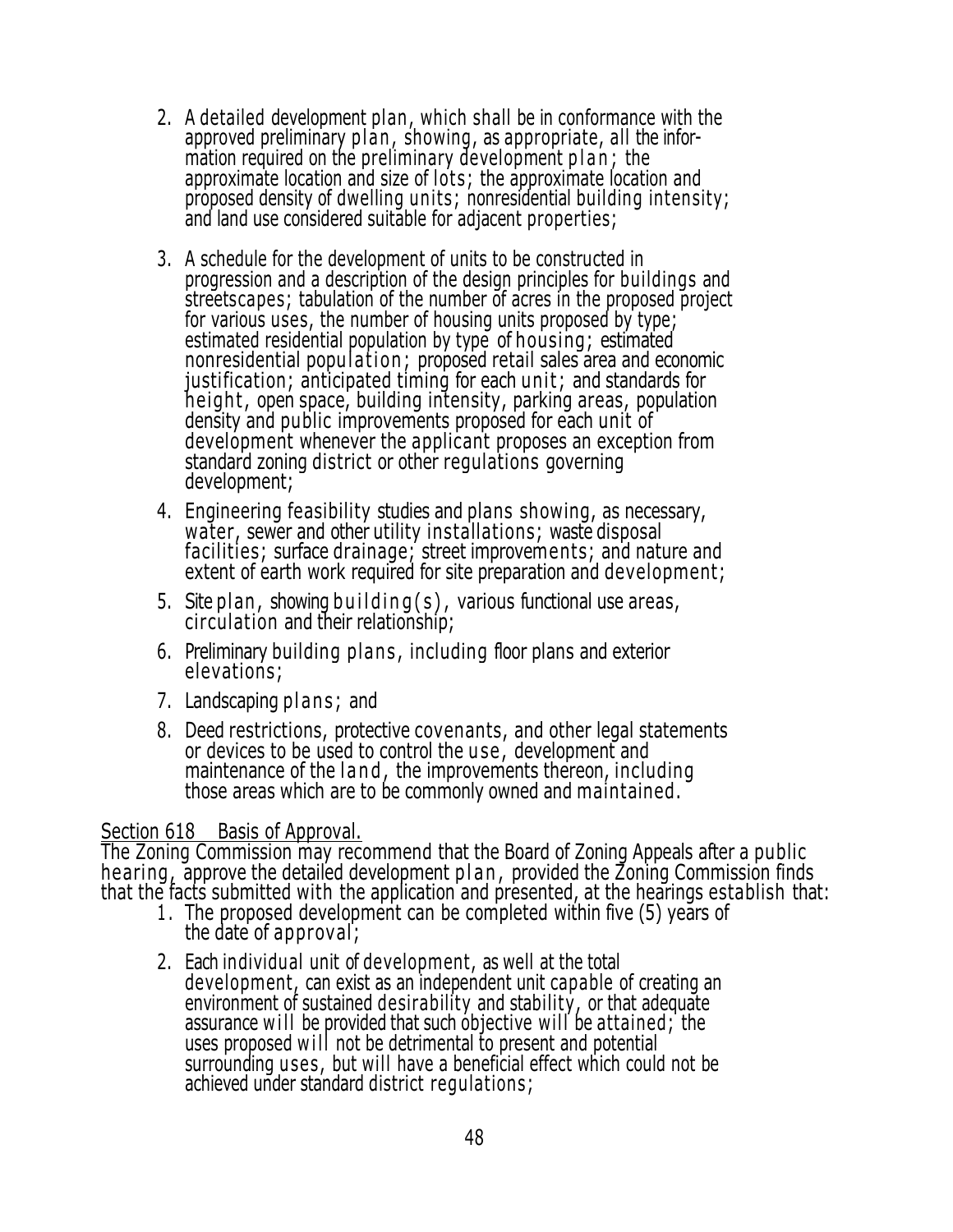2. A detailed development plan, which shall be in conformance with the approved preliminary plan, showing, as appropriate, all the information required on the preliminary development plan; the approximate location and size of lots; the approximate location and proposed density of dwelling units; nonresidential building intensity; and land use considered suitable for adjacent properties;

3. A schedule for the development of units to be constructed in progression and a description of the design principles for buildings and streetscapes; tabulation of the number of acres in the proposed project for various uses, the number of housing units proposed by type; estimated residential population by type of housing; estimated nonresidential population; proposed retail sales area and economic justification; anticipated timing for each unit; and standards for height, open space, building intensity, parking areas, population density and public improvements proposed for each unit of development whenever the applicant proposes an exception from standard zoning district or other regulations governing development;

4. Engineering feasibility studies and plans showing, as necessary, water, sewer and other utility installations; waste disposal facilities; surface drainage; street improvements; and nature and extent of earth work required for site preparation and development;

5. Site plan, showing building(s), various functional use areas, circulation and their relationship;

6. Preliminary building plans, including floor plans and exterior elevations;

7. Landscaping plans; and

8. Deed restrictions, protective covenants, and other legal statements or devices to be used to control the use, development and maintenance of the land, the improvements thereon, including those areas which are to be commonly owned and maintained.

Section 618 Basis of Approval.

The Zoning Commission may recommend that the Board of Zoning Appeals after a public hearing, approve the detailed development plan, provided the Zoning Commission finds that the facts submitted with the application and presented, at the hearings establish that:

1. The proposed development can be completed within five (5) years of the date of approval;

2. Each individual unit of development, as well at the total development, can exist as an independent unit capable of creating an environment of sustained desirability and stability, or that adequate assurance will be provided that such objective will be attained; the uses proposed will not be detrimental to present and potential surrounding uses, but will have a beneficial effect which could not be achieved under standard district regulations;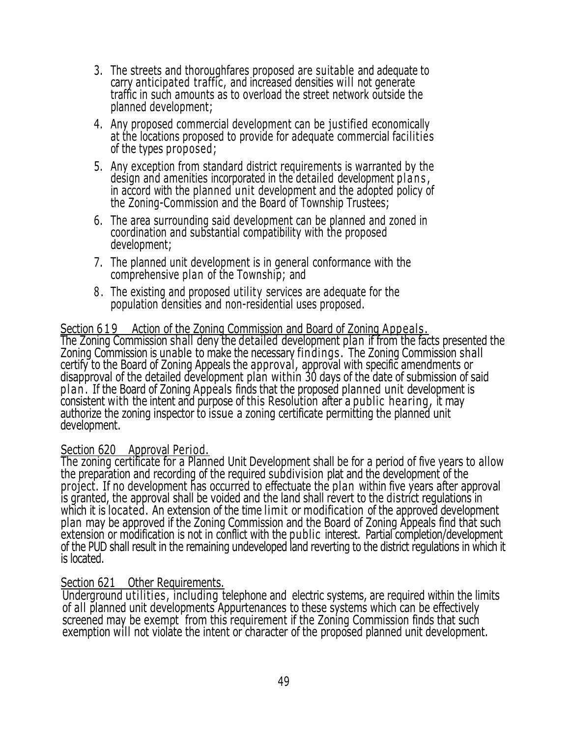3. The streets and thoroughfares proposed are suitable and adequate to carry anticipated traffic, and increased densities will not generate traffic in such amounts as to overload the street network outside the planned development;
4. Any proposed commercial development can be justified economically at the locations proposed to provide for adequate commercial facilities of the types proposed;
5. Any exception from standard district requirements is warranted by the design and amenities incorporated in the detailed development plans, in accord with the planned unit development and the adopted policy of the Zoning-Commission and the Board of Township Trustees;
6. The area surrounding said development can be planned and zoned in coordination and substantial compatibility with the proposed development;
7. The planned unit development is in general conformance with the comprehensive plan of the Township; and
8. The existing and proposed utility services are adequate for the population densities and non-residential uses proposed.

<u>Section 619 Action of the Zoning Commission and Board of Zoning Appeals.</u>
The Zoning Commission shall deny the detailed development plan if from the facts presented the Zoning Commission is unable to make the necessary findings. The Zoning Commission shall certify to the Board of Zoning Appeals the approval, approval with specific amendments or disapproval of the detailed development plan within 30 days of the date of submission of said plan. If the Board of Zoning Appeals finds that the proposed planned unit development is consistent with the intent and purpose of this Resolution after a public hearing, it may authorize the zoning inspector to issue a zoning certificate permitting the planned unit development.

<u>Section 620 Approval Period.</u>
The zoning certificate for a Planned Unit Development shall be for a period of five years to allow the preparation and recording of the required subdivision plat and the development of the project. If no development has occurred to effectuate the plan within five years after approval is granted, the approval shall be voided and the land shall revert to the district regulations in which it is located. An extension of the time limit or modification of the approved development plan may be approved if the Zoning Commission and the Board of Zoning Appeals find that such extension or modification is not in conflict with the public interest. Partial completion/development of the PUD shall result in the remaining undeveloped land reverting to the district regulations in which it is located.

<u>Section 621 Other Requirements.</u>
Underground utilities, including telephone and electric systems, are required within the limits of all planned unit developments Appurtenances to these systems which can be effectively screened may be exempt from this requirement if the Zoning Commission finds that such exemption will not violate the intent or character of the proposed planned unit development.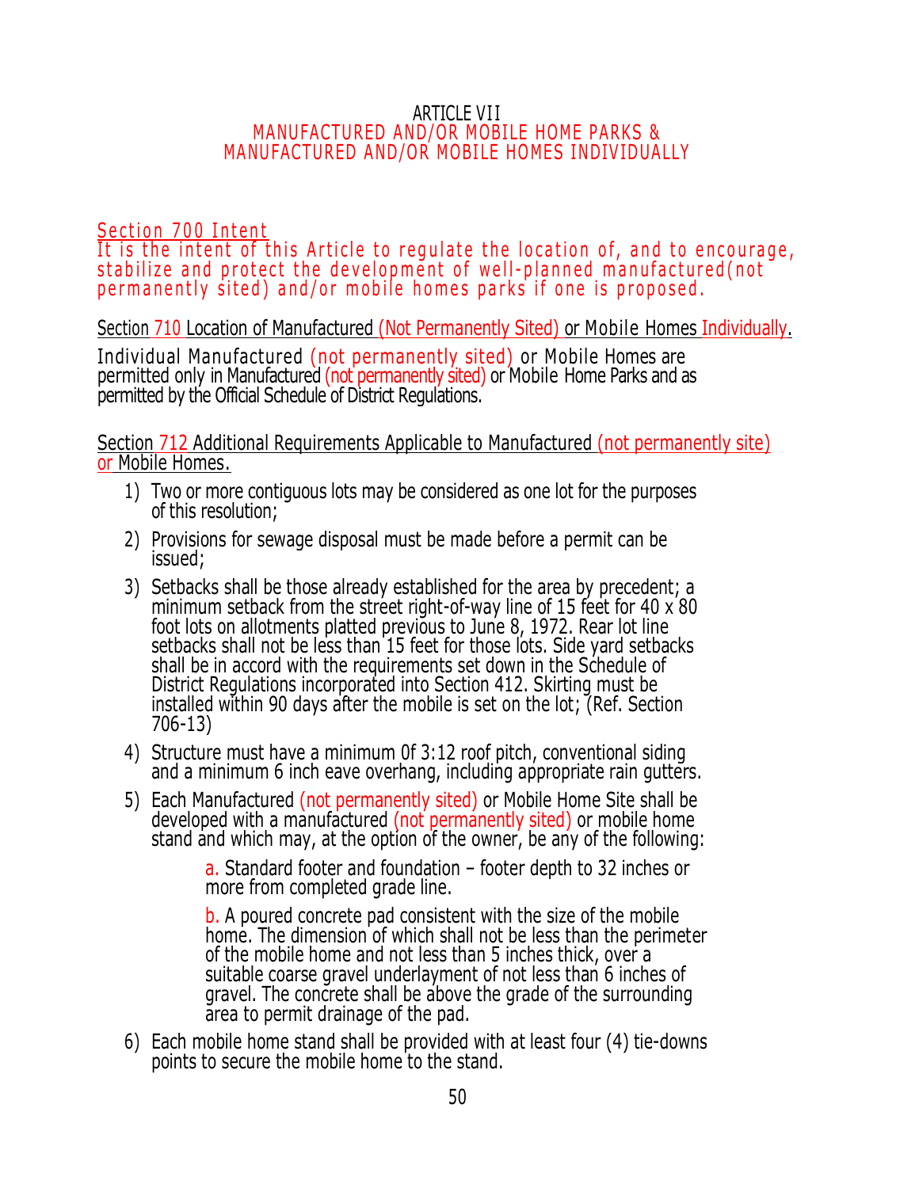# ARTICLE VII
## MANUFACTURED AND/OR MOBILE HOME PARKS & MANUFACTURED AND/OR MOBILE HOMES INDIVIDUALLY

### Section 700 Intent

It is the intent of this Article to regulate the location of, and to encourage, stabilize and protect the development of well-planned manufactured(not permanently sited) and/or mobile homes parks if one is proposed.

### Section 710 Location of Manufactured (Not Permanently Sited) or Mobile Homes Individually.

Individual Manufactured (not permanently sited) or Mobile Homes are permitted only in Manufactured (not permanently sited) or Mobile Home Parks and as permitted by the Official Schedule of District Regulations.

### Section 712 Additional Requirements Applicable to Manufactured (not permanently site) or Mobile Homes.

1) Two or more contiguous lots may be considered as one lot for the purposes of this resolution;
2) Provisions for sewage disposal must be made before a permit can be issued;
3) Setbacks shall be those already established for the area by precedent; a minimum setback from the street right-of-way line of 15 feet for 40 x 80 foot lots on allotments platted previous to June 8, 1972. Rear lot line setbacks shall not be less than 15 feet for those lots. Side yard setbacks shall be in accord with the requirements set down in the Schedule of District Regulations incorporated into Section 412. Skirting must be installed within 90 days after the mobile is set on the lot; (Ref. Section 706-13)
4) Structure must have a minimum 0f 3:12 roof pitch, conventional siding and a minimum 6 inch eave overhang, including appropriate rain gutters.
5) Each Manufactured (not permanently sited) or Mobile Home Site shall be developed with a manufactured (not permanently sited) or mobile home stand and which may, at the option of the owner, be any of the following:

   a. Standard footer and foundation – footer depth to 32 inches or more from completed grade line.

   b. A poured concrete pad consistent with the size of the mobile home. The dimension of which shall not be less than the perimeter of the mobile home and not less than 5 inches thick, over a suitable coarse gravel underlayment of not less than 6 inches of gravel. The concrete shall be above the grade of the surrounding area to permit drainage of the pad.

6) Each mobile home stand shall be provided with at least four (4) tie-downs points to secure the mobile home to the stand.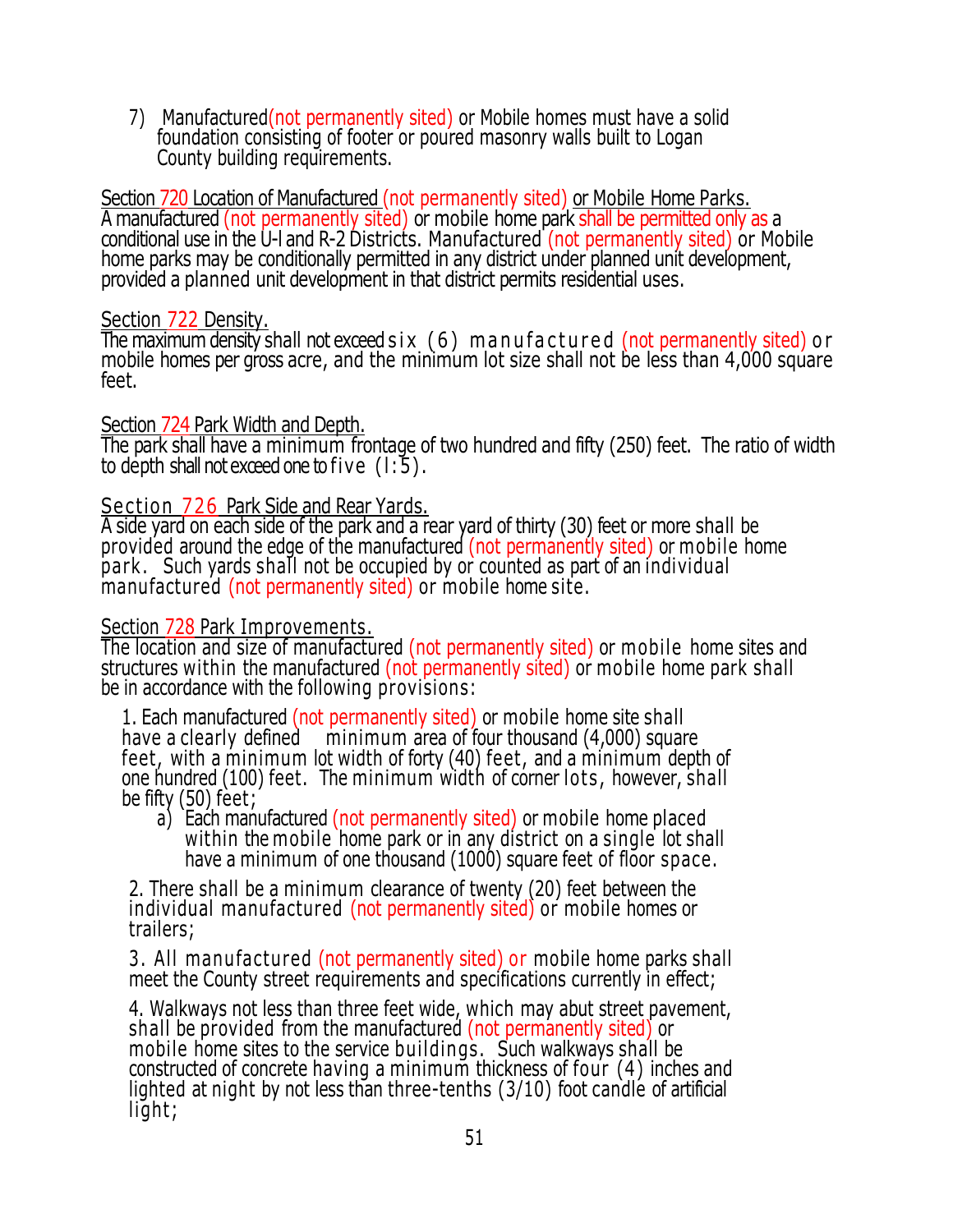7) Manufactured(not permanently sited) or Mobile homes must have a solid foundation consisting of footer or poured masonry walls built to Logan County building requirements.

Section 720 Location of Manufactured (not permanently sited) or Mobile Home Parks.
A manufactured (not permanently sited) or mobile home park shall be permitted only as a conditional use in the U-I and R-2 Districts. Manufactured (not permanently sited) or Mobile home parks may be conditionally permitted in any district under planned unit development, provided a planned unit development in that district permits residential uses.

Section 722 Density.
The maximum density shall not exceed six (6) manufactured (not permanently sited) or mobile homes per gross acre, and the minimum lot size shall not be less than 4,000 square feet.

Section 724 Park Width and Depth.
The park shall have a minimum frontage of two hundred and fifty (250) feet. The ratio of width to depth shall not exceed one to five (l:5).

Section 726 Park Side and Rear Yards.
A side yard on each side of the park and a rear yard of thirty (30) feet or more shall be provided around the edge of the manufactured (not permanently sited) or mobile home park. Such yards shall not be occupied by or counted as part of an individual manufactured (not permanently sited) or mobile home site.

Section 728 Park Improvements.
The location and size of manufactured (not permanently sited) or mobile home sites and structures within the manufactured (not permanently sited) or mobile home park shall be in accordance with the following provisions:

1. Each manufactured (not permanently sited) or mobile home site shall have a clearly defined minimum area of four thousand (4,000) square feet, with a minimum lot width of forty (40) feet, and a minimum depth of one hundred (100) feet. The minimum width of corner lots, however, shall be fifty (50) feet;
   a) Each manufactured (not permanently sited) or mobile home placed within the mobile home park or in any district on a single lot shall have a minimum of one thousand (1000) square feet of floor space.

2. There shall be a minimum clearance of twenty (20) feet between the individual manufactured (not permanently sited) or mobile homes or trailers;

3. All manufactured (not permanently sited) or mobile home parks shall meet the County street requirements and specifications currently in effect;

4. Walkways not less than three feet wide, which may abut street pavement, shall be provided from the manufactured (not permanently sited) or mobile home sites to the service buildings. Such walkways shall be constructed of concrete having a minimum thickness of four (4) inches and lighted at night by not less than three-tenths (3/10) foot candle of artificial light;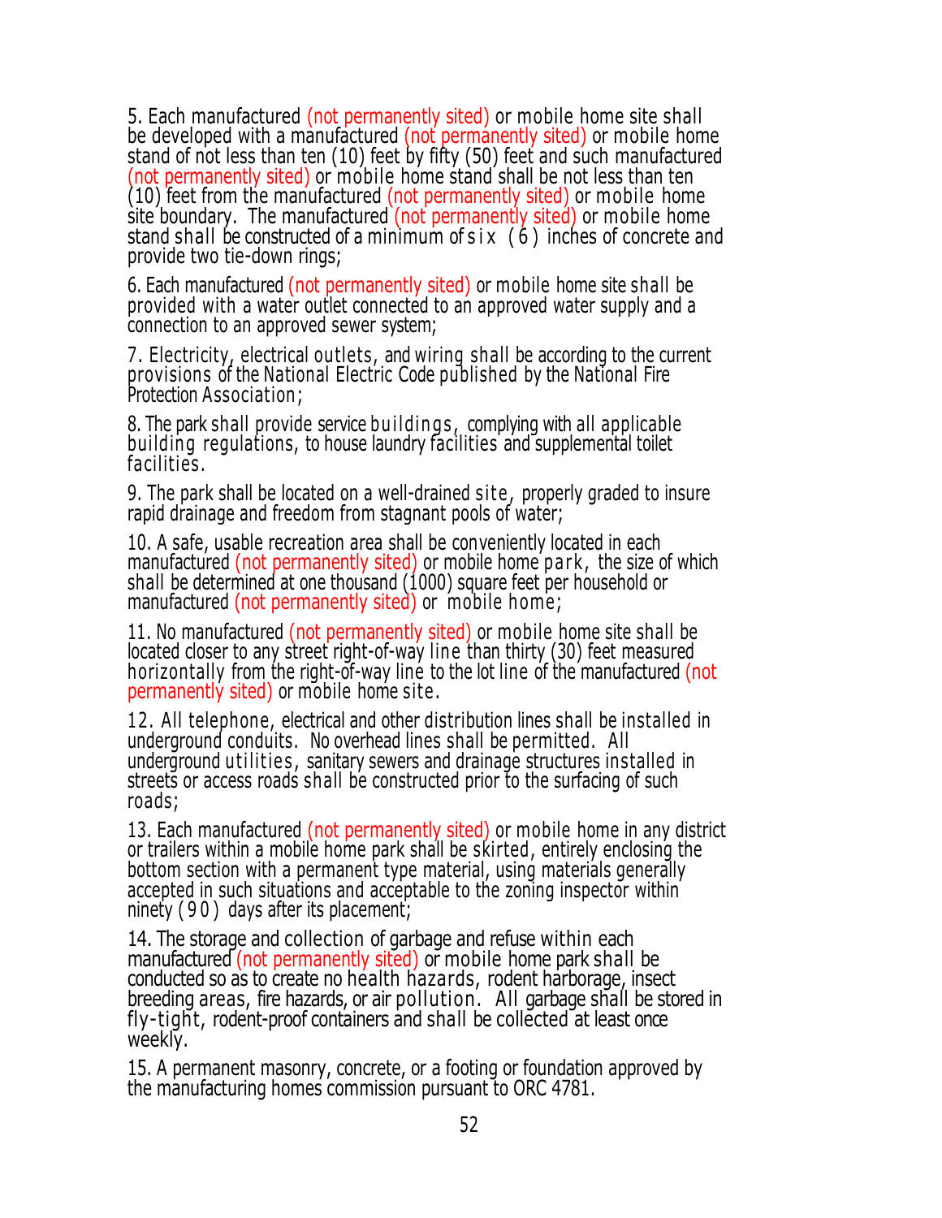5. Each manufactured (not permanently sited) or mobile home site shall be developed with a manufactured (not permanently sited) or mobile home stand of not less than ten (10) feet by fifty (50) feet and such manufactured (not permanently sited) or mobile home stand shall be not less than ten (10) feet from the manufactured (not permanently sited) or mobile home site boundary. The manufactured (not permanently sited) or mobile home stand shall be constructed of a minimum of six (6) inches of concrete and provide two tie-down rings;

6. Each manufactured (not permanently sited) or mobile home site shall be provided with a water outlet connected to an approved water supply and a connection to an approved sewer system;

7. Electricity, electrical outlets, and wiring shall be according to the current provisions of the National Electric Code published by the National Fire Protection Association;

8. The park shall provide service buildings, complying with all applicable building regulations, to house laundry facilities and supplemental toilet facilities.

9. The park shall be located on a well-drained site, properly graded to insure rapid drainage and freedom from stagnant pools of water;

10. A safe, usable recreation area shall be conveniently located in each manufactured (not permanently sited) or mobile home park, the size of which shall be determined at one thousand (1000) square feet per household or manufactured (not permanently sited) or mobile home;

11. No manufactured (not permanently sited) or mobile home site shall be located closer to any street right-of-way line than thirty (30) feet measured horizontally from the right-of-way line to the lot line of the manufactured (not permanently sited) or mobile home site.

12. All telephone, electrical and other distribution lines shall be installed in underground conduits. No overhead lines shall be permitted. All underground utilities, sanitary sewers and drainage structures installed in streets or access roads shall be constructed prior to the surfacing of such roads;

13. Each manufactured (not permanently sited) or mobile home in any district or trailers within a mobile home park shall be skirted, entirely enclosing the bottom section with a permanent type material, using materials generally accepted in such situations and acceptable to the zoning inspector within ninety (90) days after its placement;

14. The storage and collection of garbage and refuse within each manufactured (not permanently sited) or mobile home park shall be conducted so as to create no health hazards, rodent harborage, insect breeding areas, fire hazards, or air pollution. All garbage shall be stored in fly-tight, rodent-proof containers and shall be collected at least once weekly.

15. A permanent masonry, concrete, or a footing or foundation approved by the manufacturing homes commission pursuant to ORC 4781.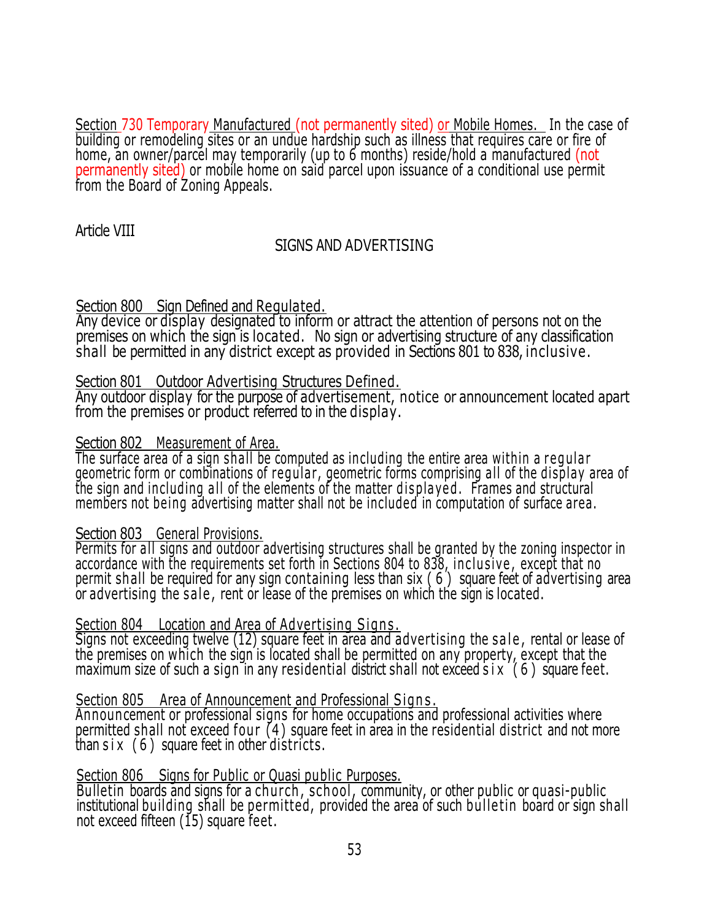Section 730 Temporary Manufactured (not permanently sited) or Mobile Homes. In the case of building or remodeling sites or an undue hardship such as illness that requires care or fire of home, an owner/parcel may temporarily (up to 6 months) reside/hold a manufactured (not permanently sited) or mobile home on said parcel upon issuance of a conditional use permit from the Board of Zoning Appeals.

Article VIII

## SIGNS AND ADVERTISING

Section 800 Sign Defined and Regulated.
Any device or display designated to inform or attract the attention of persons not on the premises on which the sign is located. No sign or advertising structure of any classification shall be permitted in any district except as provided in Sections 801 to 838, inclusive.

Section 801 Outdoor Advertising Structures Defined.
Any outdoor display for the purpose of advertisement, notice or announcement located apart from the premises or product referred to in the display.

Section 802 Measurement of Area.
The surface area of a sign shall be computed as including the entire area within a regular geometric form or combinations of regular, geometric forms comprising all of the display area of the sign and including all of the elements of the matter displayed. Frames and structural members not being advertising matter shall not be included in computation of surface area.

Section 803 General Provisions.
Permits for all signs and outdoor advertising structures shall be granted by the zoning inspector in accordance with the requirements set forth in Sections 804 to 838, inclusive, except that no permit shall be required for any sign containing less than six ( 6 ) square feet of advertising area or advertising the sale, rent or lease of the premises on which the sign is located.

Section 804 Location and Area of Advertising Signs.
Signs not exceeding twelve (12) square feet in area and advertising the sale, rental or lease of the premises on which the sign is located shall be permitted on any property, except that the maximum size of such a sign in any residential district shall not exceed six ( 6 ) square feet.

Section 805 Area of Announcement and Professional Signs.
Announcement or professional signs for home occupations and professional activities where permitted shall not exceed four (4) square feet in area in the residential district and not more than six ( 6 ) square feet in other districts.

Section 806 Signs for Public or Quasi public Purposes.
Bulletin boards and signs for a church, school, community, or other public or quasi-public institutional building shall be permitted, provided the area of such bulletin board or sign shall not exceed fifteen (15) square feet.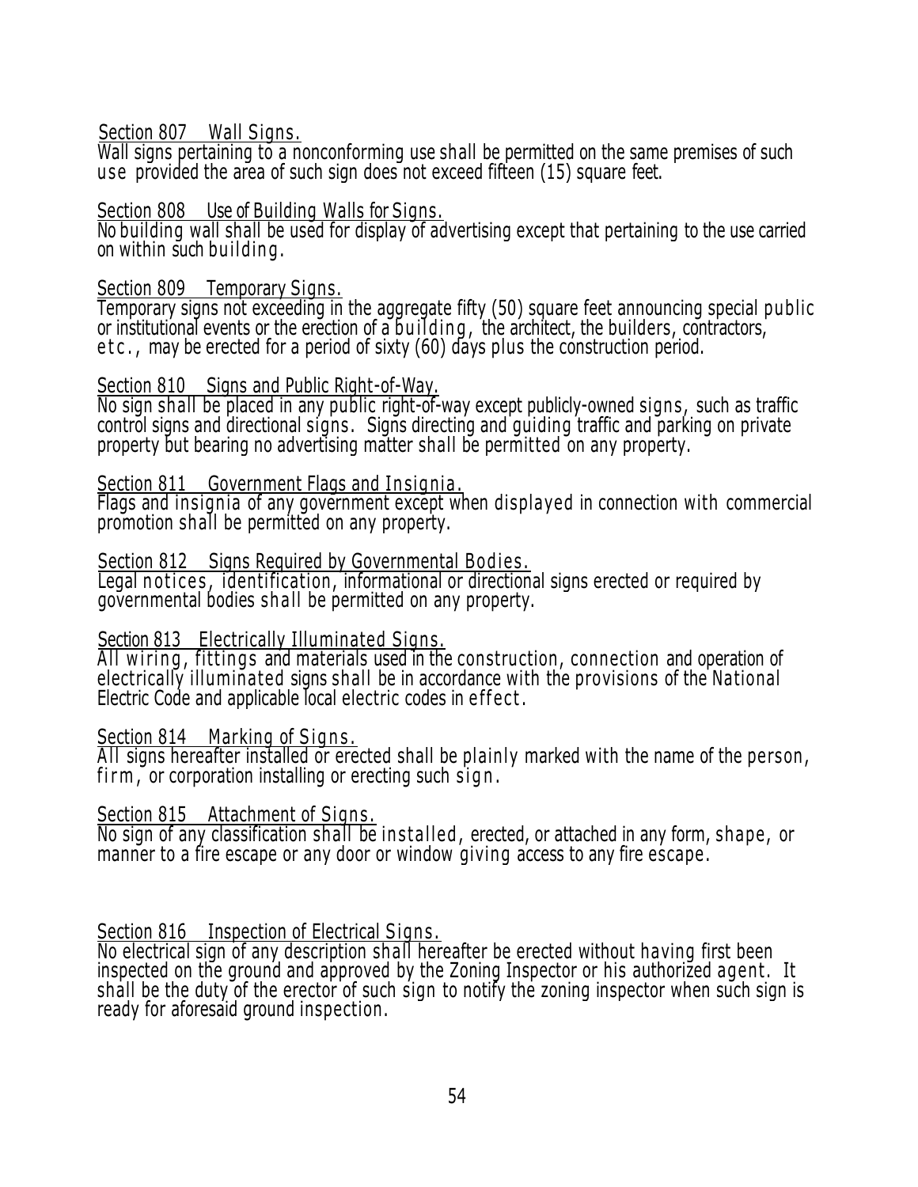<u>Section 807 Wall Signs.</u>
Wall signs pertaining to a nonconforming use shall be permitted on the same premises of such use provided the area of such sign does not exceed fifteen (15) square feet.

<u>Section 808 Use of Building Walls for Signs.</u>
No building wall shall be used for display of advertising except that pertaining to the use carried on within such building.

<u>Section 809 Temporary Signs.</u>
Temporary signs not exceeding in the aggregate fifty (50) square feet announcing special public or institutional events or the erection of a building, the architect, the builders, contractors, etc., may be erected for a period of sixty (60) days plus the construction period.

<u>Section 810 Signs and Public Right-of-Way.</u>
No sign shall be placed in any public right-of-way except publicly-owned signs, such as traffic control signs and directional signs. Signs directing and guiding traffic and parking on private property but bearing no advertising matter shall be permitted on any property.

<u>Section 811 Government Flags and Insignia.</u>
Flags and insignia of any government except when displayed in connection with commercial promotion shall be permitted on any property.

<u>Section 812 Signs Required by Governmental Bodies.</u>
Legal notices, identification, informational or directional signs erected or required by governmental bodies shall be permitted on any property.

<u>Section 813 Electrically Illuminated Signs.</u>
All wiring, fittings and materials used in the construction, connection and operation of electrically illuminated signs shall be in accordance with the provisions of the National Electric Code and applicable local electric codes in effect.

<u>Section 814 Marking of Signs.</u>
All signs hereafter installed or erected shall be plainly marked with the name of the person, firm, or corporation installing or erecting such sign.

<u>Section 815 Attachment of Signs.</u>
No sign of any classification shall be installed, erected, or attached in any form, shape, or manner to a fire escape or any door or window giving access to any fire escape.

<u>Section 816 Inspection of Electrical Signs.</u>
No electrical sign of any description shall hereafter be erected without having first been inspected on the ground and approved by the Zoning Inspector or his authorized agent. It shall be the duty of the erector of such sign to notify the zoning inspector when such sign is ready for aforesaid ground inspection.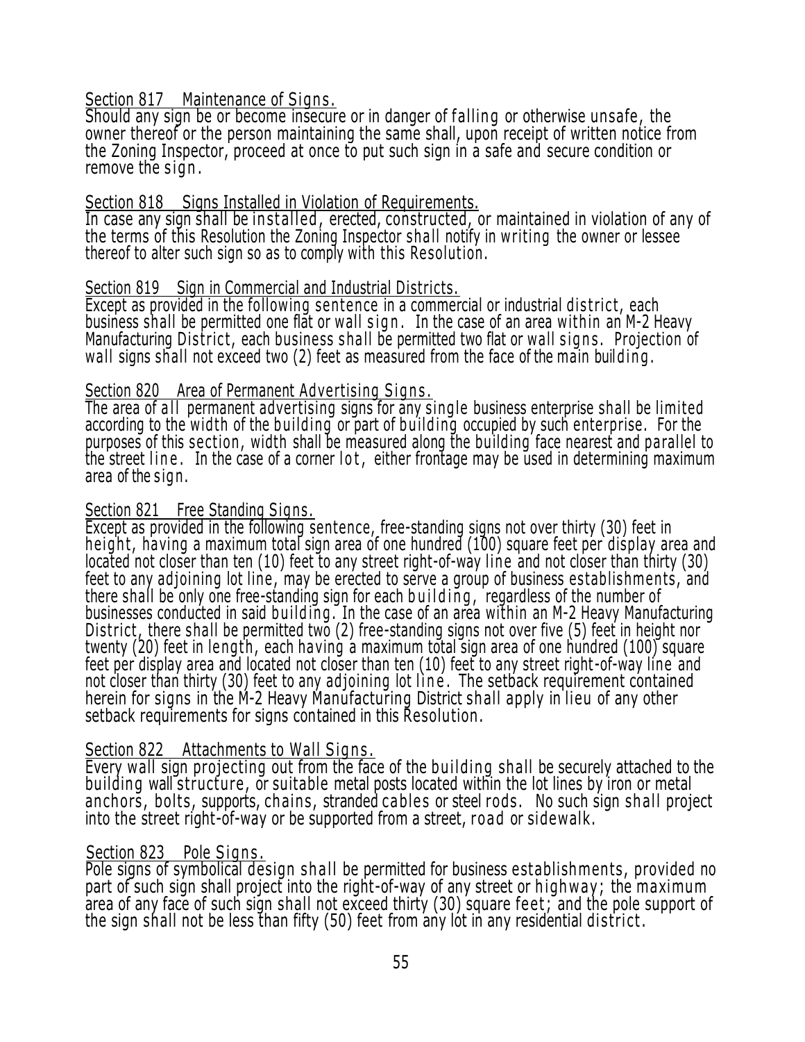<u>Section 817 Maintenance of Signs.</u>
Should any sign be or become insecure or in danger of falling or otherwise unsafe, the owner thereof or the person maintaining the same shall, upon receipt of written notice from the Zoning Inspector, proceed at once to put such sign in a safe and secure condition or remove the sign.

<u>Section 818 Signs Installed in Violation of Requirements.</u>
In case any sign shall be installed, erected, constructed, or maintained in violation of any of the terms of this Resolution the Zoning Inspector shall notify in writing the owner or lessee thereof to alter such sign so as to comply with this Resolution.

<u>Section 819 Sign in Commercial and Industrial Districts.</u>
Except as provided in the following sentence in a commercial or industrial district, each business shall be permitted one flat or wall sign. In the case of an area within an M-2 Heavy Manufacturing District, each business shall be permitted two flat or wall signs. Projection of wall signs shall not exceed two (2) feet as measured from the face of the main building.

<u>Section 820 Area of Permanent Advertising Signs.</u>
The area of all permanent advertising signs for any single business enterprise shall be limited according to the width of the building or part of building occupied by such enterprise. For the purposes of this section, width shall be measured along the building face nearest and parallel to the street line. In the case of a corner lot, either frontage may be used in determining maximum area of the sign.

<u>Section 821 Free Standing Signs.</u>
Except as provided in the following sentence, free-standing signs not over thirty (30) feet in height, having a maximum total sign area of one hundred (100) square feet per display area and located not closer than ten (10) feet to any street right-of-way line and not closer than thirty (30) feet to any adjoining lot line, may be erected to serve a group of business establishments, and there shall be only one free-standing sign for each building, regardless of the number of businesses conducted in said building. In the case of an area within an M-2 Heavy Manufacturing District, there shall be permitted two (2) free-standing signs not over five (5) feet in height nor twenty (20) feet in length, each having a maximum total sign area of one hundred (100) square feet per display area and located not closer than ten (10) feet to any street right-of-way line and not closer than thirty (30) feet to any adjoining lot line. The setback requirement contained herein for signs in the M-2 Heavy Manufacturing District shall apply in lieu of any other setback requirements for signs contained in this Resolution.

<u>Section 822 Attachments to Wall Signs.</u>
Every wall sign projecting out from the face of the building shall be securely attached to the building wall structure, or suitable metal posts located within the lot lines by iron or metal anchors, bolts, supports, chains, stranded cables or steel rods. No such sign shall project into the street right-of-way or be supported from a street, road or sidewalk.

<u>Section 823 Pole Signs.</u>
Pole signs of symbolical design shall be permitted for business establishments, provided no part of such sign shall project into the right-of-way of any street or highway; the maximum area of any face of such sign shall not exceed thirty (30) square feet; and the pole support of the sign shall not be less than fifty (50) feet from any lot in any residential district.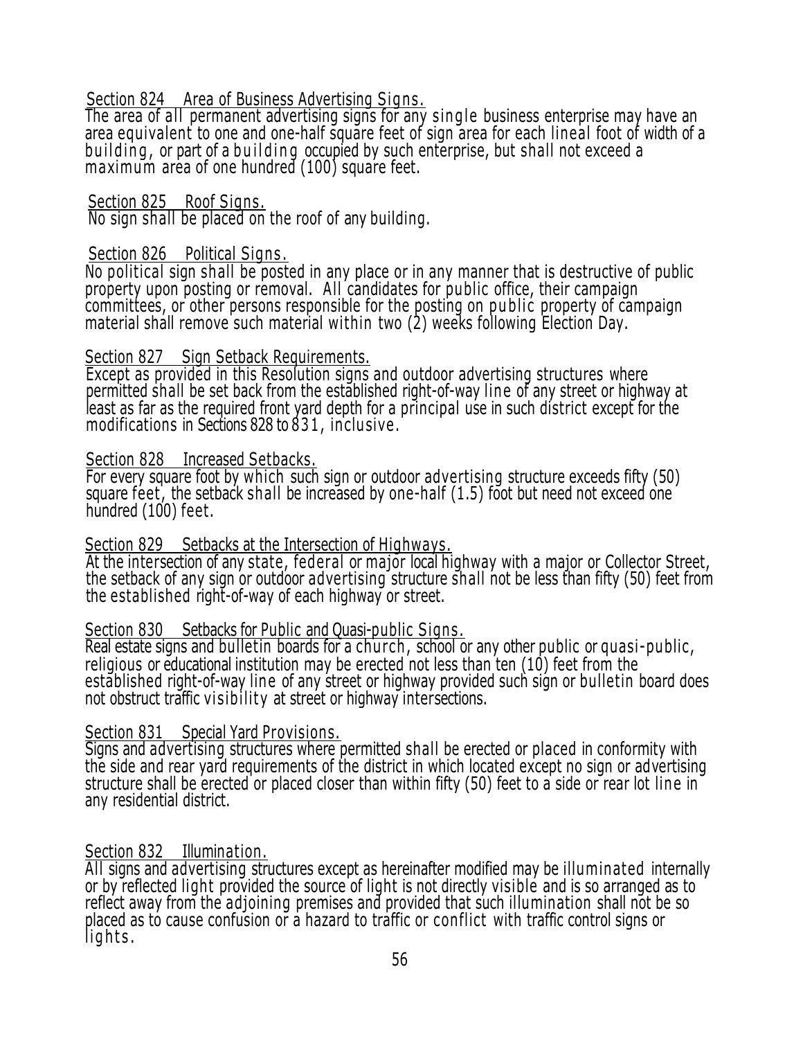Section 824 Area of Business Advertising Signs.

The area of all permanent advertising signs for any single business enterprise may have an area equivalent to one and one-half square feet of sign area for each lineal foot of width of a building, or part of a building occupied by such enterprise, but shall not exceed a maximum area of one hundred (100) square feet.

Section 825 Roof Signs.

No sign shall be placed on the roof of any building.

Section 826 Political Signs.

No political sign shall be posted in any place or in any manner that is destructive of public property upon posting or removal. All candidates for public office, their campaign committees, or other persons responsible for the posting on public property of campaign material shall remove such material within two (2) weeks following Election Day.

Section 827 Sign Setback Requirements.

Except as provided in this Resolution signs and outdoor advertising structures where permitted shall be set back from the established right-of-way line of any street or highway at least as far as the required front yard depth for a principal use in such district except for the modifications in Sections 828 to 831, inclusive.

Section 828 Increased Setbacks.

For every square foot by which such sign or outdoor advertising structure exceeds fifty (50) square feet, the setback shall be increased by one-half (1.5) foot but need not exceed one hundred (100) feet.

Section 829 Setbacks at the Intersection of Highways.

At the intersection of any state, federal or major local highway with a major or Collector Street, the setback of any sign or outdoor advertising structure shall not be less than fifty (50) feet from the established right-of-way of each highway or street.

Section 830 Setbacks for Public and Quasi-public Signs.

Real estate signs and bulletin boards for a church, school or any other public or quasi-public, religious or educational institution may be erected not less than ten (10) feet from the established right-of-way line of any street or highway provided such sign or bulletin board does not obstruct traffic visibility at street or highway intersections.

Section 831 Special Yard Provisions.

Signs and advertising structures where permitted shall be erected or placed in conformity with the side and rear yard requirements of the district in which located except no sign or advertising structure shall be erected or placed closer than within fifty (50) feet to a side or rear lot line in any residential district.

Section 832 Illumination.

All signs and advertising structures except as hereinafter modified may be illuminated internally or by reflected light provided the source of light is not directly visible and is so arranged as to reflect away from the adjoining premises and provided that such illumination shall not be so placed as to cause confusion or a hazard to traffic or conflict with traffic control signs or lights.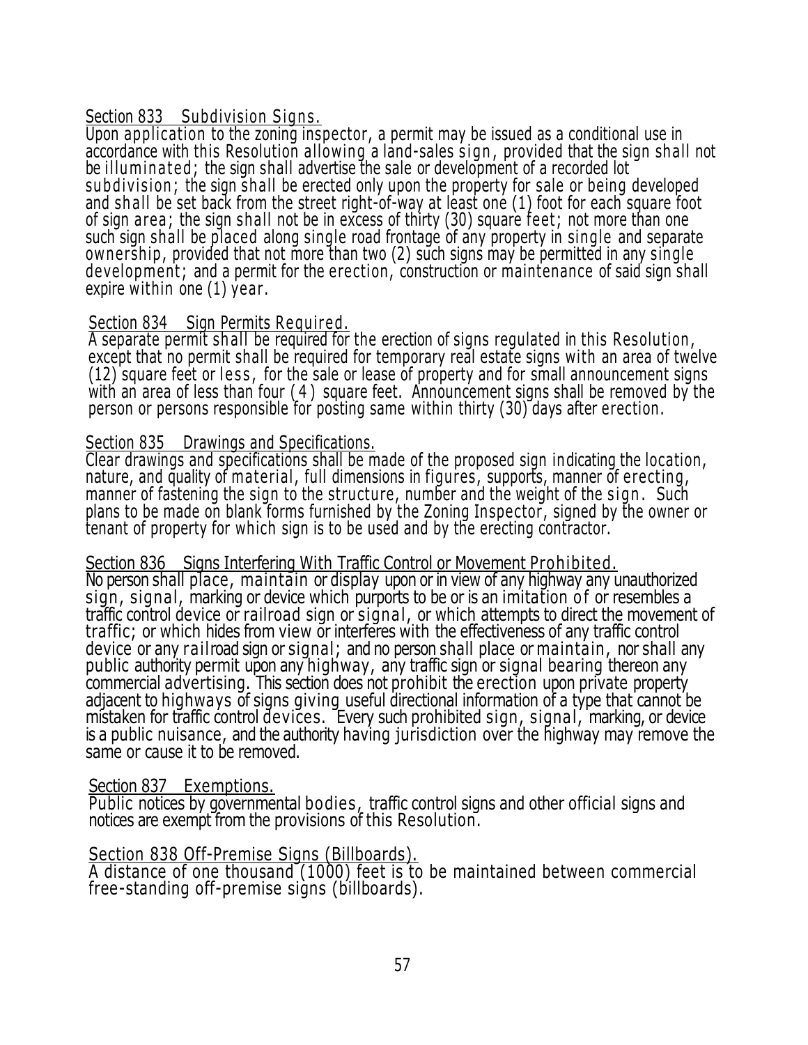Section 833 Subdivision Signs.

Upon application to the zoning inspector, a permit may be issued as a conditional use in accordance with this Resolution allowing a land-sales sign, provided that the sign shall not be illuminated; the sign shall advertise the sale or development of a recorded lot subdivision; the sign shall be erected only upon the property for sale or being developed and shall be set back from the street right-of-way at least one (1) foot for each square foot of sign area; the sign shall not be in excess of thirty (30) square feet; not more than one such sign shall be placed along single road frontage of any property in single and separate ownership, provided that not more than two (2) such signs may be permitted in any single development; and a permit for the erection, construction or maintenance of said sign shall expire within one (1) year.

Section 834 Sign Permits Required.

A separate permit shall be required for the erection of signs regulated in this Resolution, except that no permit shall be required for temporary real estate signs with an area of twelve (12) square feet or less, for the sale or lease of property and for small announcement signs with an area of less than four (4) square feet. Announcement signs shall be removed by the person or persons responsible for posting same within thirty (30) days after erection.

Section 835 Drawings and Specifications.

Clear drawings and specifications shall be made of the proposed sign indicating the location, nature, and quality of material, full dimensions in figures, supports, manner of erecting, manner of fastening the sign to the structure, number and the weight of the sign. Such plans to be made on blank forms furnished by the Zoning Inspector, signed by the owner or tenant of property for which sign is to be used and by the erecting contractor.

Section 836 Signs Interfering With Traffic Control or Movement Prohibited.

No person shall place, maintain or display upon or in view of any highway any unauthorized sign, signal, marking or device which purports to be or is an imitation of or resembles a traffic control device or railroad sign or signal, or which attempts to direct the movement of traffic; or which hides from view or interferes with the effectiveness of any traffic control device or any railroad sign or signal; and no person shall place or maintain, nor shall any public authority permit upon any highway, any traffic sign or signal bearing thereon any commercial advertising. This section does not prohibit the erection upon private property adjacent to highways of signs giving useful directional information of a type that cannot be mistaken for traffic control devices. Every such prohibited sign, signal, marking, or device is a public nuisance, and the authority having jurisdiction over the highway may remove the same or cause it to be removed.

Section 837 Exemptions.

Public notices by governmental bodies, traffic control signs and other official signs and notices are exempt from the provisions of this Resolution.

Section 838 Off-Premise Signs (Billboards).

A distance of one thousand (1000) feet is to be maintained between commercial free-standing off-premise signs (billboards).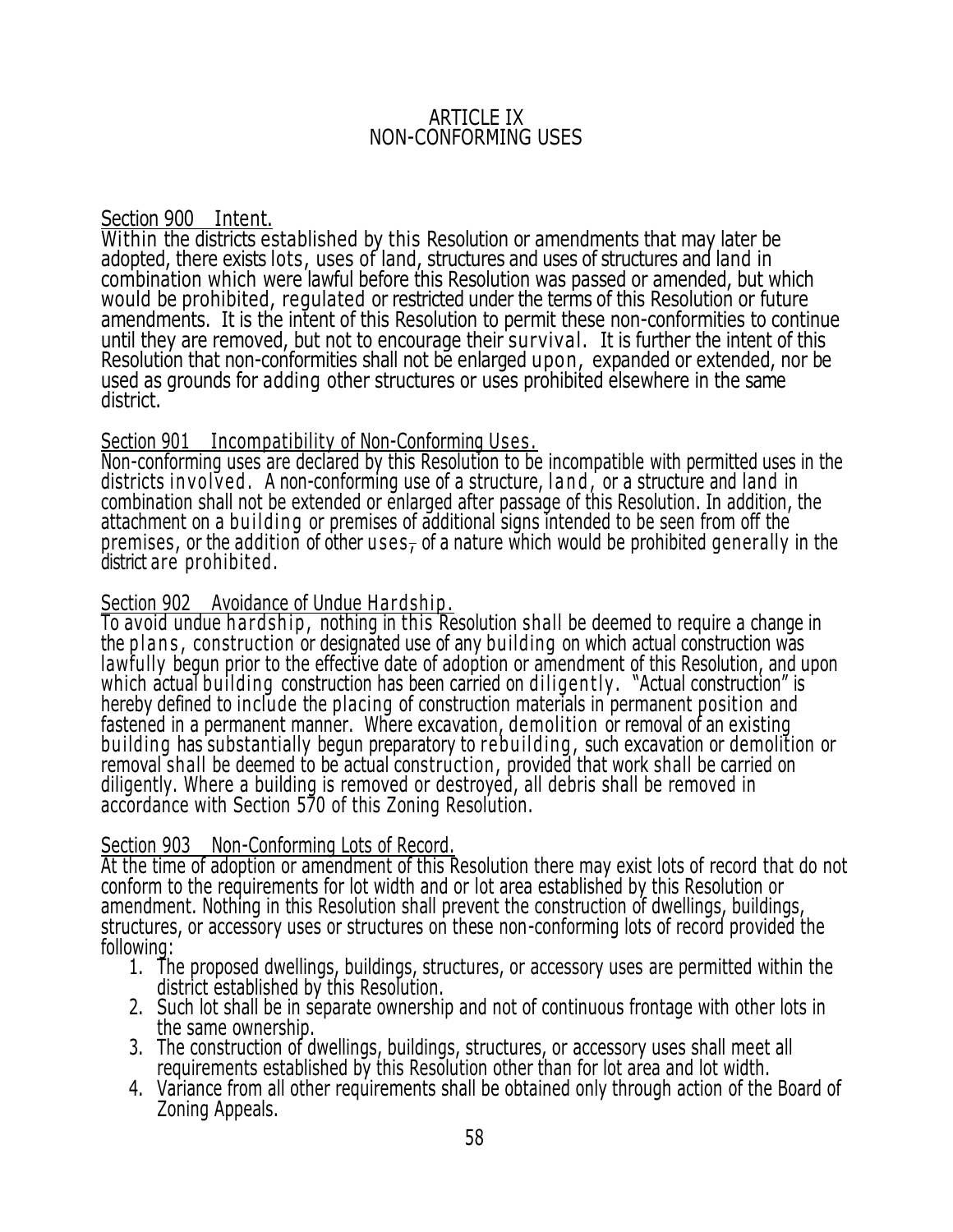# ARTICLE IX
# NON-CONFORMING USES

## Section 900 Intent.

Within the districts established by this Resolution or amendments that may later be adopted, there exists lots, uses of land, structures and uses of structures and land in combination which were lawful before this Resolution was passed or amended, but which would be prohibited, regulated or restricted under the terms of this Resolution or future amendments. It is the intent of this Resolution to permit these non-conformities to continue until they are removed, but not to encourage their survival. It is further the intent of this Resolution that non-conformities shall not be enlarged upon, expanded or extended, nor be used as grounds for adding other structures or uses prohibited elsewhere in the same district.

## Section 901 Incompatibility of Non-Conforming Uses.

Non-conforming uses are declared by this Resolution to be incompatible with permitted uses in the districts involved. A non-conforming use of a structure, land, or a structure and land in combination shall not be extended or enlarged after passage of this Resolution. In addition, the attachment on a building or premises of additional signs intended to be seen from off the premises, or the addition of other uses, of a nature which would be prohibited generally in the district are prohibited.

## Section 902 Avoidance of Undue Hardship.

To avoid undue hardship, nothing in this Resolution shall be deemed to require a change in the plans, construction or designated use of any building on which actual construction was lawfully begun prior to the effective date of adoption or amendment of this Resolution, and upon which actual building construction has been carried on diligently. "Actual construction" is hereby defined to include the placing of construction materials in permanent position and fastened in a permanent manner. Where excavation, demolition or removal of an existing building has substantially begun preparatory to rebuilding, such excavation or demolition or removal shall be deemed to be actual construction, provided that work shall be carried on diligently. Where a building is removed or destroyed, all debris shall be removed in accordance with Section 570 of this Zoning Resolution.

## Section 903 Non-Conforming Lots of Record.

At the time of adoption or amendment of this Resolution there may exist lots of record that do not conform to the requirements for lot width and or lot area established by this Resolution or amendment. Nothing in this Resolution shall prevent the construction of dwellings, buildings, structures, or accessory uses or structures on these non-conforming lots of record provided the following:

1. The proposed dwellings, buildings, structures, or accessory uses are permitted within the district established by this Resolution.
2. Such lot shall be in separate ownership and not of continuous frontage with other lots in the same ownership.
3. The construction of dwellings, buildings, structures, or accessory uses shall meet all requirements established by this Resolution other than for lot area and lot width.
4. Variance from all other requirements shall be obtained only through action of the Board of Zoning Appeals.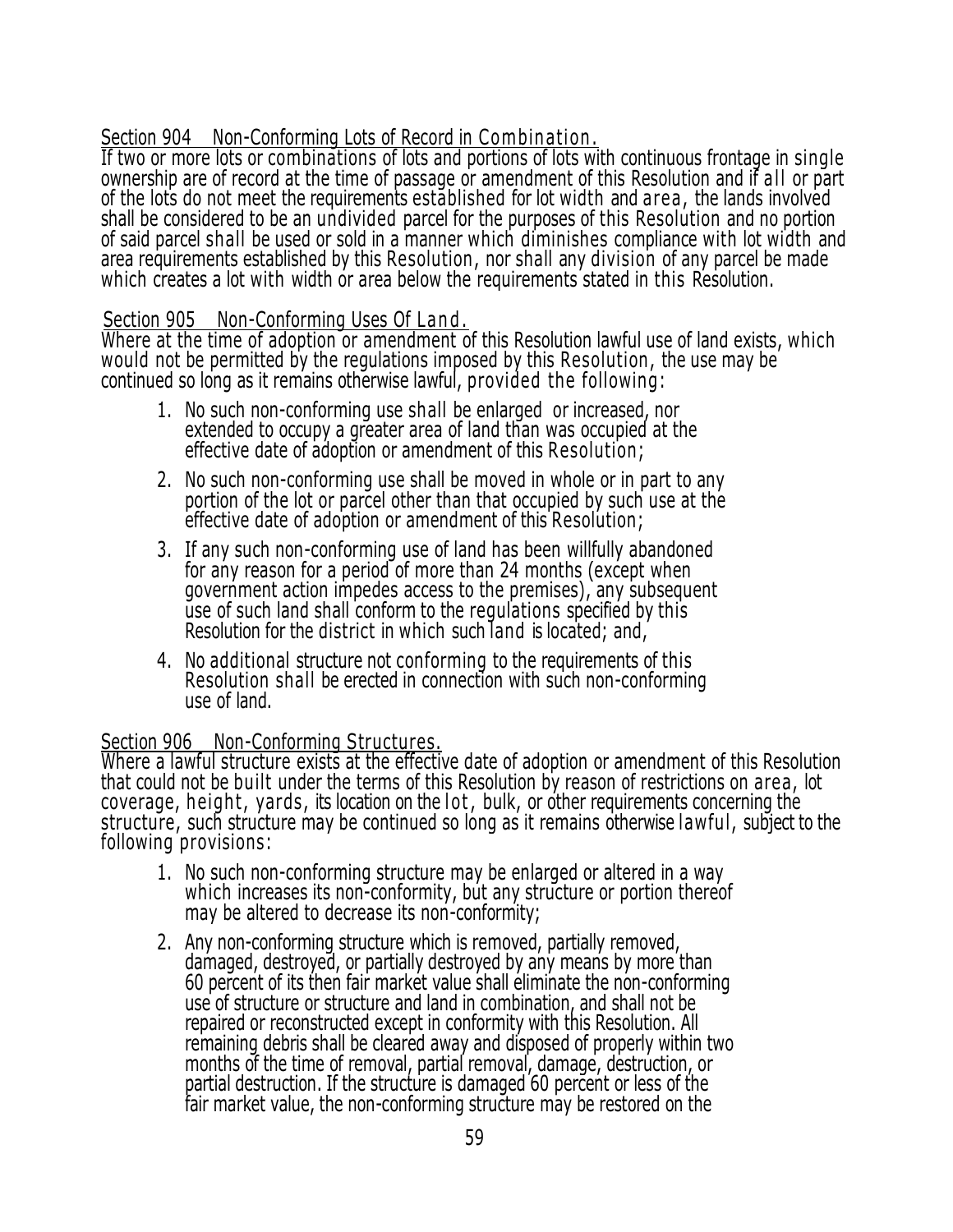## Section 904 Non-Conforming Lots of Record in Combination.

If two or more lots or combinations of lots and portions of lots with continuous frontage in single ownership are of record at the time of passage or amendment of this Resolution and if all or part of the lots do not meet the requirements established for lot width and area, the lands involved shall be considered to be an undivided parcel for the purposes of this Resolution and no portion of said parcel shall be used or sold in a manner which diminishes compliance with lot width and area requirements established by this Resolution, nor shall any division of any parcel be made which creates a lot with width or area below the requirements stated in this Resolution.

## Section 905 Non-Conforming Uses Of Land.

Where at the time of adoption or amendment of this Resolution lawful use of land exists, which would not be permitted by the regulations imposed by this Resolution, the use may be continued so long as it remains otherwise lawful, provided the following:

1. No such non-conforming use shall be enlarged or increased, nor extended to occupy a greater area of land than was occupied at the effective date of adoption or amendment of this Resolution;
2. No such non-conforming use shall be moved in whole or in part to any portion of the lot or parcel other than that occupied by such use at the effective date of adoption or amendment of this Resolution;
3. If any such non-conforming use of land has been willfully abandoned for any reason for a period of more than 24 months (except when government action impedes access to the premises), any subsequent use of such land shall conform to the regulations specified by this Resolution for the district in which such land is located; and,
4. No additional structure not conforming to the requirements of this Resolution shall be erected in connection with such non-conforming use of land.

## Section 906 Non-Conforming Structures.

Where a lawful structure exists at the effective date of adoption or amendment of this Resolution that could not be built under the terms of this Resolution by reason of restrictions on area, lot coverage, height, yards, its location on the lot, bulk, or other requirements concerning the structure, such structure may be continued so long as it remains otherwise lawful, subject to the following provisions:

1. No such non-conforming structure may be enlarged or altered in a way which increases its non-conformity, but any structure or portion thereof may be altered to decrease its non-conformity;
2. Any non-conforming structure which is removed, partially removed, damaged, destroyed, or partially destroyed by any means by more than 60 percent of its then fair market value shall eliminate the non-conforming use of structure or structure and land in combination, and shall not be repaired or reconstructed except in conformity with this Resolution. All remaining debris shall be cleared away and disposed of properly within two months of the time of removal, partial removal, damage, destruction, or partial destruction. If the structure is damaged 60 percent or less of the fair market value, the non-conforming structure may be restored on the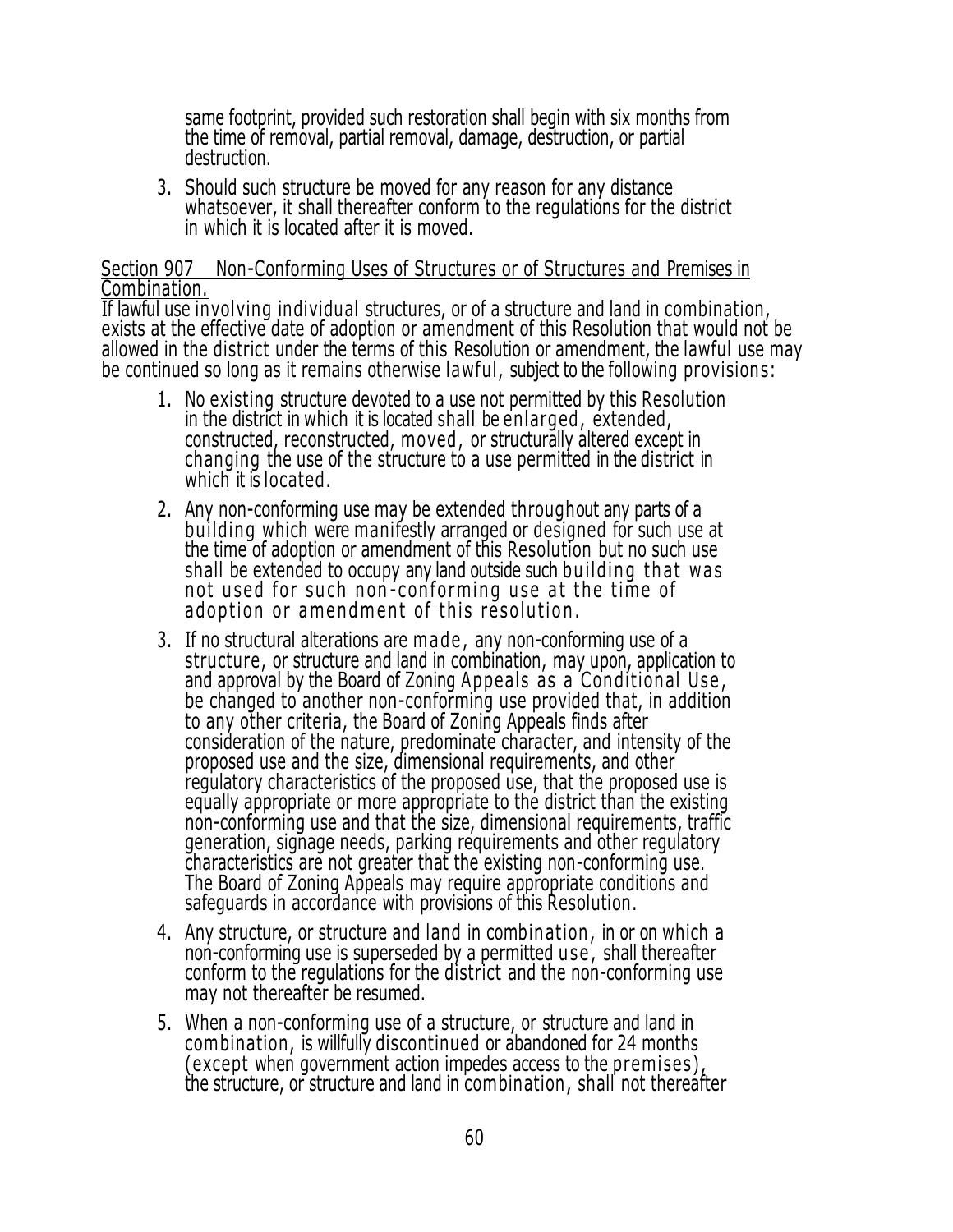same footprint, provided such restoration shall begin with six months from the time of removal, partial removal, damage, destruction, or partial destruction.

3. Should such structure be moved for any reason for any distance whatsoever, it shall thereafter conform to the regulations for the district in which it is located after it is moved.

Section 907 Non-Conforming Uses of Structures or of Structures and Premises in Combination.

If lawful use involving individual structures, or of a structure and land in combination, exists at the effective date of adoption or amendment of this Resolution that would not be allowed in the district under the terms of this Resolution or amendment, the lawful use may be continued so long as it remains otherwise lawful, subject to the following provisions:

1. No existing structure devoted to a use not permitted by this Resolution in the district in which it is located shall be enlarged, extended, constructed, reconstructed, moved, or structurally altered except in changing the use of the structure to a use permitted in the district in which it is located.
2. Any non-conforming use may be extended throughout any parts of a building which were manifestly arranged or designed for such use at the time of adoption or amendment of this Resolution but no such use shall be extended to occupy any land outside such building that was not used for such non-conforming use at the time of adoption or amendment of this resolution.
3. If no structural alterations are made, any non-conforming use of a structure, or structure and land in combination, may upon, application to and approval by the Board of Zoning Appeals as a Conditional Use, be changed to another non-conforming use provided that, in addition to any other criteria, the Board of Zoning Appeals finds after consideration of the nature, predominate character, and intensity of the proposed use and the size, dimensional requirements, and other regulatory characteristics of the proposed use, that the proposed use is equally appropriate or more appropriate to the district than the existing non-conforming use and that the size, dimensional requirements, traffic generation, signage needs, parking requirements and other regulatory characteristics are not greater that the existing non-conforming use. The Board of Zoning Appeals may require appropriate conditions and safeguards in accordance with provisions of this Resolution.
4. Any structure, or structure and land in combination, in or on which a non-conforming use is superseded by a permitted use, shall thereafter conform to the regulations for the district and the non-conforming use may not thereafter be resumed.
5. When a non-conforming use of a structure, or structure and land in combination, is willfully discontinued or abandoned for 24 months (except when government action impedes access to the premises), the structure, or structure and land in combination, shall not thereafter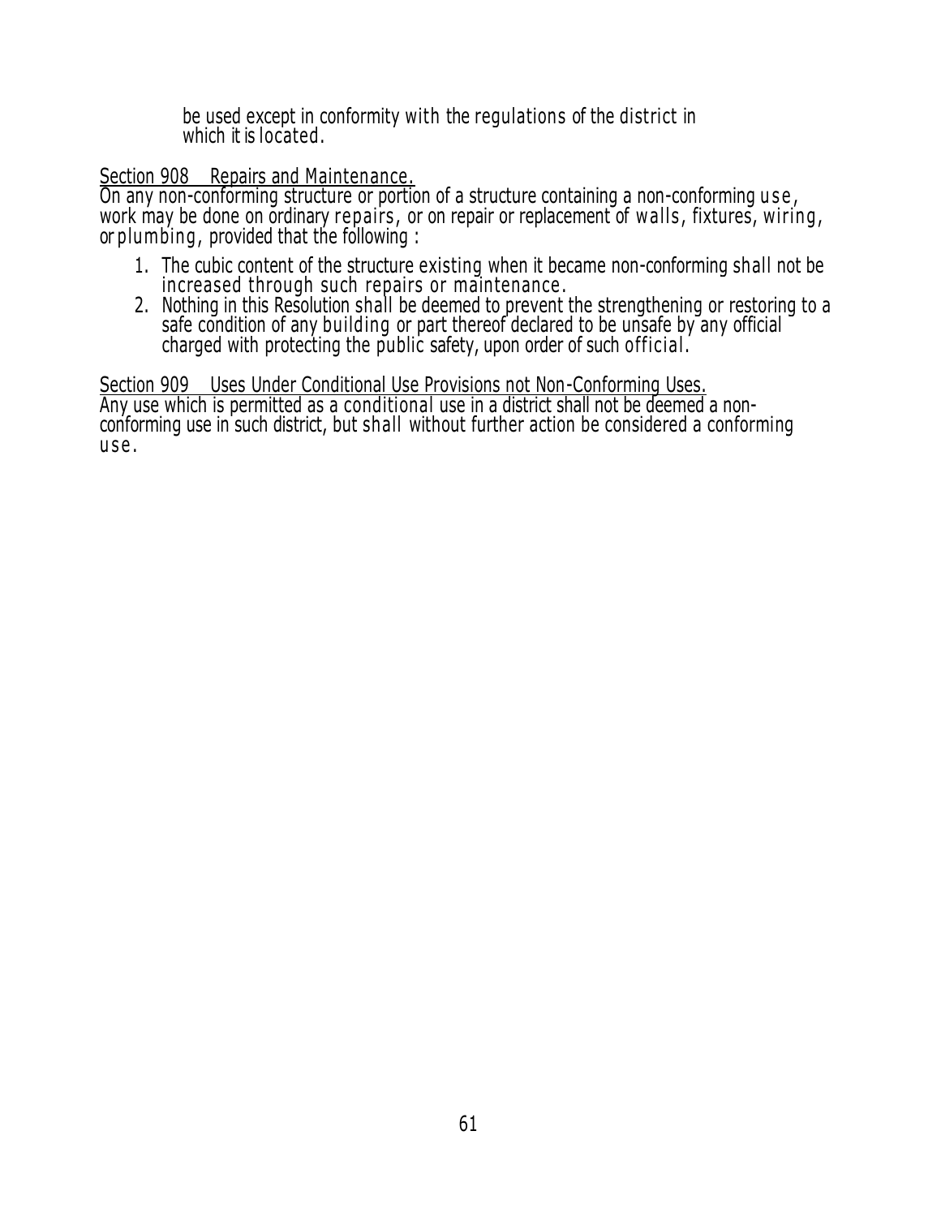be used except in conformity with the regulations of the district in which it is located.

Section 908 Repairs and Maintenance.

On any non-conforming structure or portion of a structure containing a non-conforming use, work may be done on ordinary repairs, or on repair or replacement of walls, fixtures, wiring, or plumbing, provided that the following :

1. The cubic content of the structure existing when it became non-conforming shall not be increased through such repairs or maintenance.
2. Nothing in this Resolution shall be deemed to prevent the strengthening or restoring to a safe condition of any building or part thereof declared to be unsafe by any official charged with protecting the public safety, upon order of such official.

Section 909 Uses Under Conditional Use Provisions not Non-Conforming Uses.

Any use which is permitted as a conditional use in a district shall not be deemed a non-conforming use in such district, but shall without further action be considered a conforming use.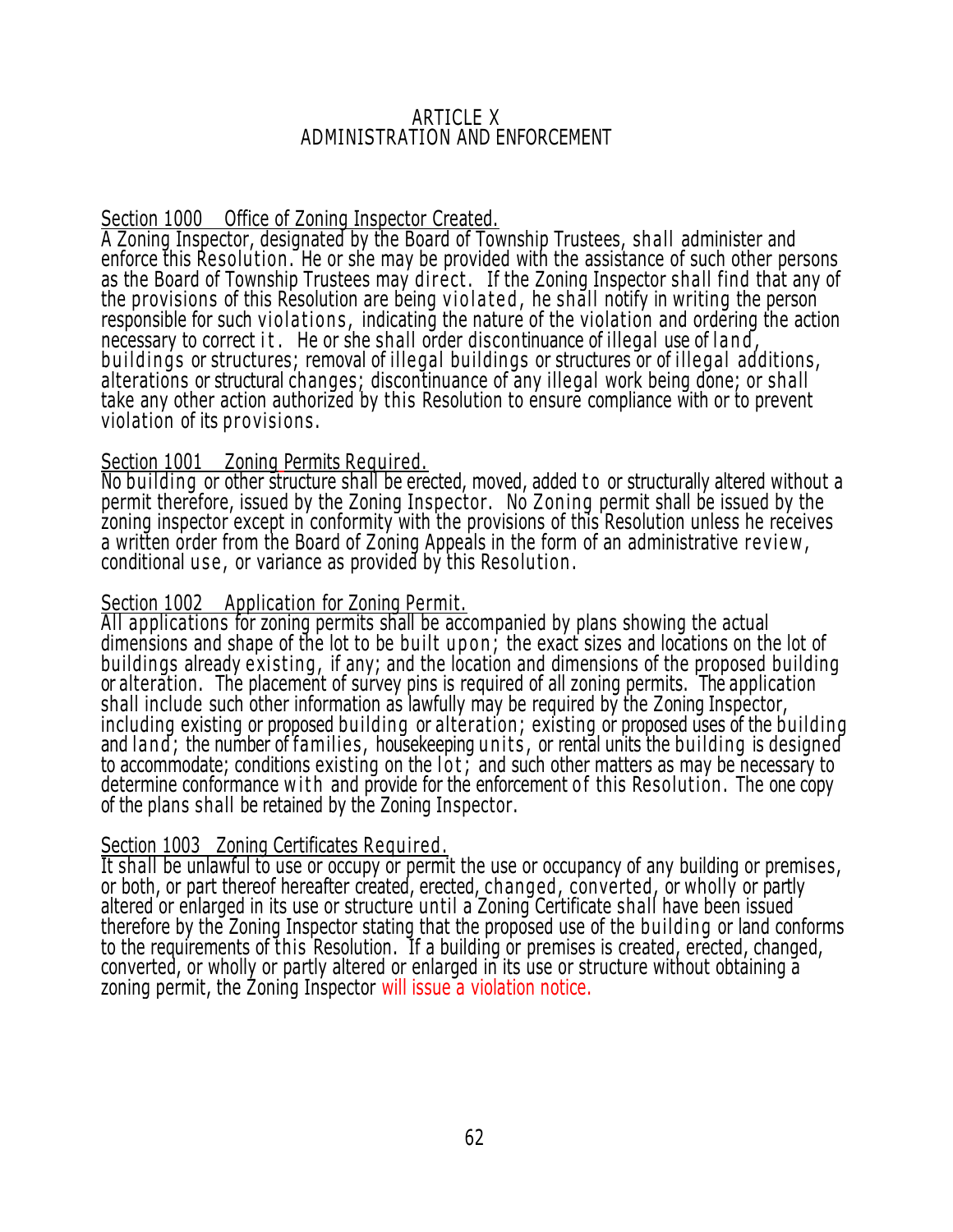# ARTICLE X
# ADMINISTRATION AND ENFORCEMENT

## Section 1000 Office of Zoning Inspector Created.

A Zoning Inspector, designated by the Board of Township Trustees, shall administer and enforce this Resolution. He or she may be provided with the assistance of such other persons as the Board of Township Trustees may direct. If the Zoning Inspector shall find that any of the provisions of this Resolution are being violated, he shall notify in writing the person responsible for such violations, indicating the nature of the violation and ordering the action necessary to correct it. He or she shall order discontinuance of illegal use of land, buildings or structures; removal of illegal buildings or structures or of illegal additions, alterations or structural changes; discontinuance of any illegal work being done; or shall take any other action authorized by this Resolution to ensure compliance with or to prevent violation of its provisions.

## Section 1001 Zoning Permits Required.

No building or other structure shall be erected, moved, added to or structurally altered without a permit therefore, issued by the Zoning Inspector. No Zoning permit shall be issued by the zoning inspector except in conformity with the provisions of this Resolution unless he receives a written order from the Board of Zoning Appeals in the form of an administrative review, conditional use, or variance as provided by this Resolution.

## Section 1002 Application for Zoning Permit.

All applications for zoning permits shall be accompanied by plans showing the actual dimensions and shape of the lot to be built upon; the exact sizes and locations on the lot of buildings already existing, if any; and the location and dimensions of the proposed building or alteration. The placement of survey pins is required of all zoning permits. The application shall include such other information as lawfully may be required by the Zoning Inspector, including existing or proposed building or alteration; existing or proposed uses of the building and land; the number of families, housekeeping units, or rental units the building is designed to accommodate; conditions existing on the lot; and such other matters as may be necessary to determine conformance with and provide for the enforcement of this Resolution. The one copy of the plans shall be retained by the Zoning Inspector.

## Section 1003 Zoning Certificates Required.

It shall be unlawful to use or occupy or permit the use or occupancy of any building or premises, or both, or part thereof hereafter created, erected, changed, converted, or wholly or partly altered or enlarged in its use or structure until a Zoning Certificate shall have been issued therefore by the Zoning Inspector stating that the proposed use of the building or land conforms to the requirements of this Resolution. If a building or premises is created, erected, changed, converted, or wholly or partly altered or enlarged in its use or structure without obtaining a zoning permit, the Zoning Inspector will issue a violation notice.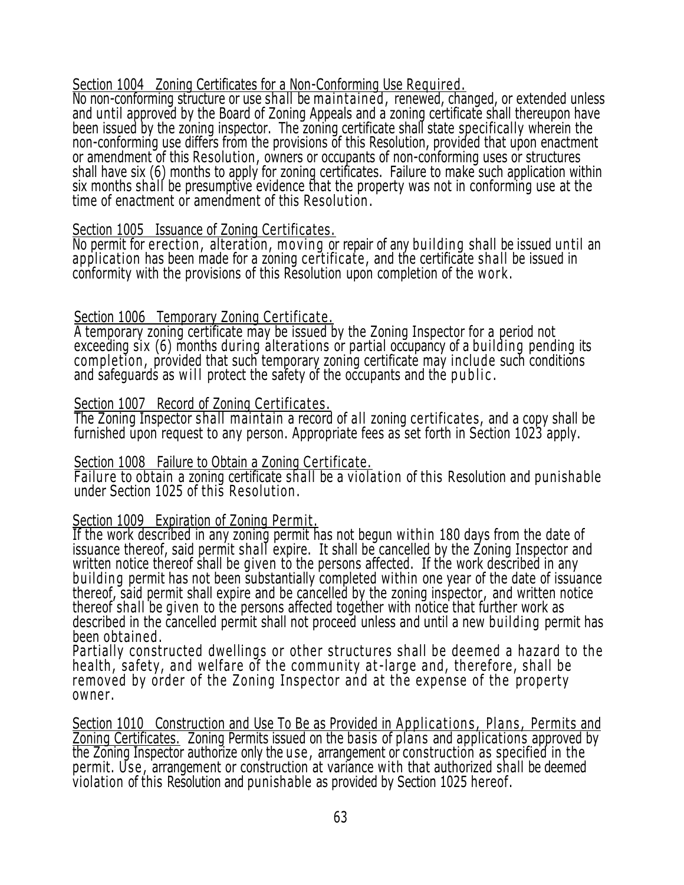Section 1004 Zoning Certificates for a Non-Conforming Use Required.
No non-conforming structure or use shall be maintained, renewed, changed, or extended unless and until approved by the Board of Zoning Appeals and a zoning certificate shall thereupon have been issued by the zoning inspector. The zoning certificate shall state specifically wherein the non-conforming use differs from the provisions of this Resolution, provided that upon enactment or amendment of this Resolution, owners or occupants of non-conforming uses or structures shall have six (6) months to apply for zoning certificates. Failure to make such application within six months shall be presumptive evidence that the property was not in conforming use at the time of enactment or amendment of this Resolution.

Section 1005 Issuance of Zoning Certificates.
No permit for erection, alteration, moving or repair of any building shall be issued until an application has been made for a zoning certificate, and the certificate shall be issued in conformity with the provisions of this Resolution upon completion of the work.

Section 1006 Temporary Zoning Certificate.
A temporary zoning certificate may be issued by the Zoning Inspector for a period not exceeding six (6) months during alterations or partial occupancy of a building pending its completion, provided that such temporary zoning certificate may include such conditions and safeguards as will protect the safety of the occupants and the public.

Section 1007 Record of Zoning Certificates.
The Zoning Inspector shall maintain a record of all zoning certificates, and a copy shall be furnished upon request to any person. Appropriate fees as set forth in Section 1023 apply.

Section 1008 Failure to Obtain a Zoning Certificate.
Failure to obtain a zoning certificate shall be a violation of this Resolution and punishable under Section 1025 of this Resolution.

Section 1009 Expiration of Zoning Permit.
If the work described in any zoning permit has not begun within 180 days from the date of issuance thereof, said permit shall expire. It shall be cancelled by the Zoning Inspector and written notice thereof shall be given to the persons affected. If the work described in any building permit has not been substantially completed within one year of the date of issuance thereof, said permit shall expire and be cancelled by the zoning inspector, and written notice thereof shall be given to the persons affected together with notice that further work as described in the cancelled permit shall not proceed unless and until a new building permit has been obtained.
Partially constructed dwellings or other structures shall be deemed a hazard to the health, safety, and welfare of the community at-large and, therefore, shall be removed by order of the Zoning Inspector and at the expense of the property owner.

Section 1010 Construction and Use To Be as Provided in Applications, Plans, Permits and Zoning Certificates. Zoning Permits issued on the basis of plans and applications approved by the Zoning Inspector authorize only the use, arrangement or construction as specified in the permit. Use, arrangement or construction at variance with that authorized shall be deemed violation of this Resolution and punishable as provided by Section 1025 hereof.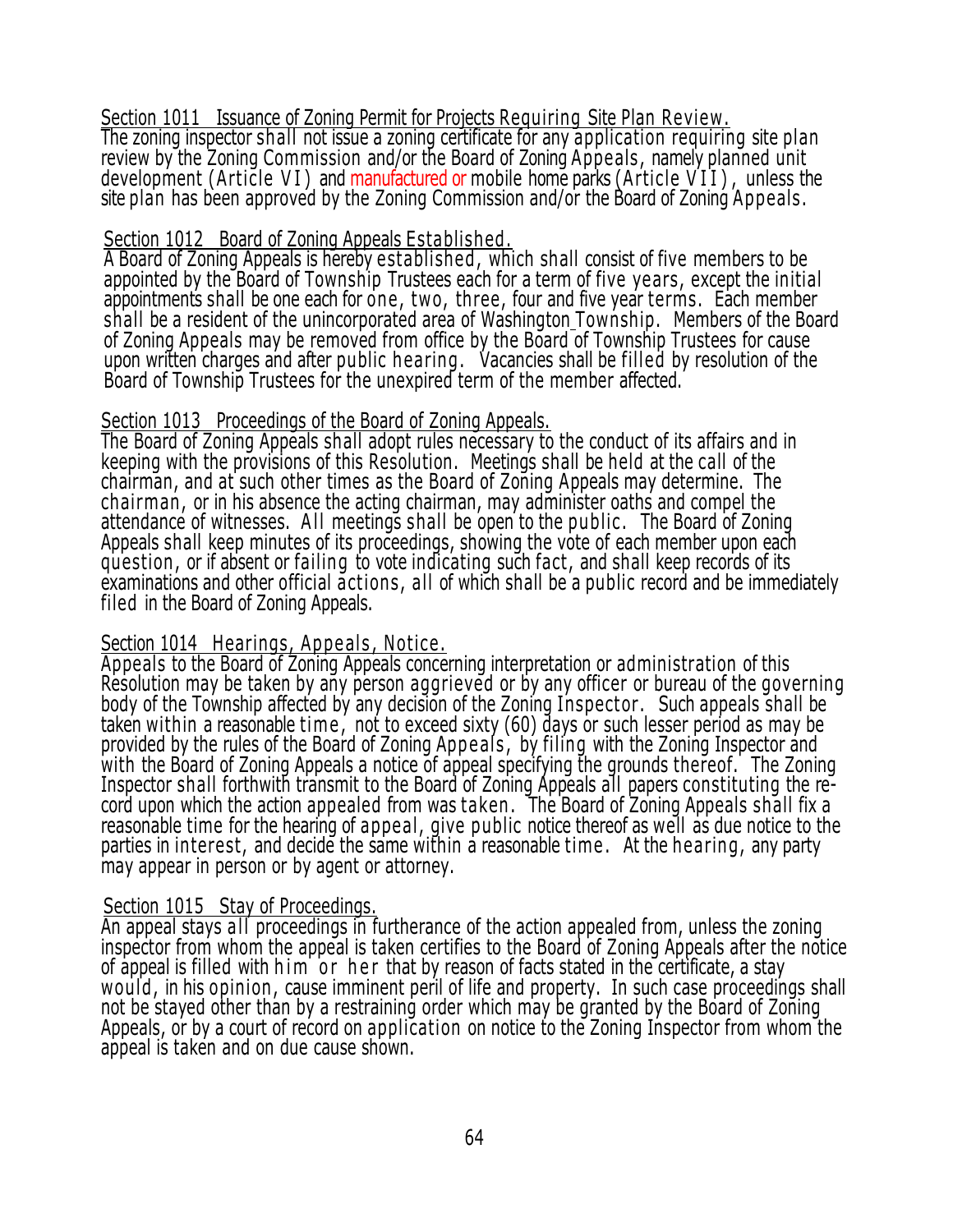Section 1011 Issuance of Zoning Permit for Projects Requiring Site Plan Review.

The zoning inspector shall not issue a zoning certificate for any application requiring site plan review by the Zoning Commission and/or the Board of Zoning Appeals, namely planned unit development (Article VI) and manufactured or mobile home parks (Article VII), unless the site plan has been approved by the Zoning Commission and/or the Board of Zoning Appeals.

Section 1012 Board of Zoning Appeals Established.

A Board of Zoning Appeals is hereby established, which shall consist of five members to be appointed by the Board of Township Trustees each for a term of five years, except the initial appointments shall be one each for one, two, three, four and five year terms. Each member shall be a resident of the unincorporated area of Washington Township. Members of the Board of Zoning Appeals may be removed from office by the Board of Township Trustees for cause upon written charges and after public hearing. Vacancies shall be filled by resolution of the Board of Township Trustees for the unexpired term of the member affected.

Section 1013 Proceedings of the Board of Zoning Appeals.

The Board of Zoning Appeals shall adopt rules necessary to the conduct of its affairs and in keeping with the provisions of this Resolution. Meetings shall be held at the call of the chairman, and at such other times as the Board of Zoning Appeals may determine. The chairman, or in his absence the acting chairman, may administer oaths and compel the attendance of witnesses. All meetings shall be open to the public. The Board of Zoning Appeals shall keep minutes of its proceedings, showing the vote of each member upon each question, or if absent or failing to vote indicating such fact, and shall keep records of its examinations and other official actions, all of which shall be a public record and be immediately filed in the Board of Zoning Appeals.

Section 1014 Hearings, Appeals, Notice.

Appeals to the Board of Zoning Appeals concerning interpretation or administration of this Resolution may be taken by any person aggrieved or by any officer or bureau of the governing body of the Township affected by any decision of the Zoning Inspector. Such appeals shall be taken within a reasonable time, not to exceed sixty (60) days or such lesser period as may be provided by the rules of the Board of Zoning Appeals, by filing with the Zoning Inspector and with the Board of Zoning Appeals a notice of appeal specifying the grounds thereof. The Zoning Inspector shall forthwith transmit to the Board of Zoning Appeals all papers constituting the record upon which the action appealed from was taken. The Board of Zoning Appeals shall fix a reasonable time for the hearing of appeal, give public notice thereof as well as due notice to the parties in interest, and decide the same within a reasonable time. At the hearing, any party may appear in person or by agent or attorney.

Section 1015 Stay of Proceedings.

An appeal stays all proceedings in furtherance of the action appealed from, unless the zoning inspector from whom the appeal is taken certifies to the Board of Zoning Appeals after the notice of appeal is filled with him or her that by reason of facts stated in the certificate, a stay would, in his opinion, cause imminent peril of life and property. In such case proceedings shall not be stayed other than by a restraining order which may be granted by the Board of Zoning Appeals, or by a court of record on application on notice to the Zoning Inspector from whom the appeal is taken and on due cause shown.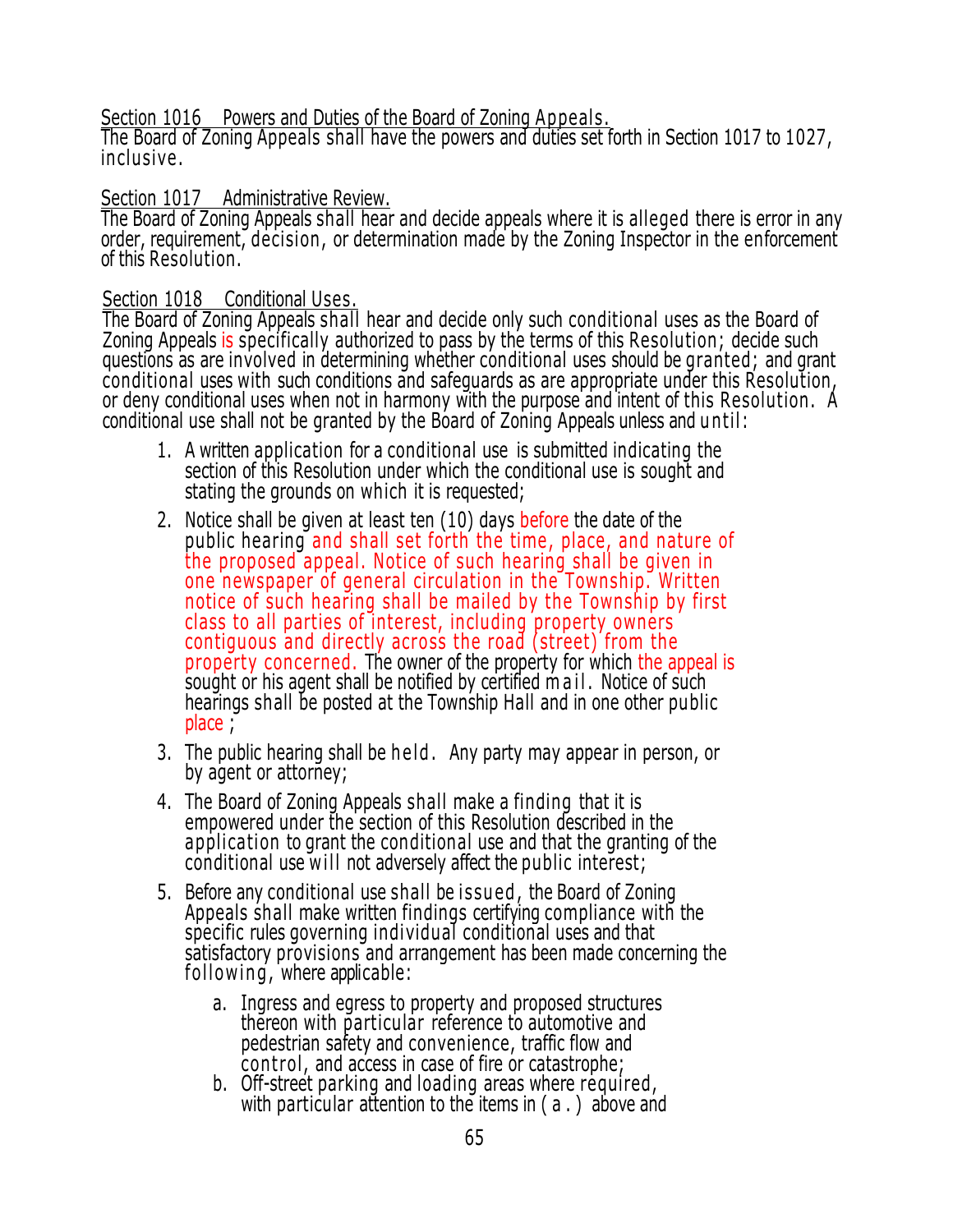Section 1016 Powers and Duties of the Board of Zoning Appeals.

The Board of Zoning Appeals shall have the powers and duties set forth in Section 1017 to 1027, inclusive.

Section 1017 Administrative Review.

The Board of Zoning Appeals shall hear and decide appeals where it is alleged there is error in any order, requirement, decision, or determination made by the Zoning Inspector in the enforcement of this Resolution.

Section 1018 Conditional Uses.

The Board of Zoning Appeals shall hear and decide only such conditional uses as the Board of Zoning Appeals is specifically authorized to pass by the terms of this Resolution; decide such questions as are involved in determining whether conditional uses should be granted; and grant conditional uses with such conditions and safeguards as are appropriate under this Resolution, or deny conditional uses when not in harmony with the purpose and intent of this Resolution. A conditional use shall not be granted by the Board of Zoning Appeals unless and until:

1. A written application for a conditional use is submitted indicating the section of this Resolution under which the conditional use is sought and stating the grounds on which it is requested;
2. Notice shall be given at least ten (10) days before the date of the public hearing and shall set forth the time, place, and nature of the proposed appeal. Notice of such hearing shall be given in one newspaper of general circulation in the Township. Written notice of such hearing shall be mailed by the Township by first class to all parties of interest, including property owners contiguous and directly across the road (street) from the property concerned. The owner of the property for which the appeal is sought or his agent shall be notified by certified mail. Notice of such hearings shall be posted at the Township Hall and in one other public place ;
3. The public hearing shall be held. Any party may appear in person, or by agent or attorney;
4. The Board of Zoning Appeals shall make a finding that it is empowered under the section of this Resolution described in the application to grant the conditional use and that the granting of the conditional use will not adversely affect the public interest;
5. Before any conditional use shall be issued, the Board of Zoning Appeals shall make written findings certifying compliance with the specific rules governing individual conditional uses and that satisfactory provisions and arrangement has been made concerning the following, where applicable:
    a. Ingress and egress to property and proposed structures thereon with particular reference to automotive and pedestrian safety and convenience, traffic flow and control, and access in case of fire or catastrophe;
    b. Off-street parking and loading areas where required, with particular attention to the items in (a.) above and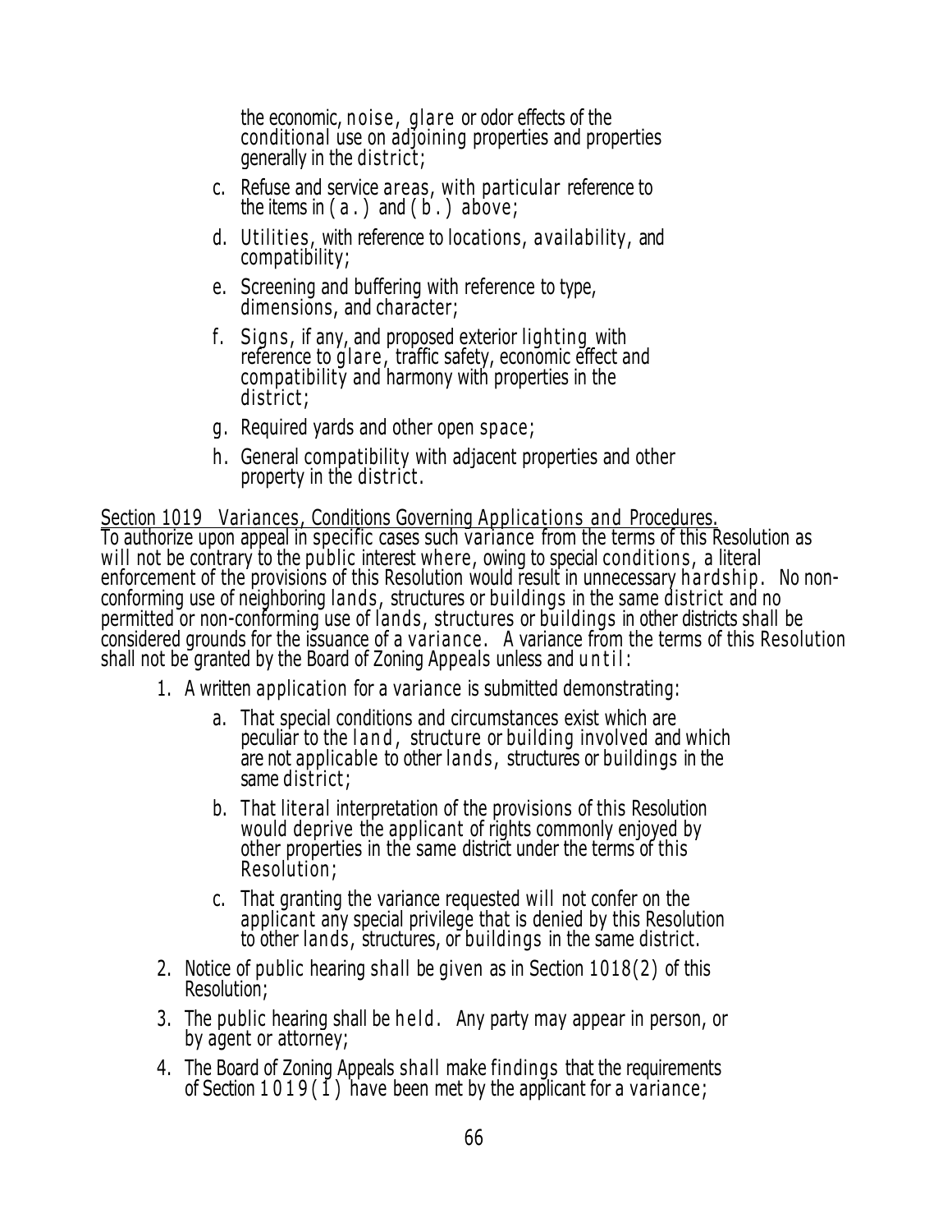the economic, noise, glare or odor effects of the conditional use on adjoining properties and properties generally in the district;

c. Refuse and service areas, with particular reference to the items in (a.) and (b.) above;

d. Utilities, with reference to locations, availability, and compatibility;

e. Screening and buffering with reference to type, dimensions, and character;

f. Signs, if any, and proposed exterior lighting with reference to glare, traffic safety, economic effect and compatibility and harmony with properties in the district;

g. Required yards and other open space;

h. General compatibility with adjacent properties and other property in the district.

<u>Section 1019 Variances, Conditions Governing Applications and Procedures.</u>
To authorize upon appeal in specific cases such variance from the terms of this Resolution as will not be contrary to the public interest where, owing to special conditions, a literal enforcement of the provisions of this Resolution would result in unnecessary hardship. No non-conforming use of neighboring lands, structures or buildings in the same district and no permitted or non-conforming use of lands, structures or buildings in other districts shall be considered grounds for the issuance of a variance. A variance from the terms of this Resolution shall not be granted by the Board of Zoning Appeals unless and until:

1. A written application for a variance is submitted demonstrating:
    a. That special conditions and circumstances exist which are peculiar to the land, structure or building involved and which are not applicable to other lands, structures or buildings in the same district;
    b. That literal interpretation of the provisions of this Resolution would deprive the applicant of rights commonly enjoyed by other properties in the same district under the terms of this Resolution;
    c. That granting the variance requested will not confer on the applicant any special privilege that is denied by this Resolution to other lands, structures, or buildings in the same district.
2. Notice of public hearing shall be given as in Section 1018(2) of this Resolution;
3. The public hearing shall be held. Any party may appear in person, or by agent or attorney;
4. The Board of Zoning Appeals shall make findings that the requirements of Section 1019(1) have been met by the applicant for a variance;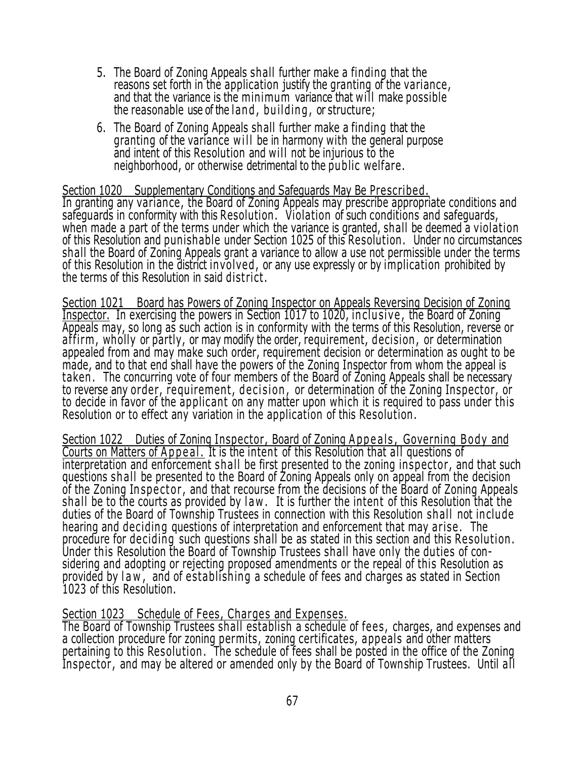5. The Board of Zoning Appeals shall further make a finding that the reasons set forth in the application justify the granting of the variance, and that the variance is the minimum variance that will make possible the reasonable use of the land, building, or structure;
6. The Board of Zoning Appeals shall further make a finding that the granting of the variance will be in harmony with the general purpose and intent of this Resolution and will not be injurious to the neighborhood, or otherwise detrimental to the public welfare.

Section 1020 Supplementary Conditions and Safeguards May Be Prescribed.
In granting any variance, the Board of Zoning Appeals may prescribe appropriate conditions and safeguards in conformity with this Resolution. Violation of such conditions and safeguards, when made a part of the terms under which the variance is granted, shall be deemed a violation of this Resolution and punishable under Section 1025 of this Resolution. Under no circumstances shall the Board of Zoning Appeals grant a variance to allow a use not permissible under the terms of this Resolution in the district involved, or any use expressly or by implication prohibited by the terms of this Resolution in said district.

Section 1021 Board has Powers of Zoning Inspector on Appeals Reversing Decision of Zoning Inspector. In exercising the powers in Section 1017 to 1020, inclusive, the Board of Zoning Appeals may, so long as such action is in conformity with the terms of this Resolution, reverse or affirm, wholly or partly, or may modify the order, requirement, decision, or determination appealed from and may make such order, requirement decision or determination as ought to be made, and to that end shall have the powers of the Zoning Inspector from whom the appeal is taken. The concurring vote of four members of the Board of Zoning Appeals shall be necessary to reverse any order, requirement, decision, or determination of the Zoning Inspector, or to decide in favor of the applicant on any matter upon which it is required to pass under this Resolution or to effect any variation in the application of this Resolution.

Section 1022 Duties of Zoning Inspector, Board of Zoning Appeals, Governing Body and Courts on Matters of Appeal. It is the intent of this Resolution that all questions of interpretation and enforcement shall be first presented to the zoning inspector, and that such questions shall be presented to the Board of Zoning Appeals only on appeal from the decision of the Zoning Inspector, and that recourse from the decisions of the Board of Zoning Appeals shall be to the courts as provided by law. It is further the intent of this Resolution that the duties of the Board of Township Trustees in connection with this Resolution shall not include hearing and deciding questions of interpretation and enforcement that may arise. The procedure for deciding such questions shall be as stated in this section and this Resolution. Under this Resolution the Board of Township Trustees shall have only the duties of considering and adopting or rejecting proposed amendments or the repeal of this Resolution as provided by law, and of establishing a schedule of fees and charges as stated in Section 1023 of this Resolution.

Section 1023 Schedule of Fees, Charges and Expenses.
The Board of Township Trustees shall establish a schedule of fees, charges, and expenses and a collection procedure for zoning permits, zoning certificates, appeals and other matters pertaining to this Resolution. The schedule of fees shall be posted in the office of the Zoning Inspector, and may be altered or amended only by the Board of Township Trustees. Until all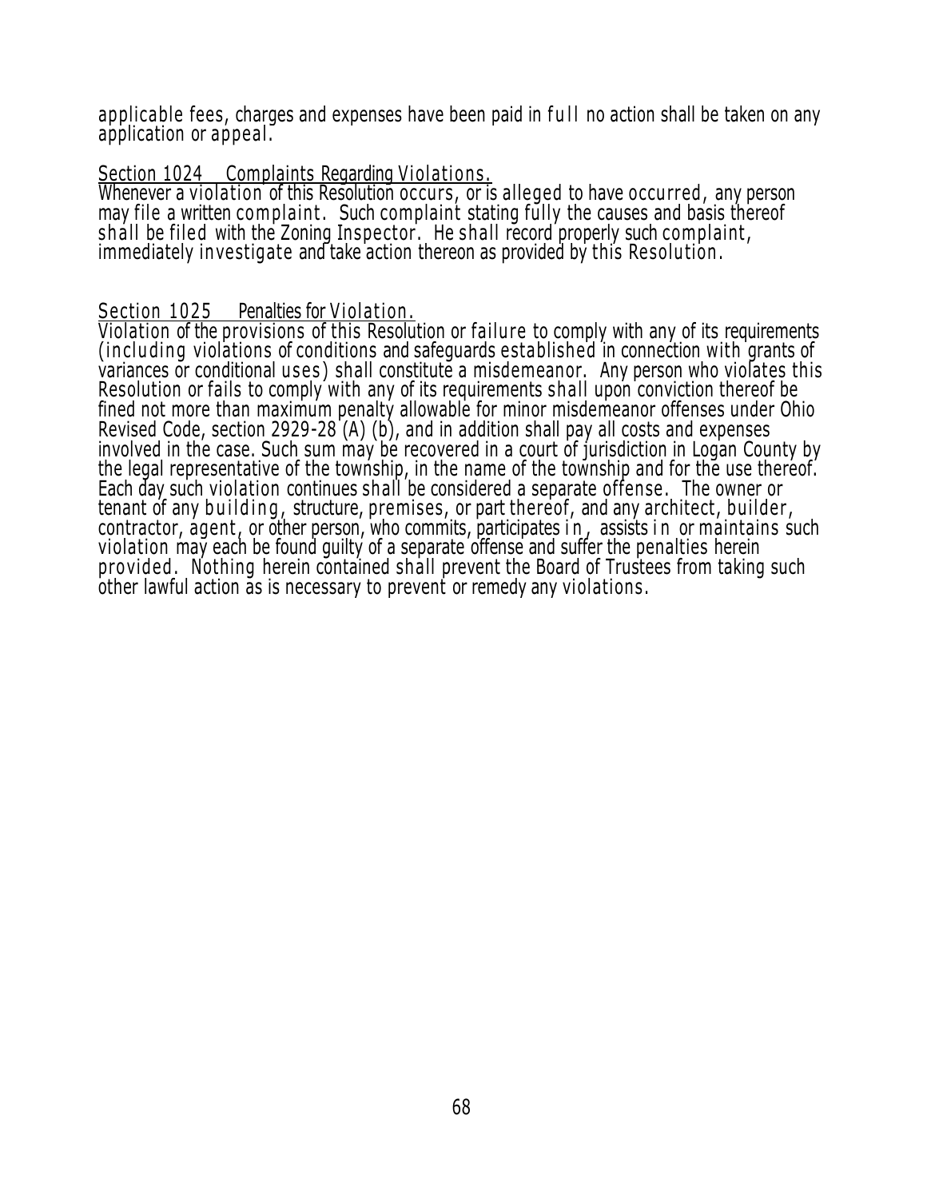applicable fees, charges and expenses have been paid in full no action shall be taken on any application or appeal.

<u>Section 1024 Complaints Regarding Violations.</u>
Whenever a violation of this Resolution occurs, or is alleged to have occurred, any person may file a written complaint. Such complaint stating fully the causes and basis thereof shall be filed with the Zoning Inspector. He shall record properly such complaint, immediately investigate and take action thereon as provided by this Resolution.

<u>Section 1025 Penalties for Violation.</u>
Violation of the provisions of this Resolution or failure to comply with any of its requirements (including violations of conditions and safeguards established in connection with grants of variances or conditional uses) shall constitute a misdemeanor. Any person who violates this Resolution or fails to comply with any of its requirements shall upon conviction thereof be fined not more than maximum penalty allowable for minor misdemeanor offenses under Ohio Revised Code, section 2929-28 (A) (b), and in addition shall pay all costs and expenses involved in the case. Such sum may be recovered in a court of jurisdiction in Logan County by the legal representative of the township, in the name of the township and for the use thereof. Each day such violation continues shall be considered a separate offense. The owner or tenant of any building, structure, premises, or part thereof, and any architect, builder, contractor, agent, or other person, who commits, participates in, assists in or maintains such violation may each be found guilty of a separate offense and suffer the penalties herein provided. Nothing herein contained shall prevent the Board of Trustees from taking such other lawful action as is necessary to prevent or remedy any violations.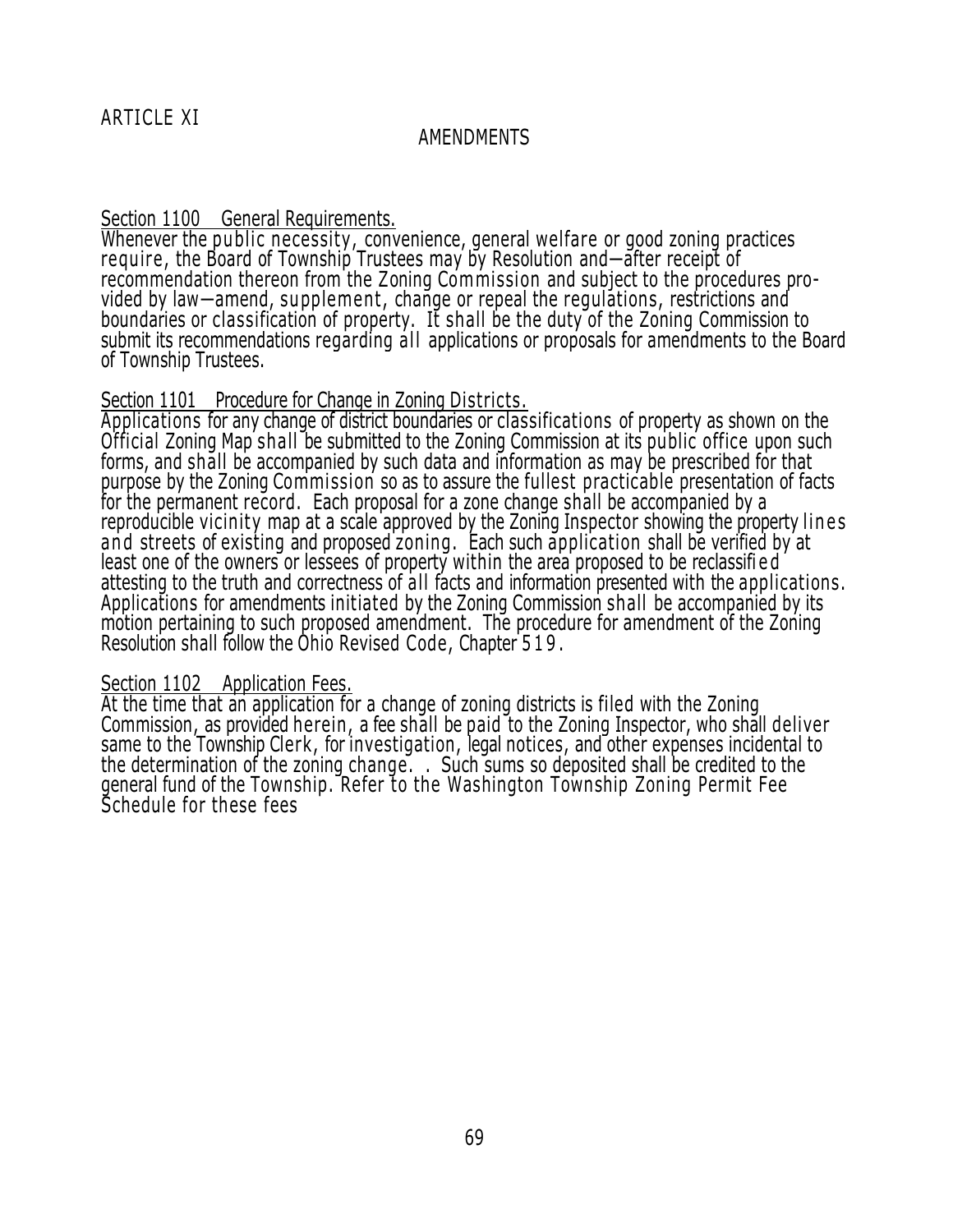# ARTICLE XI

## AMENDMENTS

Section 1100 General Requirements.

Whenever the public necessity, convenience, general welfare or good zoning practices require, the Board of Township Trustees may by Resolution and—after receipt of recommendation thereon from the Zoning Commission and subject to the procedures provided by law—amend, supplement, change or repeal the regulations, restrictions and boundaries or classification of property. It shall be the duty of the Zoning Commission to submit its recommendations regarding all applications or proposals for amendments to the Board of Township Trustees.

Section 1101 Procedure for Change in Zoning Districts.

Applications for any change of district boundaries or classifications of property as shown on the Official Zoning Map shall be submitted to the Zoning Commission at its public office upon such forms, and shall be accompanied by such data and information as may be prescribed for that purpose by the Zoning Commission so as to assure the fullest practicable presentation of facts for the permanent record. Each proposal for a zone change shall be accompanied by a reproducible vicinity map at a scale approved by the Zoning Inspector showing the property lines and streets of existing and proposed zoning. Each such application shall be verified by at least one of the owners or lessees of property within the area proposed to be reclassified attesting to the truth and correctness of all facts and information presented with the applications. Applications for amendments initiated by the Zoning Commission shall be accompanied by its motion pertaining to such proposed amendment. The procedure for amendment of the Zoning Resolution shall follow the Ohio Revised Code, Chapter 519.

Section 1102 Application Fees.

At the time that an application for a change of zoning districts is filed with the Zoning Commission, as provided herein, a fee shall be paid to the Zoning Inspector, who shall deliver same to the Township Clerk, for investigation, legal notices, and other expenses incidental to the determination of the zoning change. . Such sums so deposited shall be credited to the general fund of the Township. Refer to the Washington Township Zoning Permit Fee Schedule for these fees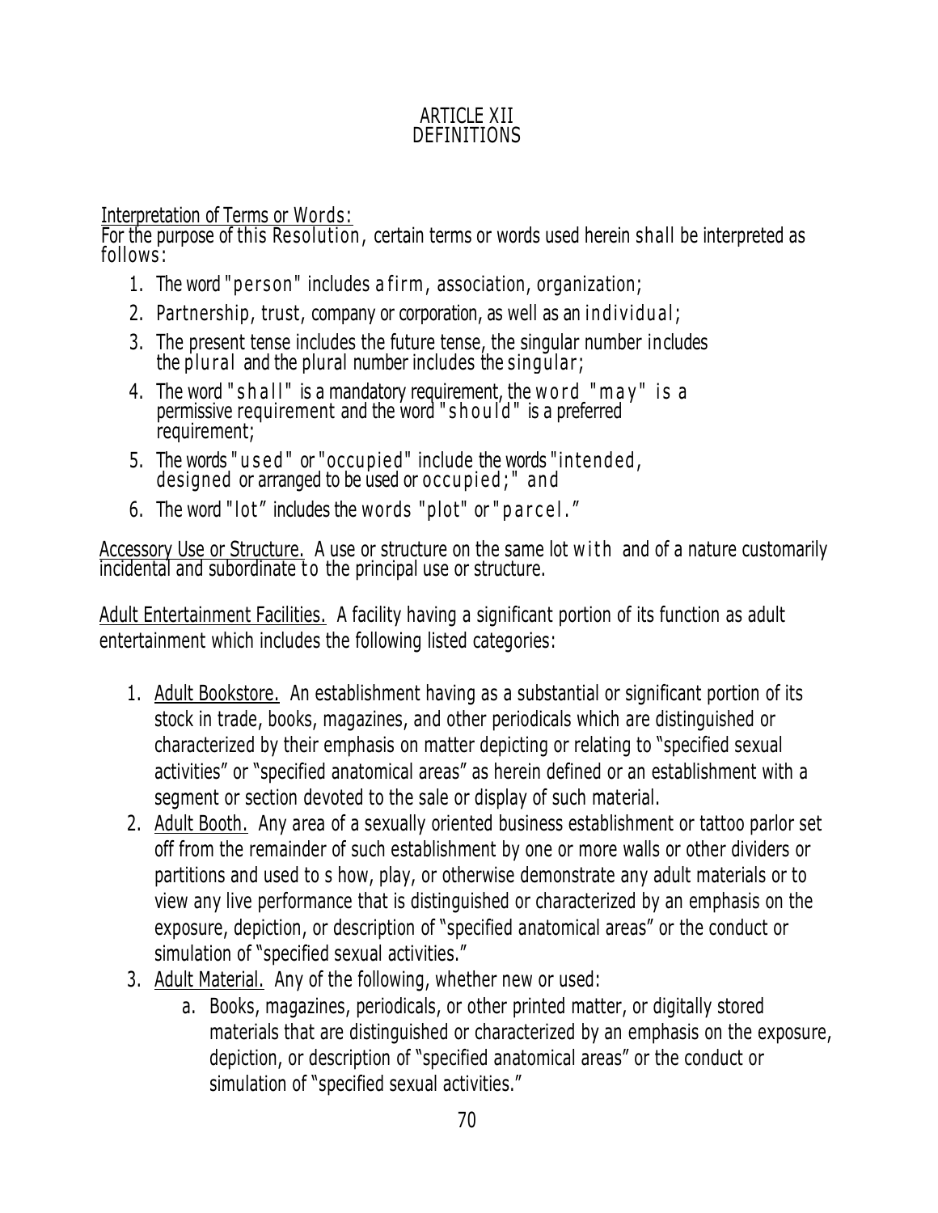# ARTICLE XII
# DEFINITIONS

Interpretation of Terms or Words:

For the purpose of this Resolution, certain terms or words used herein shall be interpreted as follows:

1. The word "person" includes a firm, association, organization;
2. Partnership, trust, company or corporation, as well as an individual;
3. The present tense includes the future tense, the singular number includes the plural and the plural number includes the singular;
4. The word "shall" is a mandatory requirement, the word "may" is a permissive requirement and the word "should" is a preferred requirement;
5. The words "used" or "occupied" include the words "intended, designed or arranged to be used or occupied;" and
6. The word "lot" includes the words "plot" or "parcel."

Accessory Use or Structure. A use or structure on the same lot with and of a nature customarily incidental and subordinate to the principal use or structure.

Adult Entertainment Facilities. A facility having a significant portion of its function as adult entertainment which includes the following listed categories:

1. Adult Bookstore. An establishment having as a substantial or significant portion of its stock in trade, books, magazines, and other periodicals which are distinguished or characterized by their emphasis on matter depicting or relating to "specified sexual activities" or "specified anatomical areas" as herein defined or an establishment with a segment or section devoted to the sale or display of such material.
2. Adult Booth. Any area of a sexually oriented business establishment or tattoo parlor set off from the remainder of such establishment by one or more walls or other dividers or partitions and used to s how, play, or otherwise demonstrate any adult materials or to view any live performance that is distinguished or characterized by an emphasis on the exposure, depiction, or description of "specified anatomical areas" or the conduct or simulation of "specified sexual activities."
3. Adult Material. Any of the following, whether new or used:
   a. Books, magazines, periodicals, or other printed matter, or digitally stored materials that are distinguished or characterized by an emphasis on the exposure, depiction, or description of "specified anatomical areas" or the conduct or simulation of "specified sexual activities."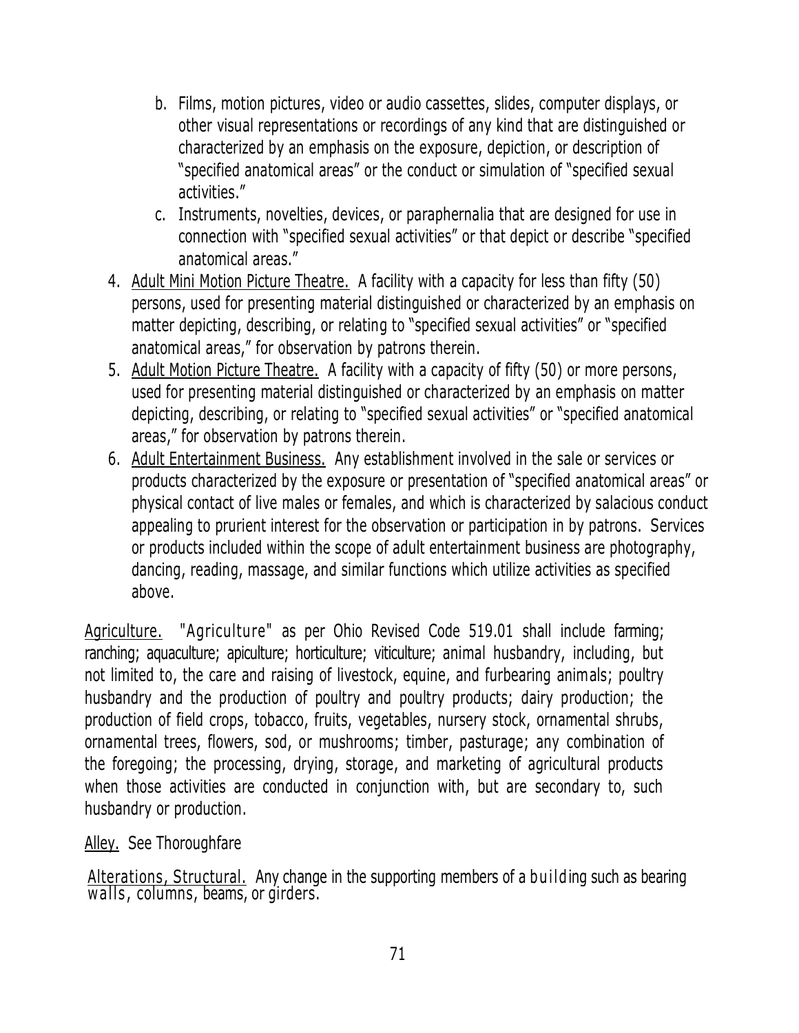b. Films, motion pictures, video or audio cassettes, slides, computer displays, or other visual representations or recordings of any kind that are distinguished or characterized by an emphasis on the exposure, depiction, or description of "specified anatomical areas" or the conduct or simulation of "specified sexual activities."
   c. Instruments, novelties, devices, or paraphernalia that are designed for use in connection with "specified sexual activities" or that depict or describe "specified anatomical areas."
4. Adult Mini Motion Picture Theatre. A facility with a capacity for less than fifty (50) persons, used for presenting material distinguished or characterized by an emphasis on matter depicting, describing, or relating to "specified sexual activities" or "specified anatomical areas," for observation by patrons therein.
5. Adult Motion Picture Theatre. A facility with a capacity of fifty (50) or more persons, used for presenting material distinguished or characterized by an emphasis on matter depicting, describing, or relating to "specified sexual activities" or "specified anatomical areas," for observation by patrons therein.
6. Adult Entertainment Business. Any establishment involved in the sale or services or products characterized by the exposure or presentation of "specified anatomical areas" or physical contact of live males or females, and which is characterized by salacious conduct appealing to prurient interest for the observation or participation in by patrons. Services or products included within the scope of adult entertainment business are photography, dancing, reading, massage, and similar functions which utilize activities as specified above.

Agriculture. "Agriculture" as per Ohio Revised Code 519.01 shall include farming; ranching; aquaculture; apiculture; horticulture; viticulture; animal husbandry, including, but not limited to, the care and raising of livestock, equine, and furbearing animals; poultry husbandry and the production of poultry and poultry products; dairy production; the production of field crops, tobacco, fruits, vegetables, nursery stock, ornamental shrubs, ornamental trees, flowers, sod, or mushrooms; timber, pasturage; any combination of the foregoing; the processing, drying, storage, and marketing of agricultural products when those activities are conducted in conjunction with, but are secondary to, such husbandry or production.

Alley. See Thoroughfare

Alterations, Structural. Any change in the supporting members of a building such as bearing walls, columns, beams, or girders.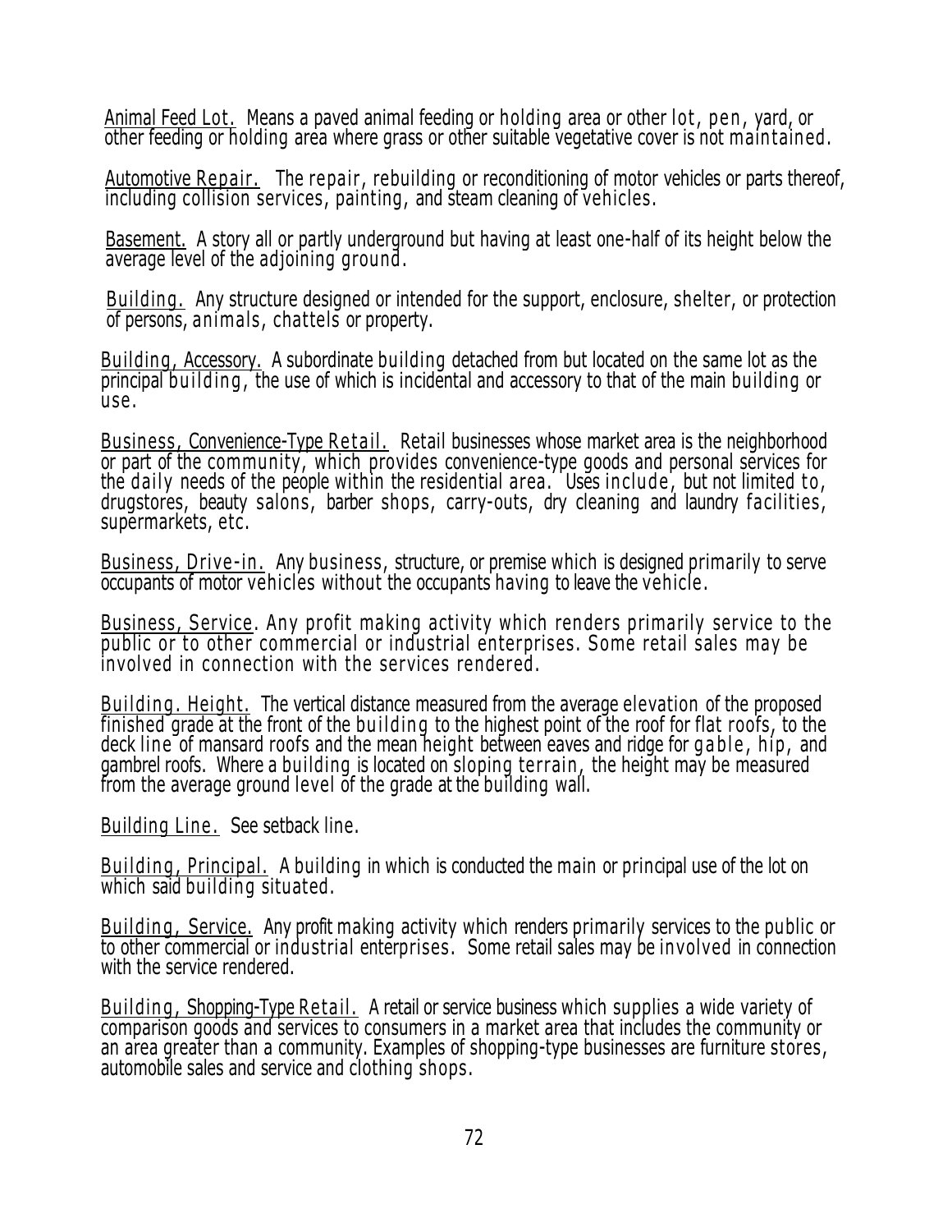Animal Feed Lot. Means a paved animal feeding or holding area or other lot, pen, yard, or other feeding or holding area where grass or other suitable vegetative cover is not maintained.

Automotive Repair. The repair, rebuilding or reconditioning of motor vehicles or parts thereof, including collision services, painting, and steam cleaning of vehicles.

Basement. A story all or partly underground but having at least one-half of its height below the average level of the adjoining ground.

Building. Any structure designed or intended for the support, enclosure, shelter, or protection of persons, animals, chattels or property.

Building, Accessory. A subordinate building detached from but located on the same lot as the principal building, the use of which is incidental and accessory to that of the main building or use.

Business, Convenience-Type Retail. Retail businesses whose market area is the neighborhood or part of the community, which provides convenience-type goods and personal services for the daily needs of the people within the residential area. Uses include, but not limited to, drugstores, beauty salons, barber shops, carry-outs, dry cleaning and laundry facilities, supermarkets, etc.

Business, Drive-in. Any business, structure, or premise which is designed primarily to serve occupants of motor vehicles without the occupants having to leave the vehicle.

Business, Service. Any profit making activity which renders primarily service to the public or to other commercial or industrial enterprises. Some retail sales may be involved in connection with the services rendered.

Building. Height. The vertical distance measured from the average elevation of the proposed finished grade at the front of the building to the highest point of the roof for flat roofs, to the deck line of mansard roofs and the mean height between eaves and ridge for gable, hip, and gambrel roofs. Where a building is located on sloping terrain, the height may be measured from the average ground level of the grade at the building wall.

Building Line. See setback line.

Building, Principal. A building in which is conducted the main or principal use of the lot on which said building situated.

Building, Service. Any profit making activity which renders primarily services to the public or to other commercial or industrial enterprises. Some retail sales may be involved in connection with the service rendered.

Building, Shopping-Type Retail. A retail or service business which supplies a wide variety of comparison goods and services to consumers in a market area that includes the community or an area greater than a community. Examples of shopping-type businesses are furniture stores, automobile sales and service and clothing shops.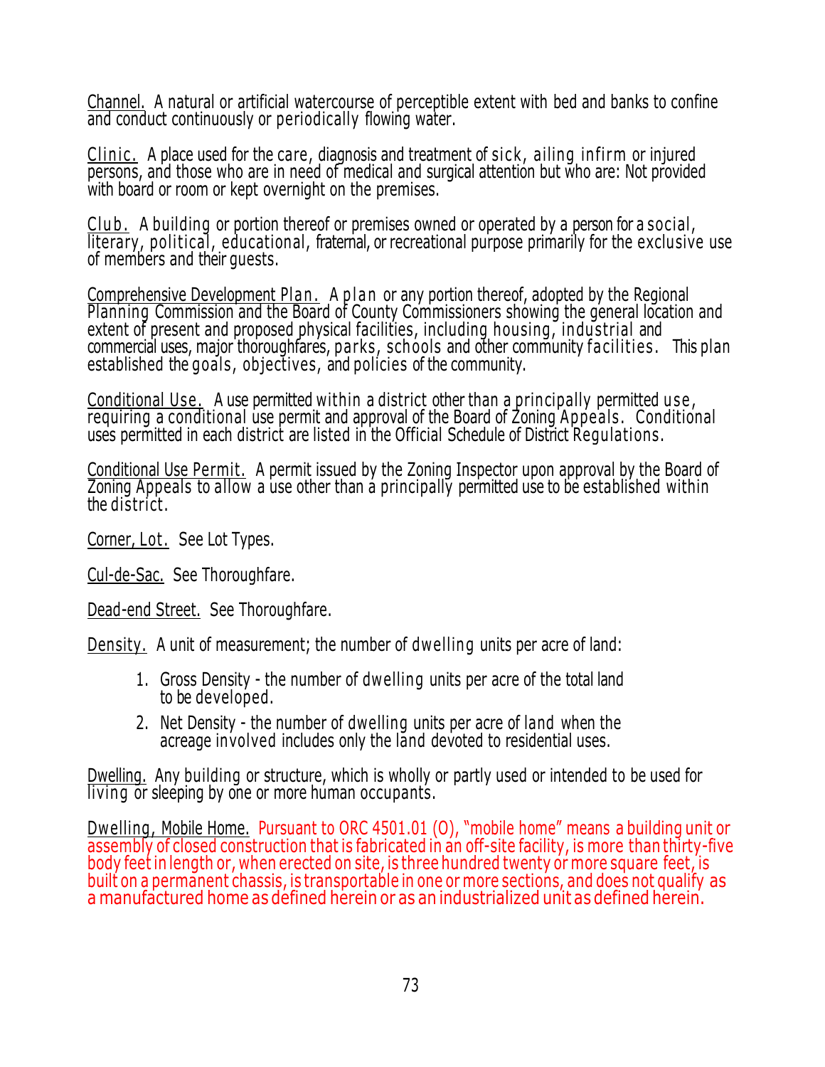Channel. A natural or artificial watercourse of perceptible extent with bed and banks to confine and conduct continuously or periodically flowing water.

Clinic. A place used for the care, diagnosis and treatment of sick, ailing infirm or injured persons, and those who are in need of medical and surgical attention but who are: Not provided with board or room or kept overnight on the premises.

Club. A building or portion thereof or premises owned or operated by a person for a social, literary, political, educational, fraternal, or recreational purpose primarily for the exclusive use of members and their guests.

Comprehensive Development Plan. A plan or any portion thereof, adopted by the Regional Planning Commission and the Board of County Commissioners showing the general location and extent of present and proposed physical facilities, including housing, industrial and commercial uses, major thoroughfares, parks, schools and other community facilities. This plan established the goals, objectives, and policies of the community.

Conditional Use. A use permitted within a district other than a principally permitted use, requiring a conditional use permit and approval of the Board of Zoning Appeals. Conditional uses permitted in each district are listed in the Official Schedule of District Regulations.

Conditional Use Permit. A permit issued by the Zoning Inspector upon approval by the Board of Zoning Appeals to allow a use other than a principally permitted use to be established within the district.

Corner, Lot. See Lot Types.

Cul-de-Sac. See Thoroughfare.

Dead-end Street. See Thoroughfare.

Density. A unit of measurement; the number of dwelling units per acre of land:

1. Gross Density - the number of dwelling units per acre of the total land to be developed.
2. Net Density - the number of dwelling units per acre of land when the acreage involved includes only the land devoted to residential uses.

Dwelling. Any building or structure, which is wholly or partly used or intended to be used for living or sleeping by one or more human occupants.

Dwelling, Mobile Home. Pursuant to ORC 4501.01 (O), "mobile home" means a building unit or assembly of closed construction that is fabricated in an off-site facility, is more than thirty-five body feet in length or, when erected on site, is three hundred twenty or more square feet, is built on a permanent chassis, is transportable in one or more sections, and does not qualify as a manufactured home as defined herein or as an industrialized unit as defined herein.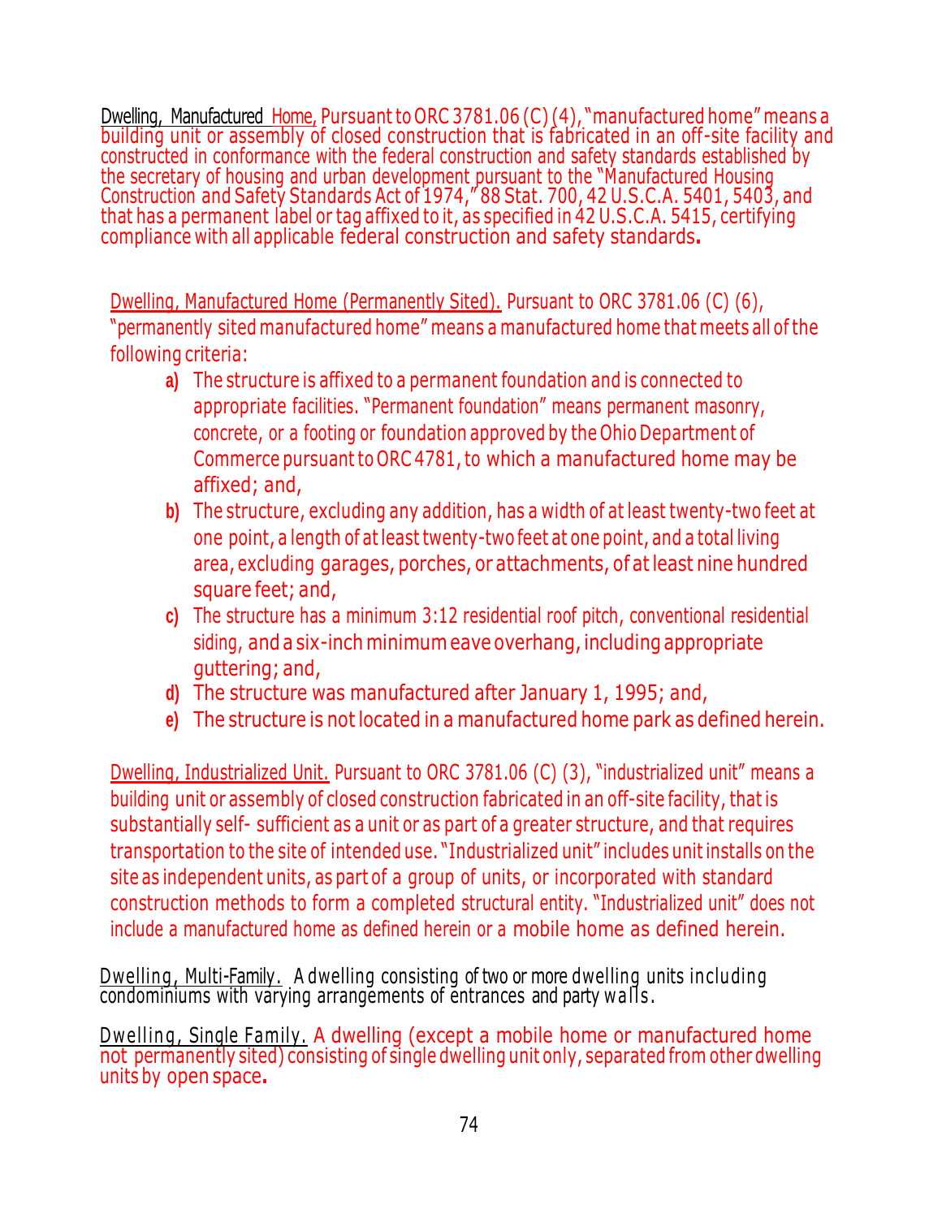Dwelling, Manufactured Home, Pursuant to ORC 3781.06 (C) (4), "manufactured home" means a building unit or assembly of closed construction that is fabricated in an off-site facility and constructed in conformance with the federal construction and safety standards established by the secretary of housing and urban development pursuant to the "Manufactured Housing Construction and Safety Standards Act of 1974," 88 Stat. 700, 42 U.S.C.A. 5401, 5403, and that has a permanent label or tag affixed to it, as specified in 42 U.S.C.A. 5415, certifying compliance with all applicable federal construction and safety standards.

Dwelling, Manufactured Home (Permanently Sited). Pursuant to ORC 3781.06 (C) (6), "permanently sited manufactured home" means a manufactured home that meets all of the following criteria:

- **a)** The structure is affixed to a permanent foundation and is connected to appropriate facilities. "Permanent foundation" means permanent masonry, concrete, or a footing or foundation approved by the Ohio Department of Commerce pursuant to ORC 4781, to which a manufactured home may be affixed; and,
- **b)** The structure, excluding any addition, has a width of at least twenty-two feet at one point, a length of at least twenty-two feet at one point, and a total living area, excluding garages, porches, or attachments, of at least nine hundred square feet; and,
- **c)** The structure has a minimum 3:12 residential roof pitch, conventional residential siding, and a six-inch minimum eave overhang, including appropriate guttering; and,
- **d)** The structure was manufactured after January 1, 1995; and,
- **e)** The structure is not located in a manufactured home park as defined herein.

Dwelling, Industrialized Unit. Pursuant to ORC 3781.06 (C) (3), "industrialized unit" means a building unit or assembly of closed construction fabricated in an off-site facility, that is substantially self- sufficient as a unit or as part of a greater structure, and that requires transportation to the site of intended use. "Industrialized unit" includes unit installs on the site as independent units, as part of a group of units, or incorporated with standard construction methods to form a completed structural entity. "Industrialized unit" does not include a manufactured home as defined herein or a mobile home as defined herein.

*Dwelling, Multi-Family.* A dwelling consisting of two or more dwelling units including condominiums with varying arrangements of entrances and party walls.

*Dwelling, Single Family.* A dwelling (except a mobile home or manufactured home not permanently sited) consisting of single dwelling unit only, separated from other dwelling units by open space.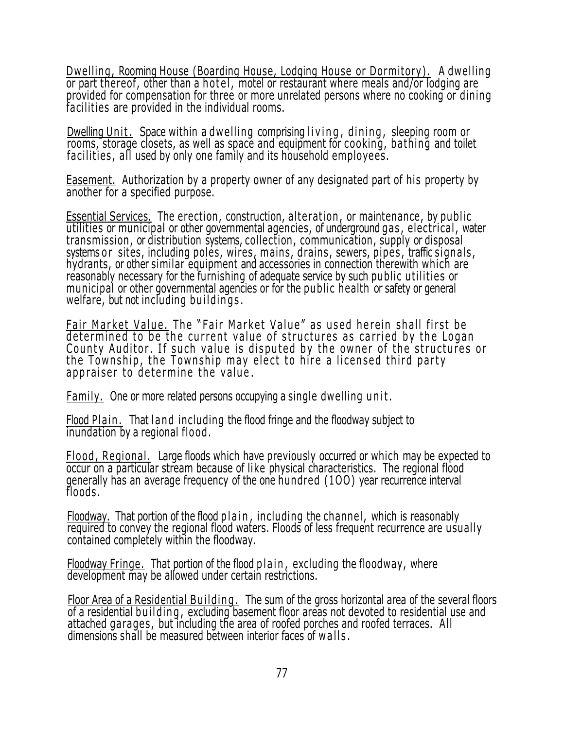Dwelling, Rooming House (Boarding House, Lodging House or Dormitory). A dwelling or part thereof, other than a hotel, motel or restaurant where meals and/or lodging are provided for compensation for three or more unrelated persons where no cooking or dining facilities are provided in the individual rooms.

Dwelling Unit. Space within a dwelling comprising living, dining, sleeping room or rooms, storage closets, as well as space and equipment for cooking, bathing and toilet facilities, all used by only one family and its household employees.

Easement. Authorization by a property owner of any designated part of his property by another for a specified purpose.

Essential Services. The erection, construction, alteration, or maintenance, by public utilities or municipal or other governmental agencies, of underground gas, electrical, water transmission, or distribution systems, collection, communication, supply or disposal systems or sites, including poles, wires, mains, drains, sewers, pipes, traffic signals, hydrants, or other similar equipment and accessories in connection therewith which are reasonably necessary for the furnishing of adequate service by such public utilities or municipal or other governmental agencies or for the public health or safety or general welfare, but not including buildings.

Fair Market Value. The "Fair Market Value" as used herein shall first be determined to be the current value of structures as carried by the Logan County Auditor. If such value is disputed by the owner of the structures or the Township, the Township may elect to hire a licensed third party appraiser to determine the value.

Family. One or more related persons occupying a single dwelling unit.

Flood Plain. That land including the flood fringe and the floodway subject to inundation by a regional flood.

Flood, Regional. Large floods which have previously occurred or which may be expected to occur on a particular stream because of like physical characteristics. The regional flood generally has an average frequency of the one hundred (100) year recurrence interval floods.

Floodway. That portion of the flood plain, including the channel, which is reasonably required to convey the regional flood waters. Floods of less frequent recurrence are usually contained completely within the floodway.

Floodway Fringe. That portion of the flood plain, excluding the floodway, where development may be allowed under certain restrictions.

Floor Area of a Residential Building. The sum of the gross horizontal area of the several floors of a residential building, excluding basement floor areas not devoted to residential use and attached garages, but including the area of roofed porches and roofed terraces. All dimensions shall be measured between interior faces of walls.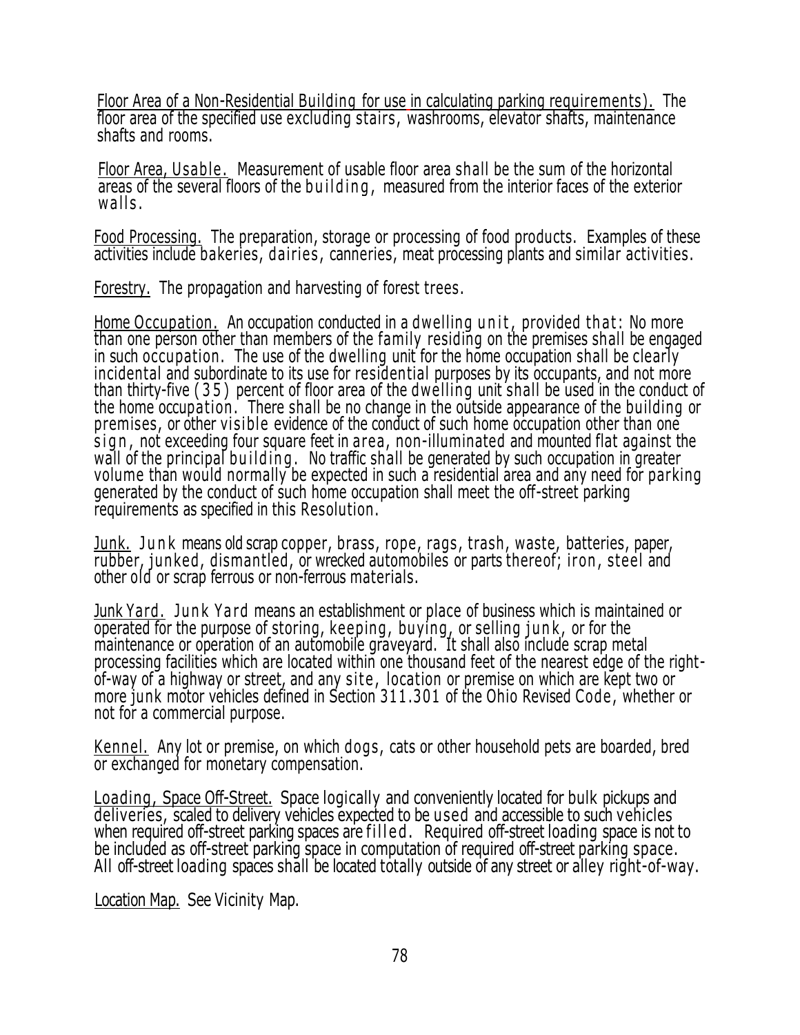Floor Area of a Non-Residential Building for use in calculating parking requirements). The floor area of the specified use excluding stairs, washrooms, elevator shafts, maintenance shafts and rooms.

Floor Area, Usable. Measurement of usable floor area shall be the sum of the horizontal areas of the several floors of the building, measured from the interior faces of the exterior walls.

Food Processing. The preparation, storage or processing of food products. Examples of these activities include bakeries, dairies, canneries, meat processing plants and similar activities.

Forestry. The propagation and harvesting of forest trees.

Home Occupation. An occupation conducted in a dwelling unit, provided that: No more than one person other than members of the family residing on the premises shall be engaged in such occupation. The use of the dwelling unit for the home occupation shall be clearly incidental and subordinate to its use for residential purposes by its occupants, and not more than thirty-five (35) percent of floor area of the dwelling unit shall be used in the conduct of the home occupation. There shall be no change in the outside appearance of the building or premises, or other visible evidence of the conduct of such home occupation other than one sign, not exceeding four square feet in area, non-illuminated and mounted flat against the wall of the principal building. No traffic shall be generated by such occupation in greater volume than would normally be expected in such a residential area and any need for parking generated by the conduct of such home occupation shall meet the off-street parking requirements as specified in this Resolution.

Junk. Junk means old scrap copper, brass, rope, rags, trash, waste, batteries, paper, rubber, junked, dismantled, or wrecked automobiles or parts thereof; iron, steel and other old or scrap ferrous or non-ferrous materials.

Junk Yard. Junk Yard means an establishment or place of business which is maintained or operated for the purpose of storing, keeping, buying, or selling junk, or for the maintenance or operation of an automobile graveyard. It shall also include scrap metal processing facilities which are located within one thousand feet of the nearest edge of the right-of-way of a highway or street, and any site, location or premise on which are kept two or more junk motor vehicles defined in Section 311.301 of the Ohio Revised Code, whether or not for a commercial purpose.

Kennel. Any lot or premise, on which dogs, cats or other household pets are boarded, bred or exchanged for monetary compensation.

Loading, Space Off-Street. Space logically and conveniently located for bulk pickups and deliveries, scaled to delivery vehicles expected to be used and accessible to such vehicles when required off-street parking spaces are filled. Required off-street loading space is not to be included as off-street parking space in computation of required off-street parking space. All off-street loading spaces shall be located totally outside of any street or alley right-of-way.

Location Map. See Vicinity Map.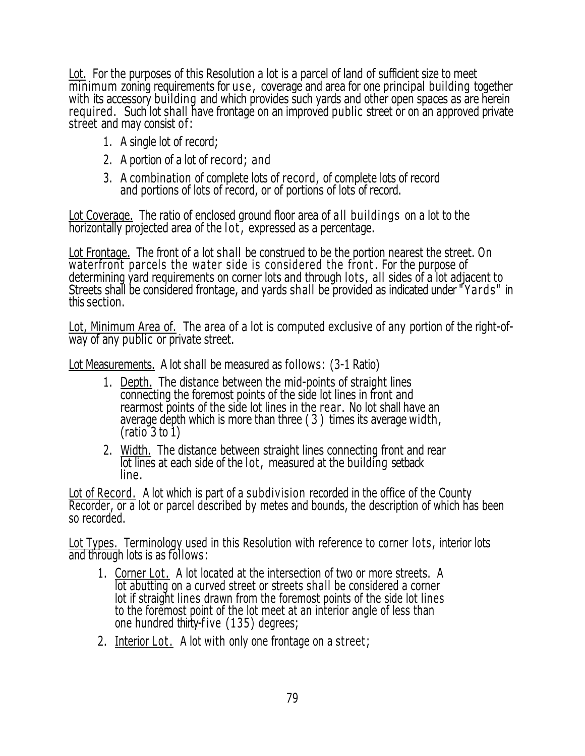<u>Lot.</u> For the purposes of this Resolution a lot is a parcel of land of sufficient size to meet minimum zoning requirements for use, coverage and area for one principal building together with its accessory building and which provides such yards and other open spaces as are herein required. Such lot shall have frontage on an improved public street or on an approved private street and may consist of:

1. A single lot of record;
2. A portion of a lot of record; and
3. A combination of complete lots of record, of complete lots of record and portions of lots of record, or of portions of lots of record.

<u>Lot Coverage.</u> The ratio of enclosed ground floor area of all buildings on a lot to the horizontally projected area of the lot, expressed as a percentage.

<u>Lot Frontage.</u> The front of a lot shall be construed to be the portion nearest the street. On waterfront parcels the water side is considered the front. For the purpose of determining yard requirements on corner lots and through lots, all sides of a lot adjacent to Streets shall be considered frontage, and yards shall be provided as indicated under "Yards" in this section.

<u>Lot, Minimum Area of.</u> The area of a lot is computed exclusive of any portion of the right-of-way of any public or private street.

<u>Lot Measurements.</u> A lot shall be measured as follows: (3-1 Ratio)

1. <u>Depth.</u> The distance between the mid-points of straight lines connecting the foremost points of the side lot lines in front and rearmost points of the side lot lines in the rear. No lot shall have an average depth which is more than three ( 3 ) times its average width, (ratio 3 to 1)
2. <u>Width.</u> The distance between straight lines connecting front and rear lot lines at each side of the lot, measured at the building setback line.

<u>Lot of Record.</u> A lot which is part of a subdivision recorded in the office of the County Recorder, or a lot or parcel described by metes and bounds, the description of which has been so recorded.

<u>Lot Types.</u> Terminology used in this Resolution with reference to corner lots, interior lots and through lots is as follows:

1. <u>Corner Lot.</u> A lot located at the intersection of two or more streets. A lot abutting on a curved street or streets shall be considered a corner lot if straight lines drawn from the foremost points of the side lot lines to the foremost point of the lot meet at an interior angle of less than one hundred thirty-five (135) degrees;
2. <u>Interior Lot.</u> A lot with only one frontage on a street;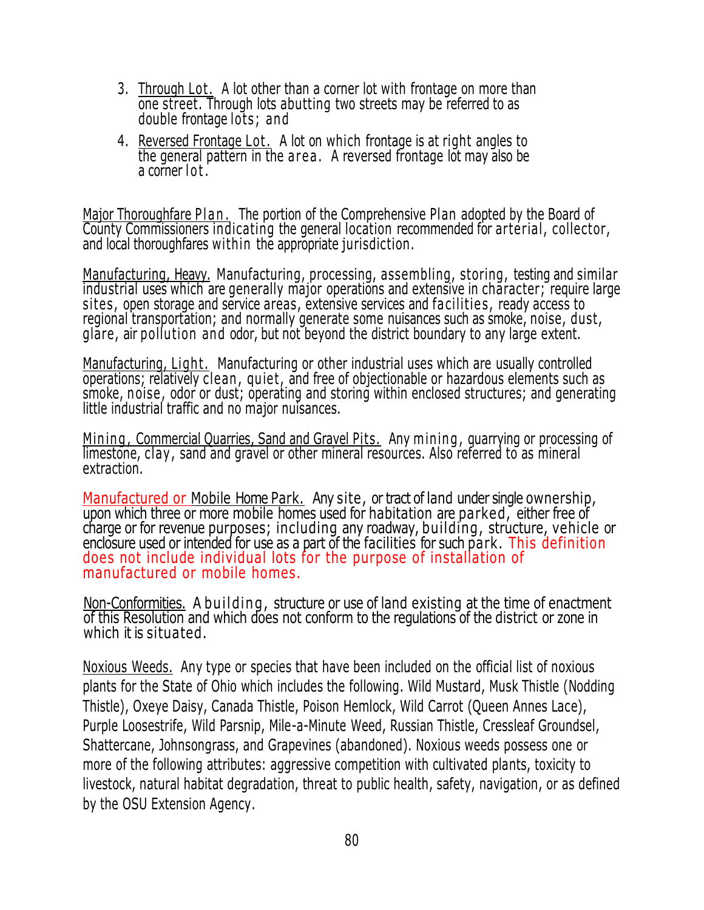3. Through Lot. A lot other than a corner lot with frontage on more than one street. Through lots abutting two streets may be referred to as double frontage lots; and
4. Reversed Frontage Lot. A lot on which frontage is at right angles to the general pattern in the area. A reversed frontage lot may also be a corner lot.

Major Thoroughfare Plan. The portion of the Comprehensive Plan adopted by the Board of County Commissioners indicating the general location recommended for arterial, collector, and local thoroughfares within the appropriate jurisdiction.

Manufacturing, Heavy. Manufacturing, processing, assembling, storing, testing and similar industrial uses which are generally major operations and extensive in character; require large sites, open storage and service areas, extensive services and facilities, ready access to regional transportation; and normally generate some nuisances such as smoke, noise, dust, glare, air pollution and odor, but not beyond the district boundary to any large extent.

Manufacturing, Light. Manufacturing or other industrial uses which are usually controlled operations; relatively clean, quiet, and free of objectionable or hazardous elements such as smoke, noise, odor or dust; operating and storing within enclosed structures; and generating little industrial traffic and no major nuisances.

Mining, Commercial Quarries, Sand and Gravel Pits. Any mining, quarrying or processing of limestone, clay, sand and gravel or other mineral resources. Also referred to as mineral extraction.

Manufactured or Mobile Home Park. Any site, or tract of land under single ownership, upon which three or more mobile homes used for habitation are parked, either free of charge or for revenue purposes; including any roadway, building, structure, vehicle or enclosure used or intended for use as a part of the facilities for such park. This definition does not include individual lots for the purpose of installation of manufactured or mobile homes.

Non-Conformities. A building, structure or use of land existing at the time of enactment of this Resolution and which does not conform to the regulations of the district or zone in which it is situated.

Noxious Weeds. Any type or species that have been included on the official list of noxious plants for the State of Ohio which includes the following. Wild Mustard, Musk Thistle (Nodding Thistle), Oxeye Daisy, Canada Thistle, Poison Hemlock, Wild Carrot (Queen Annes Lace), Purple Loosestrife, Wild Parsnip, Mile-a-Minute Weed, Russian Thistle, Cressleaf Groundsel, Shattercane, Johnsongrass, and Grapevines (abandoned). Noxious weeds possess one or more of the following attributes: aggressive competition with cultivated plants, toxicity to livestock, natural habitat degradation, threat to public health, safety, navigation, or as defined by the OSU Extension Agency.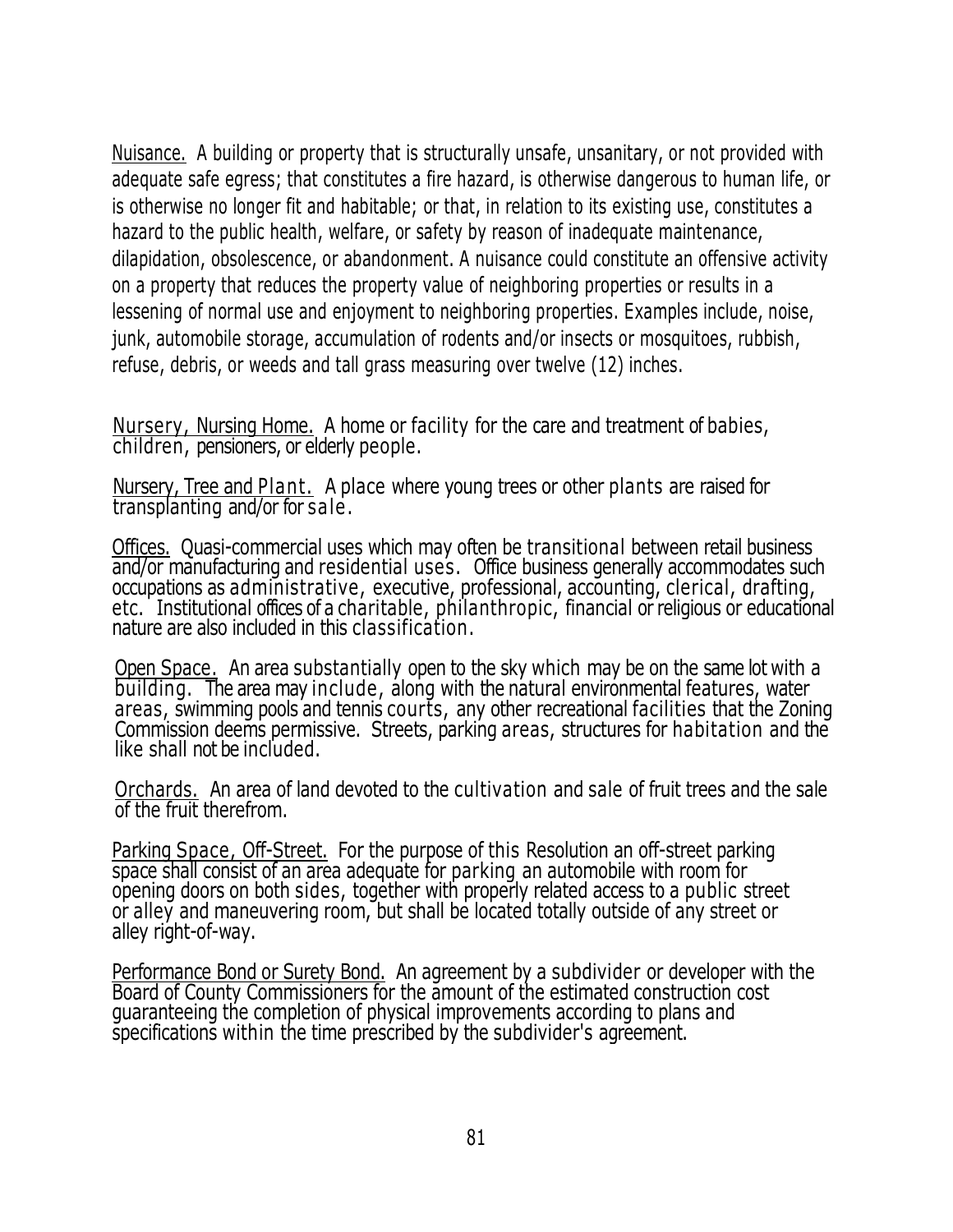Nuisance. A building or property that is structurally unsafe, unsanitary, or not provided with adequate safe egress; that constitutes a fire hazard, is otherwise dangerous to human life, or is otherwise no longer fit and habitable; or that, in relation to its existing use, constitutes a hazard to the public health, welfare, or safety by reason of inadequate maintenance, dilapidation, obsolescence, or abandonment. A nuisance could constitute an offensive activity on a property that reduces the property value of neighboring properties or results in a lessening of normal use and enjoyment to neighboring properties. Examples include, noise, junk, automobile storage, accumulation of rodents and/or insects or mosquitoes, rubbish, refuse, debris, or weeds and tall grass measuring over twelve (12) inches.

Nursery, Nursing Home. A home or facility for the care and treatment of babies, children, pensioners, or elderly people.

Nursery, Tree and Plant. A place where young trees or other plants are raised for transplanting and/or for sale.

Offices. Quasi-commercial uses which may often be transitional between retail business and/or manufacturing and residential uses. Office business generally accommodates such occupations as administrative, executive, professional, accounting, clerical, drafting, etc. Institutional offices of a charitable, philanthropic, financial or religious or educational nature are also included in this classification.

Open Space. An area substantially open to the sky which may be on the same lot with a building. The area may include, along with the natural environmental features, water areas, swimming pools and tennis courts, any other recreational facilities that the Zoning Commission deems permissive. Streets, parking areas, structures for habitation and the like shall not be included.

Orchards. An area of land devoted to the cultivation and sale of fruit trees and the sale of the fruit therefrom.

Parking Space, Off-Street. For the purpose of this Resolution an off-street parking space shall consist of an area adequate for parking an automobile with room for opening doors on both sides, together with properly related access to a public street or alley and maneuvering room, but shall be located totally outside of any street or alley right-of-way.

Performance Bond or Surety Bond. An agreement by a subdivider or developer with the Board of County Commissioners for the amount of the estimated construction cost guaranteeing the completion of physical improvements according to plans and specifications within the time prescribed by the subdivider's agreement.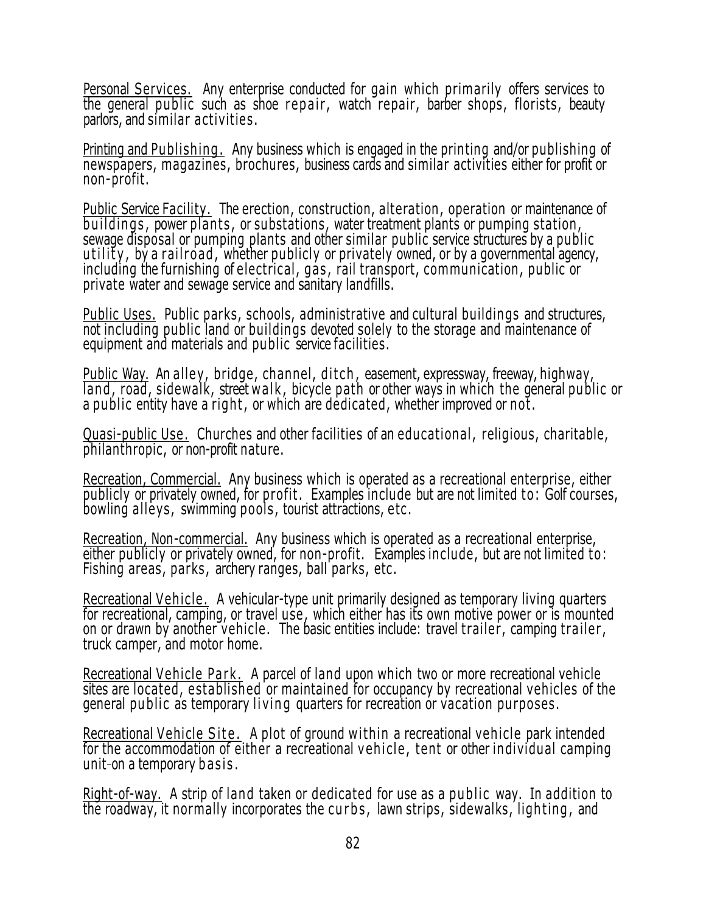Personal Services. Any enterprise conducted for gain which primarily offers services to the general public such as shoe repair, watch repair, barber shops, florists, beauty parlors, and similar activities.

Printing and Publishing. Any business which is engaged in the printing and/or publishing of newspapers, magazines, brochures, business cards and similar activities either for profit or non-profit.

Public Service Facility. The erection, construction, alteration, operation or maintenance of buildings, power plants, or substations, water treatment plants or pumping station, sewage disposal or pumping plants and other similar public service structures by a public utility, by a railroad, whether publicly or privately owned, or by a governmental agency, including the furnishing of electrical, gas, rail transport, communication, public or private water and sewage service and sanitary landfills.

Public Uses. Public parks, schools, administrative and cultural buildings and structures, not including public land or buildings devoted solely to the storage and maintenance of equipment and materials and public service facilities.

Public Way. An alley, bridge, channel, ditch, easement, expressway, freeway, highway, land, road, sidewalk, street walk, bicycle path or other ways in which the general public or a public entity have a right, or which are dedicated, whether improved or not.

Quasi-public Use. Churches and other facilities of an educational, religious, charitable, philanthropic, or non-profit nature.

Recreation, Commercial. Any business which is operated as a recreational enterprise, either publicly or privately owned, for profit. Examples include but are not limited to: Golf courses, bowling alleys, swimming pools, tourist attractions, etc.

Recreation, Non-commercial. Any business which is operated as a recreational enterprise, either publicly or privately owned, for non-profit. Examples include, but are not limited to: Fishing areas, parks, archery ranges, ball parks, etc.

Recreational Vehicle. A vehicular-type unit primarily designed as temporary living quarters for recreational, camping, or travel use, which either has its own motive power or is mounted on or drawn by another vehicle. The basic entities include: travel trailer, camping trailer, truck camper, and motor home.

Recreational Vehicle Park. A parcel of land upon which two or more recreational vehicle sites are located, established or maintained for occupancy by recreational vehicles of the general public as temporary living quarters for recreation or vacation purposes.

Recreational Vehicle Site. A plot of ground within a recreational vehicle park intended for the accommodation of either a recreational vehicle, tent or other individual camping unit-on a temporary basis.

Right-of-way. A strip of land taken or dedicated for use as a public way. In addition to the roadway, it normally incorporates the curbs, lawn strips, sidewalks, lighting, and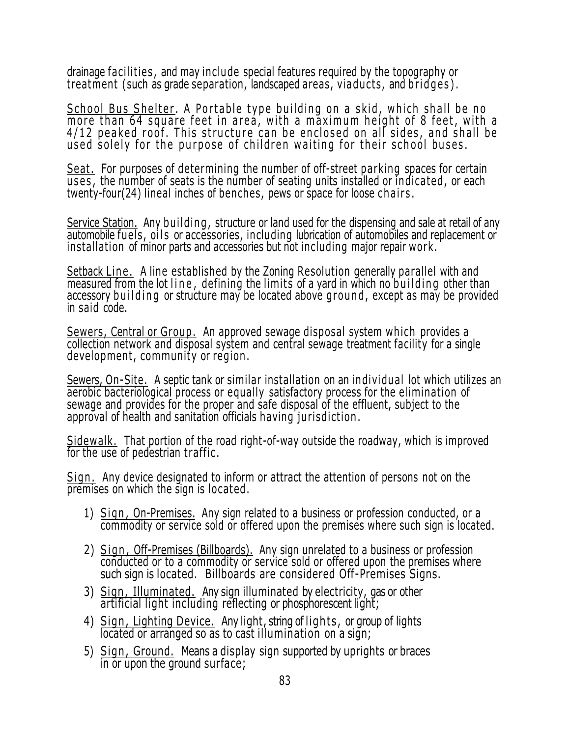drainage facilities, and may include special features required by the topography or treatment (such as grade separation, landscaped areas, viaducts, and bridges).

School Bus Shelter. A Portable type building on a skid, which shall be no more than 64 square feet in area, with a maximum height of 8 feet, with a 4/12 peaked roof. This structure can be enclosed on all sides, and shall be used solely for the purpose of children waiting for their school buses.

Seat. For purposes of determining the number of off-street parking spaces for certain uses, the number of seats is the number of seating units installed or indicated, or each twenty-four(24) lineal inches of benches, pews or space for loose chairs.

Service Station. Any building, structure or land used for the dispensing and sale at retail of any automobile fuels, oils or accessories, including lubrication of automobiles and replacement or installation of minor parts and accessories but not including major repair work.

Setback Line. A line established by the Zoning Resolution generally parallel with and measured from the lot line, defining the limits of a yard in which no building other than accessory building or structure may be located above ground, except as may be provided in said code.

Sewers, Central or Group. An approved sewage disposal system which provides a collection network and disposal system and central sewage treatment facility for a single development, community or region.

Sewers, On-Site. A septic tank or similar installation on an individual lot which utilizes an aerobic bacteriological process or equally satisfactory process for the elimination of sewage and provides for the proper and safe disposal of the effluent, subject to the approval of health and sanitation officials having jurisdiction.

Sidewalk. That portion of the road right-of-way outside the roadway, which is improved for the use of pedestrian traffic.

Sign. Any device designated to inform or attract the attention of persons not on the premises on which the sign is located.

1) Sign, On-Premises. Any sign related to a business or profession conducted, or a commodity or service sold or offered upon the premises where such sign is located.
2) Sign, Off-Premises (Billboards). Any sign unrelated to a business or profession conducted or to a commodity or service sold or offered upon the premises where such sign is located. Billboards are considered Off-Premises Signs.
3) Sign, Illuminated. Any sign illuminated by electricity, gas or other artificial light including reflecting or phosphorescent light;
4) Sign, Lighting Device. Any light, string of lights, or group of lights located or arranged so as to cast illumination on a sign;
5) Sign, Ground. Means a display sign supported by uprights or braces in or upon the ground surface;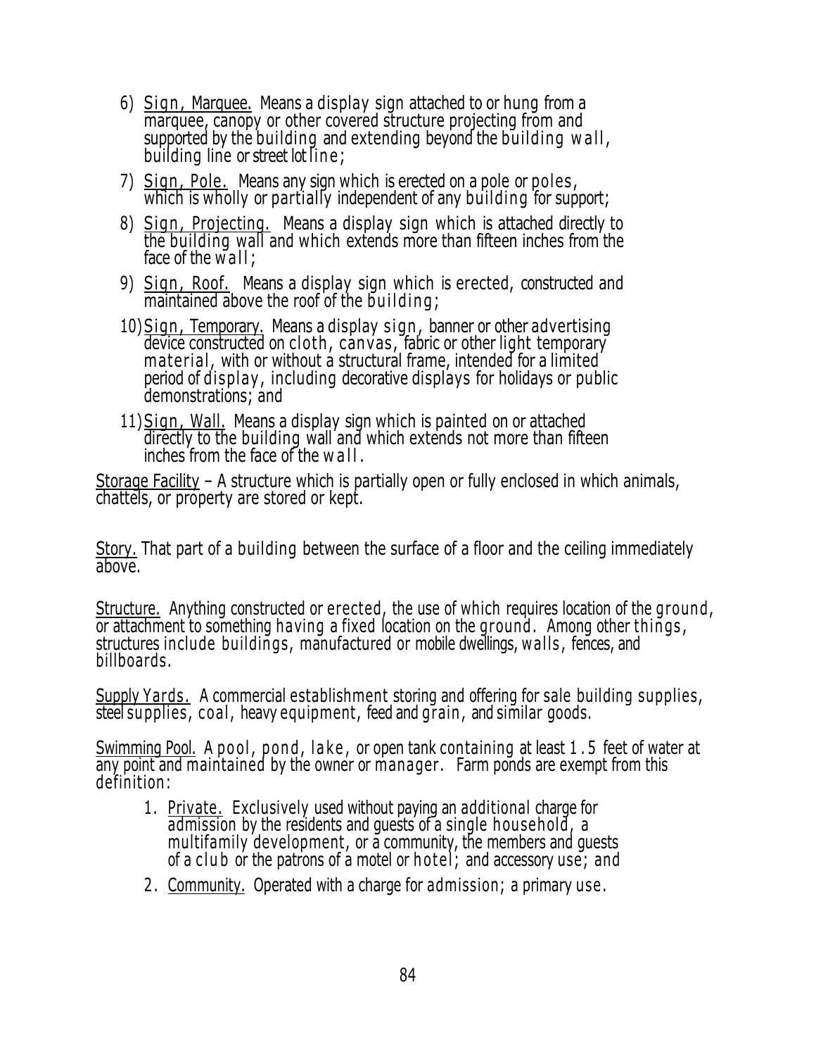6) <u>Sign, Marquee.</u> Means a display sign attached to or hung from a marquee, canopy or other covered structure projecting from and supported by the building and extending beyond the building wall, building line or street lot line;

7) <u>Sign, Pole.</u> Means any sign which is erected on a pole or poles, which is wholly or partially independent of any building for support;

8) <u>Sign, Projecting.</u> Means a display sign which is attached directly to the building wall and which extends more than fifteen inches from the face of the wall;

9) <u>Sign, Roof.</u> Means a display sign which is erected, constructed and maintained above the roof of the building;

10) <u>Sign, Temporary.</u> Means a display sign, banner or other advertising device constructed on cloth, canvas, fabric or other light temporary material, with or without a structural frame, intended for a limited period of display, including decorative displays for holidays or public demonstrations; and

11) <u>Sign, Wall.</u> Means a display sign which is painted on or attached directly to the building wall and which extends not more than fifteen inches from the face of the wall.

<u>Storage Facility</u> – A structure which is partially open or fully enclosed in which animals, chattels, or property are stored or kept.

<u>Story.</u> That part of a building between the surface of a floor and the ceiling immediately above.

<u>Structure.</u> Anything constructed or erected, the use of which requires location of the ground, or attachment to something having a fixed location on the ground. Among other things, structures include buildings, manufactured or mobile dwellings, walls, fences, and billboards.

<u>Supply Yards.</u> A commercial establishment storing and offering for sale building supplies, steel supplies, coal, heavy equipment, feed and grain, and similar goods.

<u>Swimming Pool.</u> A pool, pond, lake, or open tank containing at least 1.5 feet of water at any point and maintained by the owner or manager. Farm ponds are exempt from this definition:

1. <u>Private.</u> Exclusively used without paying an additional charge for admission by the residents and guests of a single household, a multifamily development, or a community, the members and guests of a club or the patrons of a motel or hotel; and accessory use; and

2. <u>Community.</u> Operated with a charge for admission; a primary use.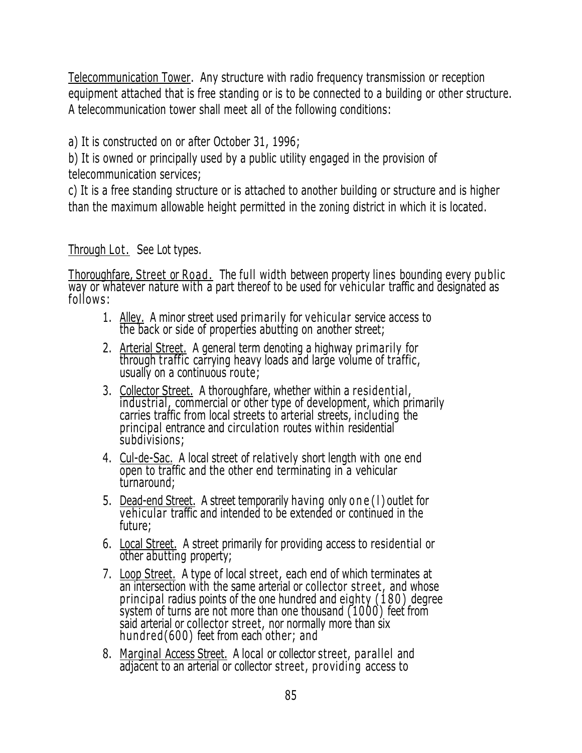Telecommunication Tower. Any structure with radio frequency transmission or reception equipment attached that is free standing or is to be connected to a building or other structure. A telecommunication tower shall meet all of the following conditions:

a) It is constructed on or after October 31, 1996;

b) It is owned or principally used by a public utility engaged in the provision of telecommunication services;

c) It is a free standing structure or is attached to another building or structure and is higher than the maximum allowable height permitted in the zoning district in which it is located.

Through Lot. See Lot types.

Thoroughfare, Street or Road. The full width between property lines bounding every public way or whatever nature with a part thereof to be used for vehicular traffic and designated as follows:

1. Alley. A minor street used primarily for vehicular service access to the back or side of properties abutting on another street;
2. Arterial Street. A general term denoting a highway primarily for through traffic carrying heavy loads and large volume of traffic, usually on a continuous route;
3. Collector Street. A thoroughfare, whether within a residential, industrial, commercial or other type of development, which primarily carries traffic from local streets to arterial streets, including the principal entrance and circulation routes within residential subdivisions;
4. Cul-de-Sac. A local street of relatively short length with one end open to traffic and the other end terminating in a vehicular turnaround;
5. Dead-end Street. A street temporarily having only one (l) outlet for vehicular traffic and intended to be extended or continued in the future;
6. Local Street. A street primarily for providing access to residential or other abutting property;
7. Loop Street. A type of local street, each end of which terminates at an intersection with the same arterial or collector street, and whose principal radius points of the one hundred and eighty (180) degree system of turns are not more than one thousand (1000) feet from said arterial or collector street, nor normally more than six hundred(600) feet from each other; and
8. Marginal Access Street. A local or collector street, parallel and adjacent to an arterial or collector street, providing access to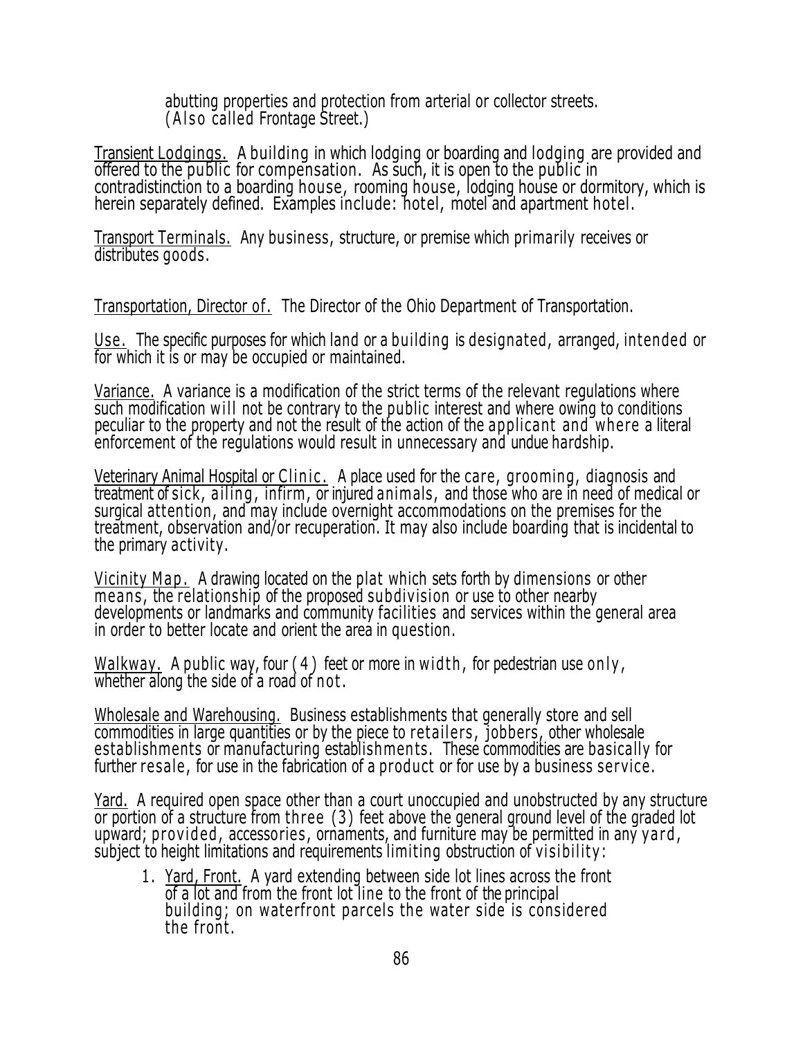abutting properties and protection from arterial or collector streets. (Also called Frontage Street.)

Transient Lodgings. A building in which lodging or boarding and lodging are provided and offered to the public for compensation. As such, it is open to the public in contradistinction to a boarding house, rooming house, lodging house or dormitory, which is herein separately defined. Examples include: hotel, motel and apartment hotel.

Transport Terminals. Any business, structure, or premise which primarily receives or distributes goods.

Transportation, Director of. The Director of the Ohio Department of Transportation.

Use. The specific purposes for which land or a building is designated, arranged, intended or for which it is or may be occupied or maintained.

Variance. A variance is a modification of the strict terms of the relevant regulations where such modification will not be contrary to the public interest and where owing to conditions peculiar to the property and not the result of the action of the applicant and where a literal enforcement of the regulations would result in unnecessary and undue hardship.

Veterinary Animal Hospital or Clinic. A place used for the care, grooming, diagnosis and treatment of sick, ailing, infirm, or injured animals, and those who are in need of medical or surgical attention, and may include overnight accommodations on the premises for the treatment, observation and/or recuperation. It may also include boarding that is incidental to the primary activity.

Vicinity Map. A drawing located on the plat which sets forth by dimensions or other means, the relationship of the proposed subdivision or use to other nearby developments or landmarks and community facilities and services within the general area in order to better locate and orient the area in question.

Walkway. A public way, four (4) feet or more in width, for pedestrian use only, whether along the side of a road of not.

Wholesale and Warehousing. Business establishments that generally store and sell commodities in large quantities or by the piece to retailers, jobbers, other wholesale establishments or manufacturing establishments. These commodities are basically for further resale, for use in the fabrication of a product or for use by a business service.

Yard. A required open space other than a court unoccupied and unobstructed by any structure or portion of a structure from three (3) feet above the general ground level of the graded lot upward; provided, accessories, ornaments, and furniture may be permitted in any yard, subject to height limitations and requirements limiting obstruction of visibility:

1. Yard, Front. A yard extending between side lot lines across the front of a lot and from the front lot line to the front of the principal building; on waterfront parcels the water side is considered the front.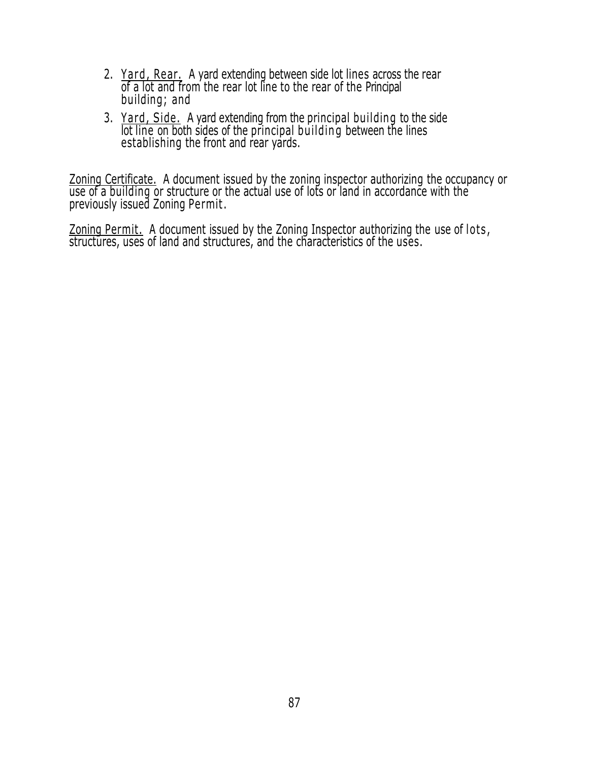2. Yard, Rear. A yard extending between side lot lines across the rear of a lot and from the rear lot line to the rear of the Principal building; and
3. Yard, Side. A yard extending from the principal building to the side lot line on both sides of the principal building between the lines establishing the front and rear yards.

Zoning Certificate. A document issued by the zoning inspector authorizing the occupancy or use of a building or structure or the actual use of lots or land in accordance with the previously issued Zoning Permit.

Zoning Permit. A document issued by the Zoning Inspector authorizing the use of lots, structures, uses of land and structures, and the characteristics of the uses.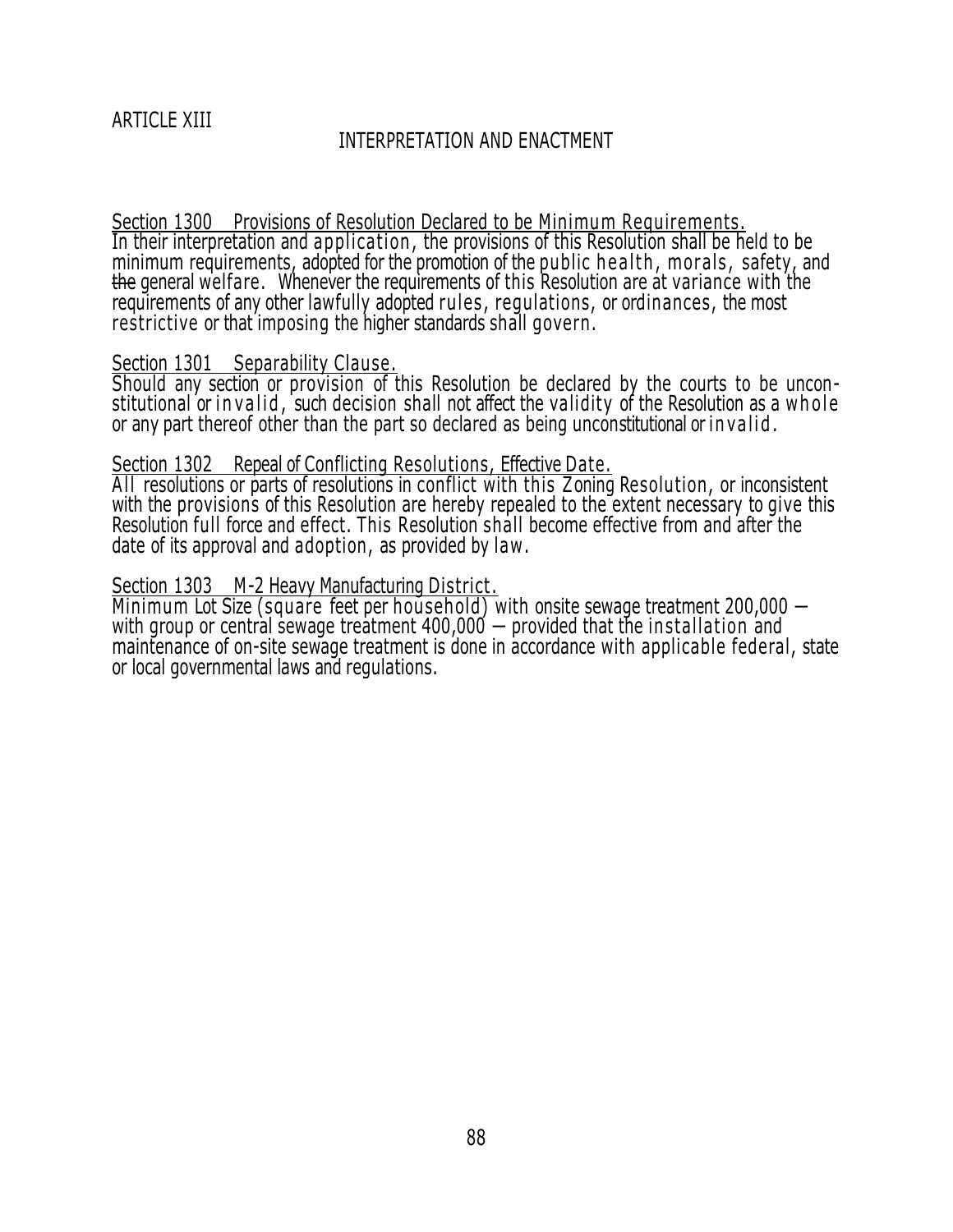ARTICLE XIII

## INTERPRETATION AND ENACTMENT

Section 1300 Provisions of Resolution Declared to be Minimum Requirements.
In their interpretation and application, the provisions of this Resolution shall be held to be minimum requirements, adopted for the promotion of the public health, morals, safety, and ~~the~~ general welfare. Whenever the requirements of this Resolution are at variance with the requirements of any other lawfully adopted rules, regulations, or ordinances, the most restrictive or that imposing the higher standards shall govern.

Section 1301 Separability Clause.
Should any section or provision of this Resolution be declared by the courts to be unconstitutional or invalid, such decision shall not affect the validity of the Resolution as a whole or any part thereof other than the part so declared as being unconstitutional or invalid.

Section 1302 Repeal of Conflicting Resolutions, Effective Date.
All resolutions or parts of resolutions in conflict with this Zoning Resolution, or inconsistent with the provisions of this Resolution are hereby repealed to the extent necessary to give this Resolution full force and effect. This Resolution shall become effective from and after the date of its approval and adoption, as provided by law.

Section 1303 M-2 Heavy Manufacturing District.
Minimum Lot Size (square feet per household) with onsite sewage treatment 200,000 — with group or central sewage treatment 400,000 — provided that the installation and maintenance of on-site sewage treatment is done in accordance with applicable federal, state or local governmental laws and regulations.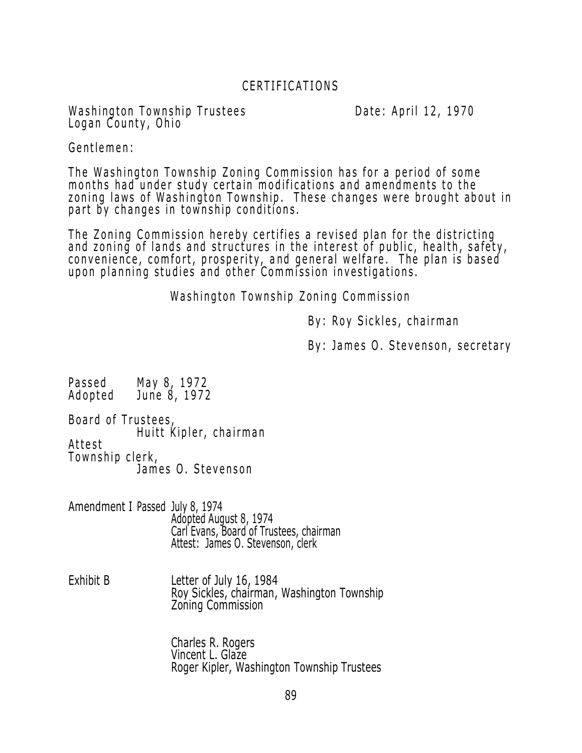# CERTIFICATIONS

Washington Township Trustees
Logan County, Ohio

Date: April 12, 1970

Gentlemen:

The Washington Township Zoning Commission has for a period of some months had under study certain modifications and amendments to the zoning laws of Washington Township. These changes were brought about in part by changes in township conditions.

The Zoning Commission hereby certifies a revised plan for the districting and zoning of lands and structures in the interest of public, health, safety, convenience, comfort, prosperity, and general welfare. The plan is based upon planning studies and other Commission investigations.

Washington Township Zoning Commission

By: Roy Sickles, chairman

By: James O. Stevenson, secretary

Passed May 8, 1972
Adopted June 8, 1972

Board of Trustees,
Huitt Kipler, chairman
Attest
Township clerk,
James O. Stevenson

Amendment I Passed July 8, 1974
Adopted August 8, 1974
Carl Evans, Board of Trustees, chairman
Attest: James O. Stevenson, clerk

Exhibit B Letter of July 16, 1984
Roy Sickles, chairman, Washington Township Zoning Commission

Charles R. Rogers
Vincent L. Glaze
Roger Kipler, Washington Township Trustees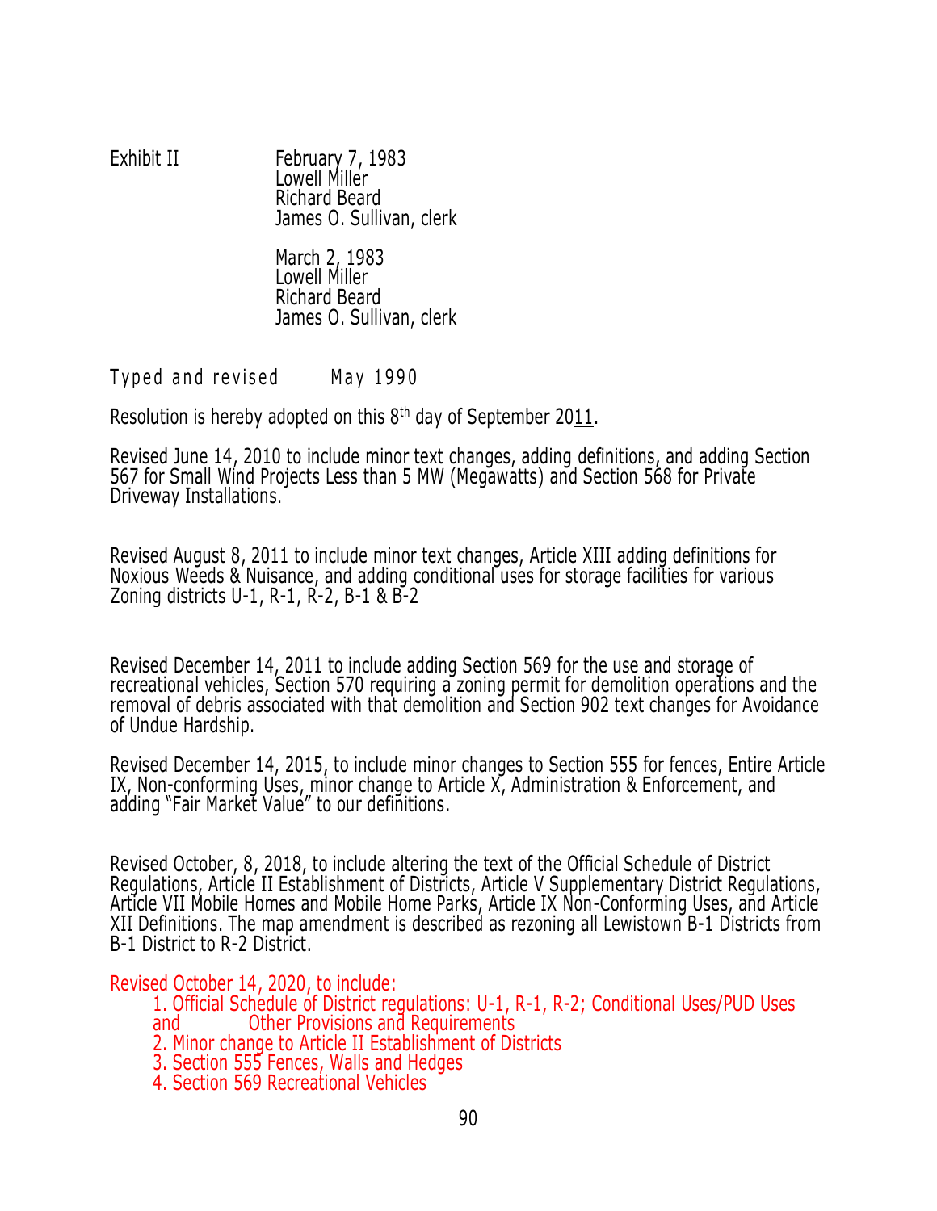Exhibit II February 7, 1983
Lowell Miller
Richard Beard
James O. Sullivan, clerk

March 2, 1983
Lowell Miller
Richard Beard
James O. Sullivan, clerk

Typed and revised May 1990

Resolution is hereby adopted on this 8th day of September 2011.

Revised June 14, 2010 to include minor text changes, adding definitions, and adding Section 567 for Small Wind Projects Less than 5 MW (Megawatts) and Section 568 for Private Driveway Installations.

Revised August 8, 2011 to include minor text changes, Article XIII adding definitions for Noxious Weeds & Nuisance, and adding conditional uses for storage facilities for various Zoning districts U-1, R-1, R-2, B-1 & B-2

Revised December 14, 2011 to include adding Section 569 for the use and storage of recreational vehicles, Section 570 requiring a zoning permit for demolition operations and the removal of debris associated with that demolition and Section 902 text changes for Avoidance of Undue Hardship.

Revised December 14, 2015, to include minor changes to Section 555 for fences, Entire Article IX, Non-conforming Uses, minor change to Article X, Administration & Enforcement, and adding "Fair Market Value" to our definitions.

Revised October, 8, 2018, to include altering the text of the Official Schedule of District Regulations, Article II Establishment of Districts, Article V Supplementary District Regulations, Article VII Mobile Homes and Mobile Home Parks, Article IX Non-Conforming Uses, and Article XII Definitions. The map amendment is described as rezoning all Lewistown B-1 Districts from B-1 District to R-2 District.

Revised October 14, 2020, to include:

1. Official Schedule of District regulations: U-1, R-1, R-2; Conditional Uses/PUD Uses and Other Provisions and Requirements
2. Minor change to Article II Establishment of Districts
3. Section 555 Fences, Walls and Hedges
4. Section 569 Recreational Vehicles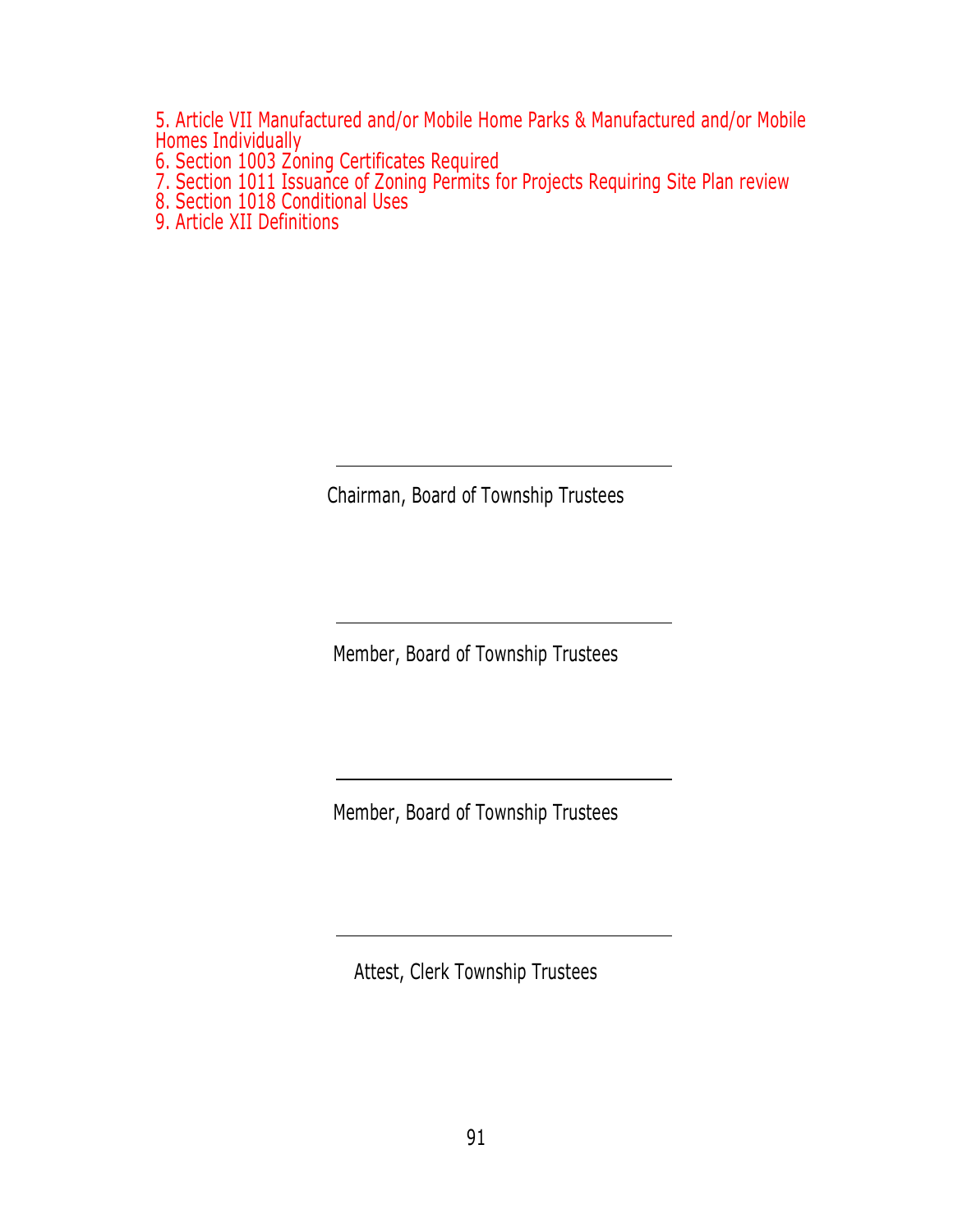5. Article VII Manufactured and/or Mobile Home Parks & Manufactured and/or Mobile Homes Individually
6. Section 1003 Zoning Certificates Required
7. Section 1011 Issuance of Zoning Permits for Projects Requiring Site Plan review
8. Section 1018 Conditional Uses
9. Article XII Definitions

\_\_\_\_\_\_\_\_\_\_\_\_\_\_\_\_\_\_\_\_\_\_\_\_\_\_\_\_\_\_\_\_

Chairman, Board of Township Trustees

\_\_\_\_\_\_\_\_\_\_\_\_\_\_\_\_\_\_\_\_\_\_\_\_\_\_\_\_\_\_\_\_

Member, Board of Township Trustees

\_\_\_\_\_\_\_\_\_\_\_\_\_\_\_\_\_\_\_\_\_\_\_\_\_\_\_\_\_\_\_\_

Member, Board of Township Trustees

\_\_\_\_\_\_\_\_\_\_\_\_\_\_\_\_\_\_\_\_\_\_\_\_\_\_\_\_\_\_\_\_

Attest, Clerk Township Trustees